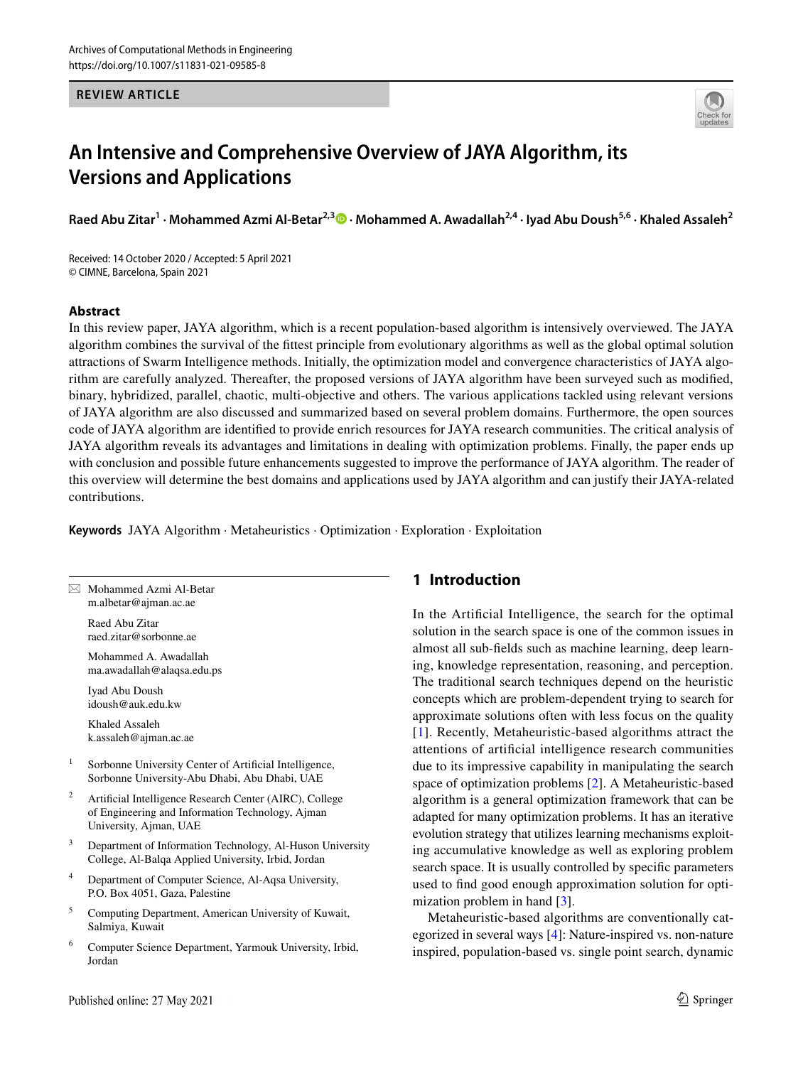REVIEW ARTICLE

# An Intensive and Comprehensive Overview of JAYA Algorithm, its Versions and Applications

**Raed Abu Zitar[1] · Mohammed Azmi Al-Betar[2,3] · Mohammed A. Awadallah[2,4] · Iyad Abu Doush[5,6] · Khaled Assaleh[2]**

Received: 14 October 2020 / Accepted: 5 April 2021
© CIMNE, Barcelona, Spain 2021

## Abstract

In this review paper, JAYA algorithm, which is a recent population-based algorithm is intensively overviewed. The JAYA algorithm combines the survival of the fittest principle from evolutionary algorithms as well as the global optimal solution attractions of Swarm Intelligence methods. Initially, the optimization model and convergence characteristics of JAYA algorithm are carefully analyzed. Thereafter, the proposed versions of JAYA algorithm have been surveyed such as modified, binary, hybridized, parallel, chaotic, multi-objective and others. The various applications tackled using relevant versions of JAYA algorithm are also discussed and summarized based on several problem domains. Furthermore, the open sources code of JAYA algorithm are identified to provide enrich resources for JAYA research communities. The critical analysis of JAYA algorithm reveals its advantages and limitations in dealing with optimization problems. Finally, the paper ends up with conclusion and possible future enhancements suggested to improve the performance of JAYA algorithm. The reader of this overview will determine the best domains and applications used by JAYA algorithm and can justify their JAYA-related contributions.

**Keywords** JAYA Algorithm · Metaheuristics · Optimization · Exploration · Exploitation

✉ Mohammed Azmi Al-Betar
m.albetar@ajman.ac.ae

Raed Abu Zitar
raed.zitar@sorbonne.ae

Mohammed A. Awadallah
ma.awadallah@alaqsa.edu.ps

Iyad Abu Doush
idoush@auk.edu.kw

Khaled Assaleh
k.assaleh@ajman.ac.ae

1 Sorbonne University Center of Artificial Intelligence, Sorbonne University-Abu Dhabi, Abu Dhabi, UAE

2 Artificial Intelligence Research Center (AIRC), College of Engineering and Information Technology, Ajman University, Ajman, UAE

3 Department of Information Technology, Al-Huson University College, Al-Balqa Applied University, Irbid, Jordan

4 Department of Computer Science, Al-Aqsa University, P.O. Box 4051, Gaza, Palestine

5 Computing Department, American University of Kuwait, Salmiya, Kuwait

6 Computer Science Department, Yarmouk University, Irbid, Jordan

## 1 Introduction

In the Artificial Intelligence, the search for the optimal solution in the search space is one of the common issues in almost all sub-fields such as machine learning, deep learning, knowledge representation, reasoning, and perception. The traditional search techniques depend on the heuristic concepts which are problem-dependent trying to search for approximate solutions often with less focus on the quality [1]. Recently, Metaheuristic-based algorithms attract the attentions of artificial intelligence research communities due to its impressive capability in manipulating the search space of optimization problems [2]. A Metaheuristic-based algorithm is a general optimization framework that can be adapted for many optimization problems. It has an iterative evolution strategy that utilizes learning mechanisms exploiting accumulative knowledge as well as exploring problem search space. It is usually controlled by specific parameters used to find good enough approximation solution for optimization problem in hand [3].

Metaheuristic-based algorithms are conventionally categorized in several ways [4]: Nature-inspired vs. non-nature inspired, population-based vs. single point search, dynamic

Published online: 27 May 2021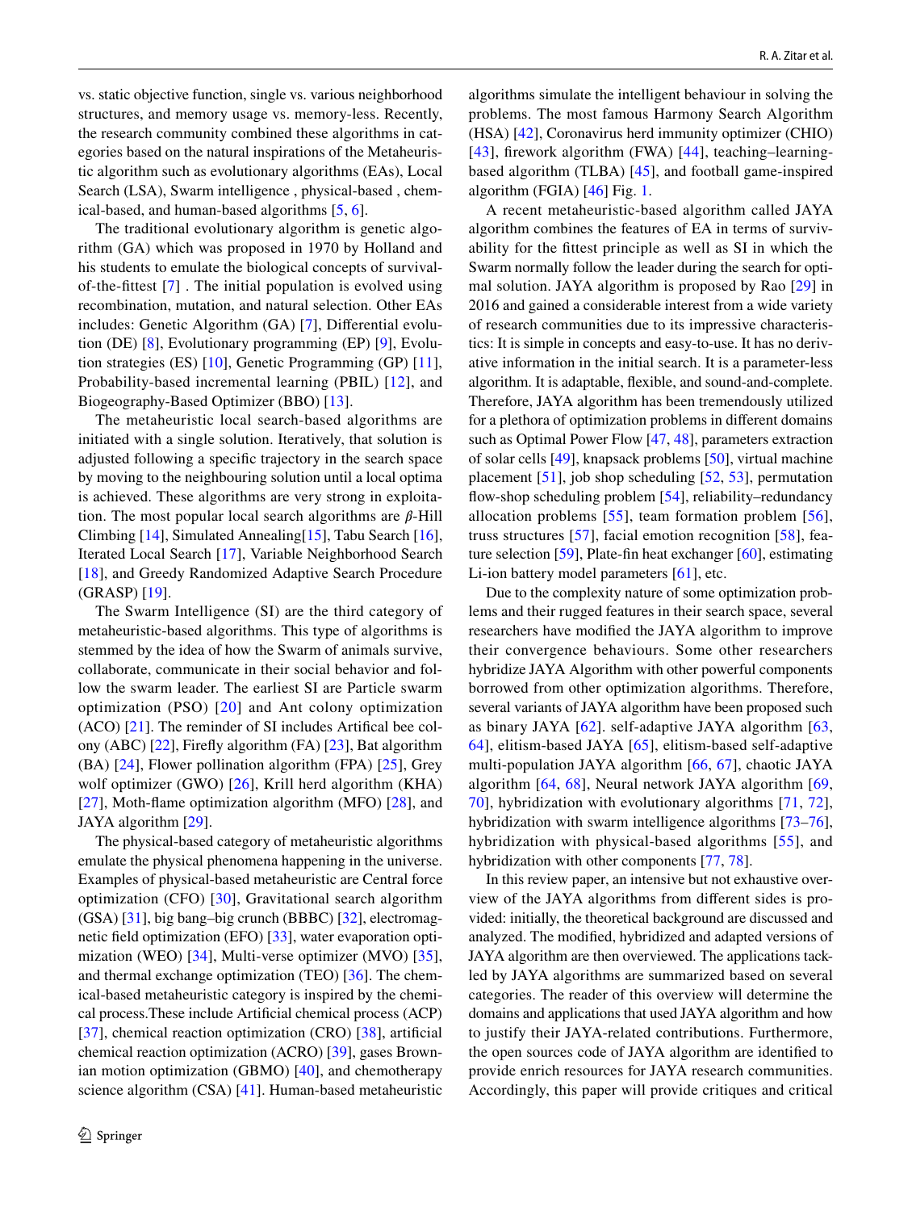vs. static objective function, single vs. various neighborhood structures, and memory usage vs. memory-less. Recently, the research community combined these algorithms in categories based on the natural inspirations of the Metaheuristic algorithm such as evolutionary algorithms (EAs), Local Search (LSA), Swarm intelligence , physical-based , chemical-based, and human-based algorithms [5, 6].

The traditional evolutionary algorithm is genetic algorithm (GA) which was proposed in 1970 by Holland and his students to emulate the biological concepts of survival-of-the-fittest [7] . The initial population is evolved using recombination, mutation, and natural selection. Other EAs includes: Genetic Algorithm (GA) [7], Differential evolution (DE) [8], Evolutionary programming (EP) [9], Evolution strategies (ES) [10], Genetic Programming (GP) [11], Probability-based incremental learning (PBIL) [12], and Biogeography-Based Optimizer (BBO) [13].

The metaheuristic local search-based algorithms are initiated with a single solution. Iteratively, that solution is adjusted following a specific trajectory in the search space by moving to the neighbouring solution until a local optima is achieved. These algorithms are very strong in exploitation. The most popular local search algorithms are $\beta$-Hill Climbing [14], Simulated Annealing[15], Tabu Search [16], Iterated Local Search [17], Variable Neighborhood Search [18], and Greedy Randomized Adaptive Search Procedure (GRASP) [19].

The Swarm Intelligence (SI) are the third category of metaheuristic-based algorithms. This type of algorithms is stemmed by the idea of how the Swarm of animals survive, collaborate, communicate in their social behavior and follow the swarm leader. The earliest SI are Particle swarm optimization (PSO) [20] and Ant colony optimization (ACO) [21]. The reminder of SI includes Artifical bee colony (ABC) [22], Firefly algorithm (FA) [23], Bat algorithm (BA) [24], Flower pollination algorithm (FPA) [25], Grey wolf optimizer (GWO) [26], Krill herd algorithm (KHA) [27], Moth-flame optimization algorithm (MFO) [28], and JAYA algorithm [29].

The physical-based category of metaheuristic algorithms emulate the physical phenomena happening in the universe. Examples of physical-based metaheuristic are Central force optimization (CFO) [30], Gravitational search algorithm (GSA) [31], big bang–big crunch (BBBC) [32], electromagnetic field optimization (EFO) [33], water evaporation optimization (WEO) [34], Multi-verse optimizer (MVO) [35], and thermal exchange optimization (TEO) [36]. The chemical-based metaheuristic category is inspired by the chemical process.These include Artificial chemical process (ACP) [37], chemical reaction optimization (CRO) [38], artificial chemical reaction optimization (ACRO) [39], gases Brownian motion optimization (GBMO) [40], and chemotherapy science algorithm (CSA) [41]. Human-based metaheuristic algorithms simulate the intelligent behaviour in solving the problems. The most famous Harmony Search Algorithm (HSA) [42], Coronavirus herd immunity optimizer (CHIO) [43], firework algorithm (FWA) [44], teaching–learning-based algorithm (TLBA) [45], and football game-inspired algorithm (FGIA) [46] Fig. 1.

A recent metaheuristic-based algorithm called JAYA algorithm combines the features of EA in terms of survivability for the fittest principle as well as SI in which the Swarm normally follow the leader during the search for optimal solution. JAYA algorithm is proposed by Rao [29] in 2016 and gained a considerable interest from a wide variety of research communities due to its impressive characteristics: It is simple in concepts and easy-to-use. It has no derivative information in the initial search. It is a parameter-less algorithm. It is adaptable, flexible, and sound-and-complete. Therefore, JAYA algorithm has been tremendously utilized for a plethora of optimization problems in different domains such as Optimal Power Flow [47, 48], parameters extraction of solar cells [49], knapsack problems [50], virtual machine placement [51], job shop scheduling [52, 53], permutation flow-shop scheduling problem [54], reliability–redundancy allocation problems [55], team formation problem [56], truss structures [57], facial emotion recognition [58], feature selection [59], Plate-fin heat exchanger [60], estimating Li-ion battery model parameters [61], etc.

Due to the complexity nature of some optimization problems and their rugged features in their search space, several researchers have modified the JAYA algorithm to improve their convergence behaviours. Some other researchers hybridize JAYA Algorithm with other powerful components borrowed from other optimization algorithms. Therefore, several variants of JAYA algorithm have been proposed such as binary JAYA [62]. self-adaptive JAYA algorithm [63, 64], elitism-based JAYA [65], elitism-based self-adaptive multi-population JAYA algorithm [66, 67], chaotic JAYA algorithm [64, 68], Neural network JAYA algorithm [69, 70], hybridization with evolutionary algorithms [71, 72], hybridization with swarm intelligence algorithms [73–76], hybridization with physical-based algorithms [55], and hybridization with other components [77, 78].

In this review paper, an intensive but not exhaustive overview of the JAYA algorithms from different sides is provided: initially, the theoretical background are discussed and analyzed. The modified, hybridized and adapted versions of JAYA algorithm are then overviewed. The applications tackled by JAYA algorithms are summarized based on several categories. The reader of this overview will determine the domains and applications that used JAYA algorithm and how to justify their JAYA-related contributions. Furthermore, the open sources code of JAYA algorithm are identified to provide enrich resources for JAYA research communities. Accordingly, this paper will provide critiques and critical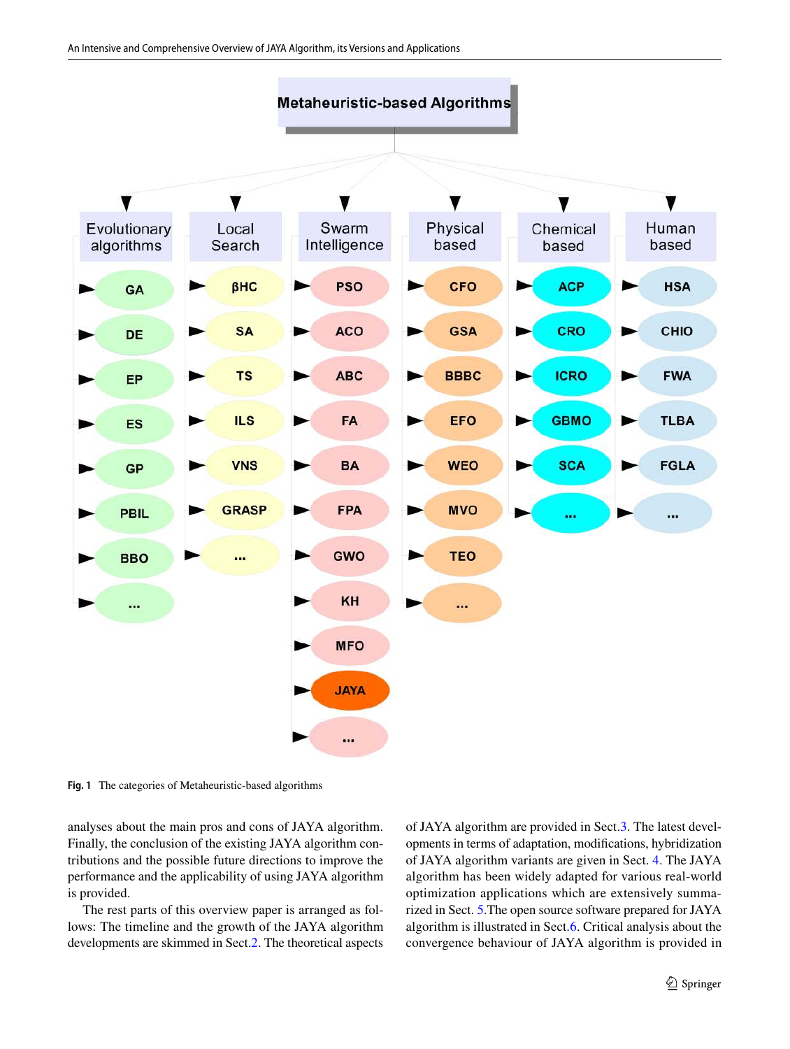**Metaheuristic-based Algorithms**

- **Evolutionary algorithms**: GA, DE, EP, ES, GP, PBIL, BBO, ...
- **Local Search**: βHC, SA, TS, ILS, VNS, GRASP, ...
- **Swarm Intelligence**: PSO, ACO, ABC, FA, BA, FPA, GWO, KH, MFO, JAYA, ...
- **Physical based**: CFO, GSA, BBBC, EFO, WEO, MVO, TEO, ...
- **Chemical based**: ACP, CRO, ICRO, GBMO, SCA, ...
- **Human based**: HSA, CHIO, FWA, TLBA, FGLA, ...

**Fig. 1** The categories of Metaheuristic-based algorithms

analyses about the main pros and cons of JAYA algorithm. Finally, the conclusion of the existing JAYA algorithm contributions and the possible future directions to improve the performance and the applicability of using JAYA algorithm is provided.

The rest parts of this overview paper is arranged as follows: The timeline and the growth of the JAYA algorithm developments are skimmed in Sect. 2. The theoretical aspects of JAYA algorithm are provided in Sect. 3. The latest developments in terms of adaptation, modifications, hybridization of JAYA algorithm variants are given in Sect. 4. The JAYA algorithm has been widely adapted for various real-world optimization applications which are extensively summarized in Sect. 5. The open source software prepared for JAYA algorithm is illustrated in Sect. 6. Critical analysis about the convergence behaviour of JAYA algorithm is provided in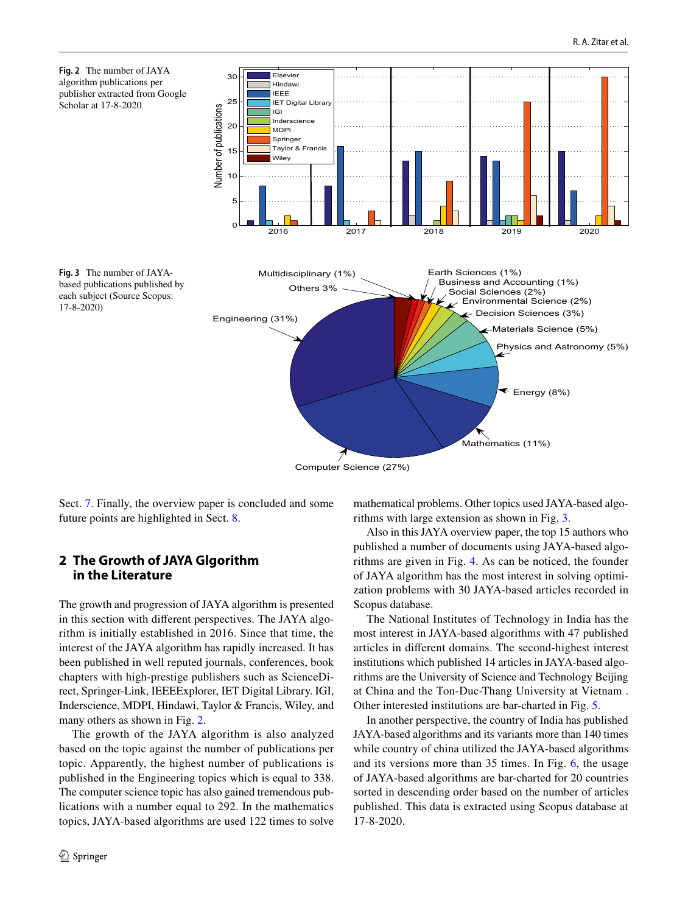**Fig. 2** The number of JAYA algorithm publications per publisher extracted from Google Scholar at 17-8-2020

**Fig. 3** The number of JAYA-based publications published by each subject (Source Scopus: 17-8-2020)

Sect. 7. Finally, the overview paper is concluded and some future points are highlighted in Sect. 8.

## 2 The Growth of JAYA Glgorithm in the Literature

The growth and progression of JAYA algorithm is presented in this section with different perspectives. The JAYA algorithm is initially established in 2016. Since that time, the interest of the JAYA algorithm has rapidly increased. It has been published in well reputed journals, conferences, book chapters with high-prestige publishers such as ScienceDirect, Springer-Link, IEEEExplorer, IET Digital Library. IGI, Inderscience, MDPI, Hindawi, Taylor & Francis, Wiley, and many others as shown in Fig. 2.

The growth of the JAYA algorithm is also analyzed based on the topic against the number of publications per topic. Apparently, the highest number of publications is published in the Engineering topics which is equal to 338. The computer science topic has also gained tremendous publications with a number equal to 292. In the mathematics topics, JAYA-based algorithms are used 122 times to solve mathematical problems. Other topics used JAYA-based algorithms with large extension as shown in Fig. 3.

Also in this JAYA overview paper, the top 15 authors who published a number of documents using JAYA-based algorithms are given in Fig. 4. As can be noticed, the founder of JAYA algorithm has the most interest in solving optimization problems with 30 JAYA-based articles recorded in Scopus database.

The National Institutes of Technology in India has the most interest in JAYA-based algorithms with 47 published articles in different domains. The second-highest interest institutions which published 14 articles in JAYA-based algorithms are the University of Science and Technology Beijing at China and the Ton-Duc-Thang University at Vietnam . Other interested institutions are bar-charted in Fig. 5.

In another perspective, the country of India has published JAYA-based algorithms and its variants more than 140 times while country of china utilized the JAYA-based algorithms and its versions more than 35 times. In Fig. 6, the usage of JAYA-based algorithms are bar-charted for 20 countries sorted in descending order based on the number of articles published. This data is extracted using Scopus database at 17-8-2020.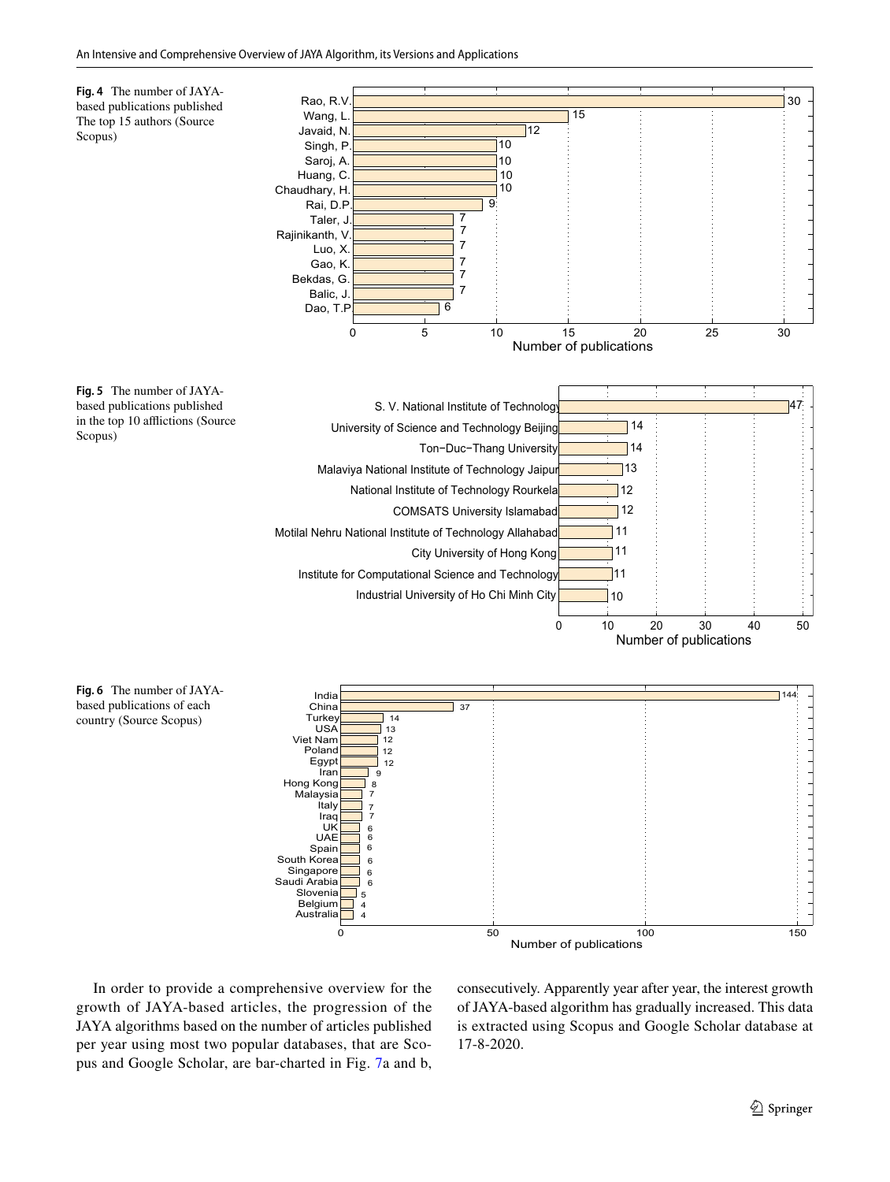**Fig. 4** The number of JAYA-based publications published The top 15 authors (Source Scopus)

**Fig. 5** The number of JAYA-based publications published in the top 10 afflictions (Source Scopus)

**Fig. 6** The number of JAYA-based publications of each country (Source Scopus)

In order to provide a comprehensive overview for the growth of JAYA-based articles, the progression of the JAYA algorithms based on the number of articles published per year using most two popular databases, that are Scopus and Google Scholar, are bar-charted in Fig. 7a and b, consecutively. Apparently year after year, the interest growth of JAYA-based algorithm has gradually increased. This data is extracted using Scopus and Google Scholar database at 17-8-2020.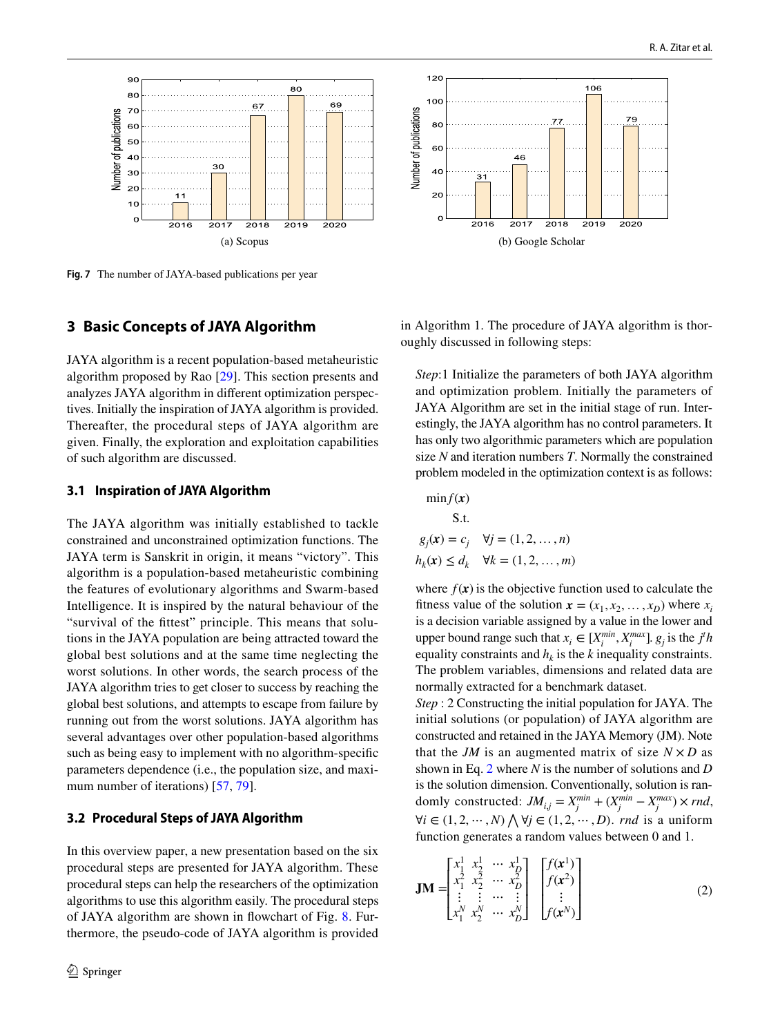Fig. 7 The number of JAYA-based publications per year

## 3 Basic Concepts of JAYA Algorithm

JAYA algorithm is a recent population-based metaheuristic algorithm proposed by Rao [29]. This section presents and analyzes JAYA algorithm in different optimization perspectives. Initially the inspiration of JAYA algorithm is provided. Thereafter, the procedural steps of JAYA algorithm are given. Finally, the exploration and exploitation capabilities of such algorithm are discussed.

### 3.1 Inspiration of JAYA Algorithm

The JAYA algorithm was initially established to tackle constrained and unconstrained optimization functions. The JAYA term is Sanskrit in origin, it means "victory". This algorithm is a population-based metaheuristic combining the features of evolutionary algorithms and Swarm-based Intelligence. It is inspired by the natural behaviour of the "survival of the fittest" principle. This means that solutions in the JAYA population are being attracted toward the global best solutions and at the same time neglecting the worst solutions. In other words, the search process of the JAYA algorithm tries to get closer to success by reaching the global best solutions, and attempts to escape from failure by running out from the worst solutions. JAYA algorithm has several advantages over other population-based algorithms such as being easy to implement with no algorithm-specific parameters dependence (i.e., the population size, and maximum number of iterations) [57, 79].

### 3.2 Procedural Steps of JAYA Algorithm

In this overview paper, a new presentation based on the six procedural steps are presented for JAYA algorithm. These procedural steps can help the researchers of the optimization algorithms to use this algorithm easily. The procedural steps of JAYA algorithm are shown in flowchart of Fig. 8. Furthermore, the pseudo-code of JAYA algorithm is provided in Algorithm 1. The procedure of JAYA algorithm is thoroughly discussed in following steps:

*Step*:1 Initialize the parameters of both JAYA algorithm and optimization problem. Initially the parameters of JAYA Algorithm are set in the initial stage of run. Interestingly, the JAYA algorithm has no control parameters. It has only two algorithmic parameters which are population size $N$ and iteration numbers $T$. Normally the constrained problem modeled in the optimization context is as follows:

$$
\begin{aligned}
&\min f(\boldsymbol{x}) \\
&\qquad \text{S.t.} \\
&g_j(\boldsymbol{x}) = c_j \quad \forall j = (1, 2, \ldots, n) \\
&h_k(\boldsymbol{x}) \leq d_k \quad \forall k = (1, 2, \ldots, m)
\end{aligned}
$$

where $f(\boldsymbol{x})$ is the objective function used to calculate the fitness value of the solution $\boldsymbol{x} = (x_1, x_2, \ldots, x_D)$ where $x_i$ is a decision variable assigned by a value in the lower and upper bound range such that $x_i \in [X_i^{min}, X_i^{max}]$. $g_j$ is the $j^t h$ equality constraints and $h_k$ is the $k$ inequality constraints. The problem variables, dimensions and related data are normally extracted for a benchmark dataset.

*Step* : 2 Constructing the initial population for JAYA. The initial solutions (or population) of JAYA algorithm are constructed and retained in the JAYA Memory (JM). Note that the *JM* is an augmented matrix of size $N \times D$ as shown in Eq. 2 where $N$ is the number of solutions and $D$ is the solution dimension. Conventionally, solution is randomly constructed: $JM_{i,j} = X_j^{min} + (X_j^{min} - X_j^{max}) \times rnd$, $\forall i \in (1, 2, \cdots, N) \bigwedge \forall j \in (1, 2, \cdots, D)$. *rnd* is a uniform function generates a random values between 0 and 1.

$$
\mathbf{JM} = \begin{bmatrix} x_1^1 & x_2^1 & \cdots & x_D^1 \\ x_1^2 & x_2^2 & \cdots & x_D^2 \\ \vdots & \vdots & \cdots & \vdots \\ x_1^N & x_2^N & \cdots & x_D^N \end{bmatrix} \begin{bmatrix} f(\boldsymbol{x}^1) \\ f(\boldsymbol{x}^2) \\ \vdots \\ f(\boldsymbol{x}^N) \end{bmatrix} \tag{2}
$$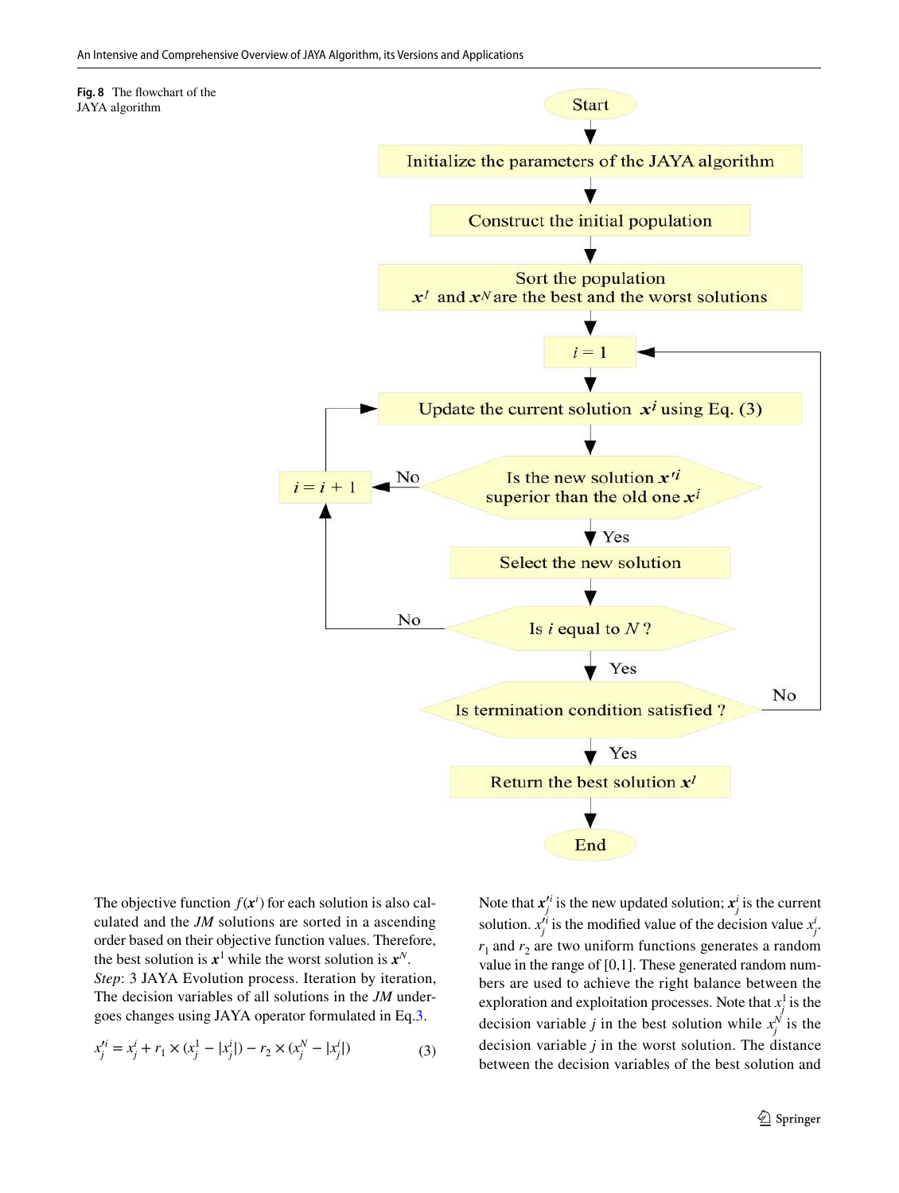**Fig. 8** The flowchart of the JAYA algorithm

```
Start
  ↓
Initialize the parameters of the JAYA algorithm
  ↓
Construct the initial population
  ↓
Sort the population
x^1 and x^N are the best and the worst solutions
  ↓
i = 1  ←──────────────────────────────────────────────┐
  ↓                                                    │
Update the current solution x^i using Eq. (3)  ←─┐     │
  ↓                                              │     │
Is the new solution x'^i superior than the       │     │
old one x^i ?  ──No──→  i = i + 1  ──────────────┘     │
  ↓ Yes                     ↑                          │
Select the new solution     │                          │
  ↓                         │                          │
Is i equal to N ?  ──No─────┘                          │
  ↓ Yes                                                │
Is termination condition satisfied ?  ──No─────────────┘
  ↓ Yes
Return the best solution x^1
  ↓
End
```

The objective function $f(\boldsymbol{x}^i)$ for each solution is also calculated and the *JM* solutions are sorted in a ascending order based on their objective function values. Therefore, the best solution is $\boldsymbol{x}^1$ while the worst solution is $\boldsymbol{x}^N$.

*Step*: 3 JAYA Evolution process. Iteration by iteration, The decision variables of all solutions in the *JM* undergoes changes using JAYA operator formulated in Eq.3.

$$x_j'^i = x_j^i + r_1 \times (x_j^1 - |x_j^i|) - r_2 \times (x_j^N - |x_j^i|) \tag{3}$$

Note that $\boldsymbol{x}_j'^i$ is the new updated solution; $\boldsymbol{x}_j^i$ is the current solution. $x_j'^i$ is the modified value of the decision value $x_j^i$. $r_1$ and $r_2$ are two uniform functions generates a random value in the range of [0,1]. These generated random numbers are used to achieve the right balance between the exploration and exploitation processes. Note that $x_j^1$ is the decision variable $j$ in the best solution while $x_j^N$ is the decision variable $j$ in the worst solution. The distance between the decision variables of the best solution and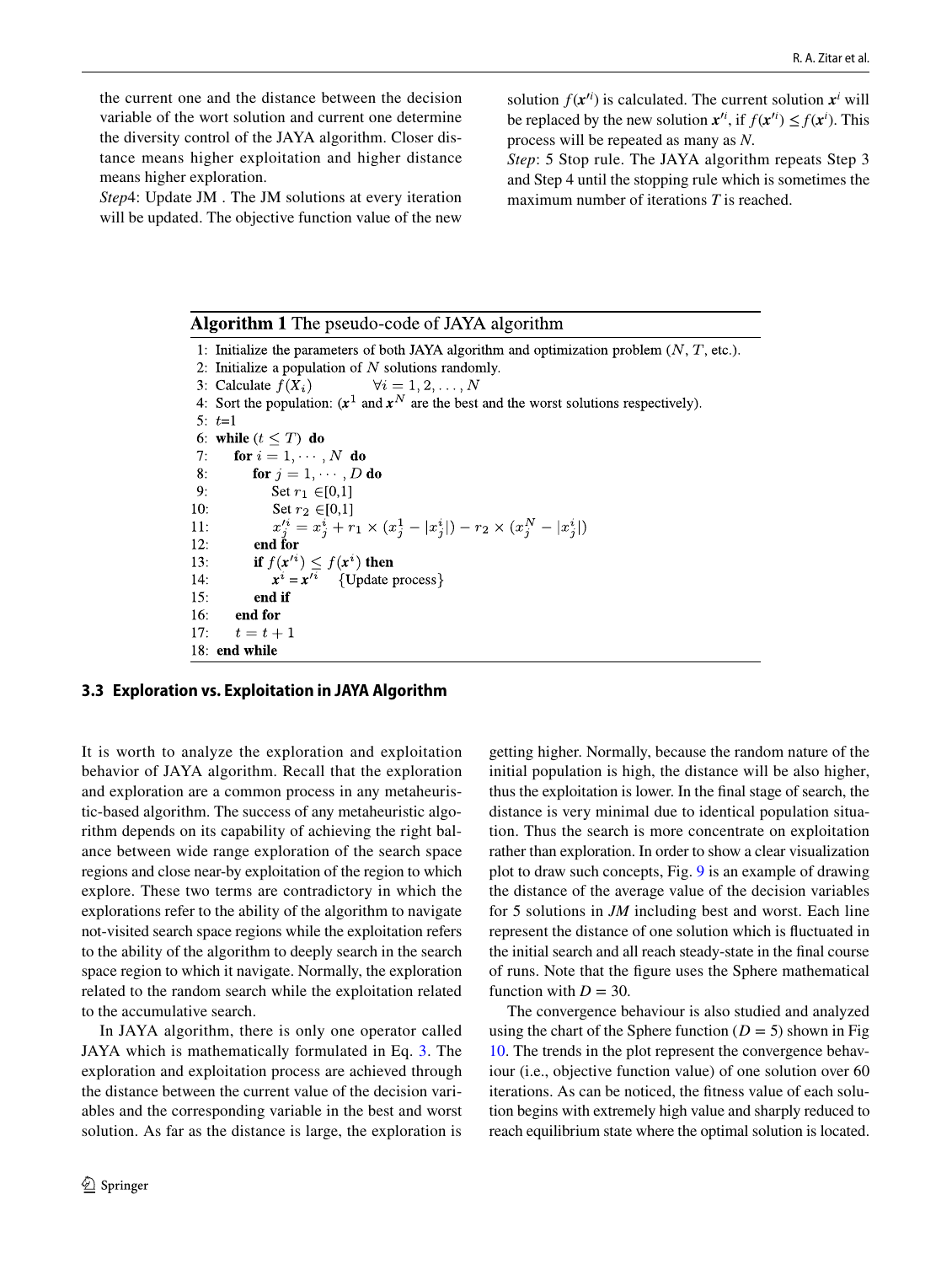the current one and the distance between the decision variable of the wort solution and current one determine the diversity control of the JAYA algorithm. Closer distance means higher exploitation and higher distance means higher exploration.

*Step*4: Update JM . The JM solutions at every iteration will be updated. The objective function value of the new solution $f(\boldsymbol{x}'^{i})$ is calculated. The current solution $\boldsymbol{x}^{i}$ will be replaced by the new solution $\boldsymbol{x}'^{i}$, if $f(\boldsymbol{x}'^{i}) \leq f(\boldsymbol{x}^{i})$. This process will be repeated as many as $N$.

*Step*: 5 Stop rule. The JAYA algorithm repeats Step 3 and Step 4 until the stopping rule which is sometimes the maximum number of iterations $T$ is reached.

**Algorithm 1** The pseudo-code of JAYA algorithm

```
1: Initialize the parameters of both JAYA algorithm and optimization problem (N, T, etc.).
2: Initialize a population of N solutions randomly.
3: Calculate f(X_i)        ∀i = 1, 2, ..., N
4: Sort the population: (x^1 and x^N are the best and the worst solutions respectively).
5: t=1
6: while (t ≤ T) do
7:     for i = 1, ..., N do
8:         for j = 1, ..., D do
9:             Set r_1 ∈[0,1]
10:            Set r_2 ∈[0,1]
11:            x'^i_j = x^i_j + r_1 × (x^1_j − |x^i_j|) − r_2 × (x^N_j − |x^i_j|)
12:        end for
13:        if f(x'^i) ≤ f(x^i) then
14:            x^i = x'^i    {Update process}
15:        end if
16:    end for
17:    t = t + 1
18: end while
```

### 3.3 Exploration vs. Exploitation in JAYA Algorithm

It is worth to analyze the exploration and exploitation behavior of JAYA algorithm. Recall that the exploration and exploration are a common process in any metaheuristic-based algorithm. The success of any metaheuristic algorithm depends on its capability of achieving the right balance between wide range exploration of the search space regions and close near-by exploitation of the region to which explore. These two terms are contradictory in which the explorations refer to the ability of the algorithm to navigate not-visited search space regions while the exploitation refers to the ability of the algorithm to deeply search in the search space region to which it navigate. Normally, the exploration related to the random search while the exploitation related to the accumulative search.

In JAYA algorithm, there is only one operator called JAYA which is mathematically formulated in Eq. 3. The exploration and exploitation process are achieved through the distance between the current value of the decision variables and the corresponding variable in the best and worst solution. As far as the distance is large, the exploration is getting higher. Normally, because the random nature of the initial population is high, the distance will be also higher, thus the exploitation is lower. In the final stage of search, the distance is very minimal due to identical population situation. Thus the search is more concentrate on exploitation rather than exploration. In order to show a clear visualization plot to draw such concepts, Fig. 9 is an example of drawing the distance of the average value of the decision variables for 5 solutions in *JM* including best and worst. Each line represent the distance of one solution which is fluctuated in the initial search and all reach steady-state in the final course of runs. Note that the figure uses the Sphere mathematical function with $D = 30$.

The convergence behaviour is also studied and analyzed using the chart of the Sphere function ($D = 5$) shown in Fig 10. The trends in the plot represent the convergence behaviour (i.e., objective function value) of one solution over 60 iterations. As can be noticed, the fitness value of each solution begins with extremely high value and sharply reduced to reach equilibrium state where the optimal solution is located.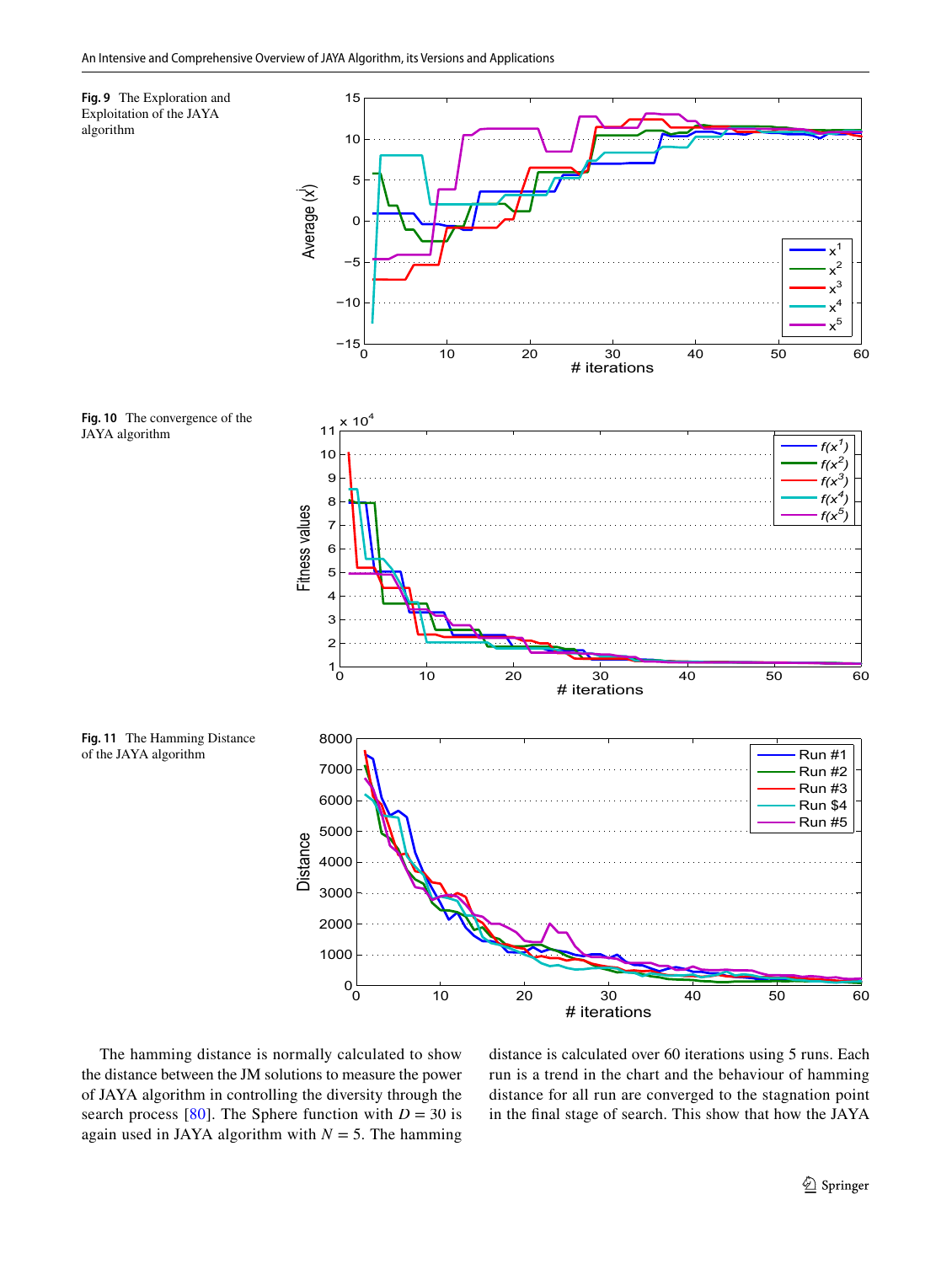**Fig. 9** The Exploration and Exploitation of the JAYA algorithm

**Fig. 10** The convergence of the JAYA algorithm

**Fig. 11** The Hamming Distance of the JAYA algorithm

The hamming distance is normally calculated to show the distance between the JM solutions to measure the power of JAYA algorithm in controlling the diversity through the search process [80]. The Sphere function with $D = 30$ is again used in JAYA algorithm with $N = 5$. The hamming distance is calculated over 60 iterations using 5 runs. Each run is a trend in the chart and the behaviour of hamming distance for all run are converged to the stagnation point in the final stage of search. This show that how the JAYA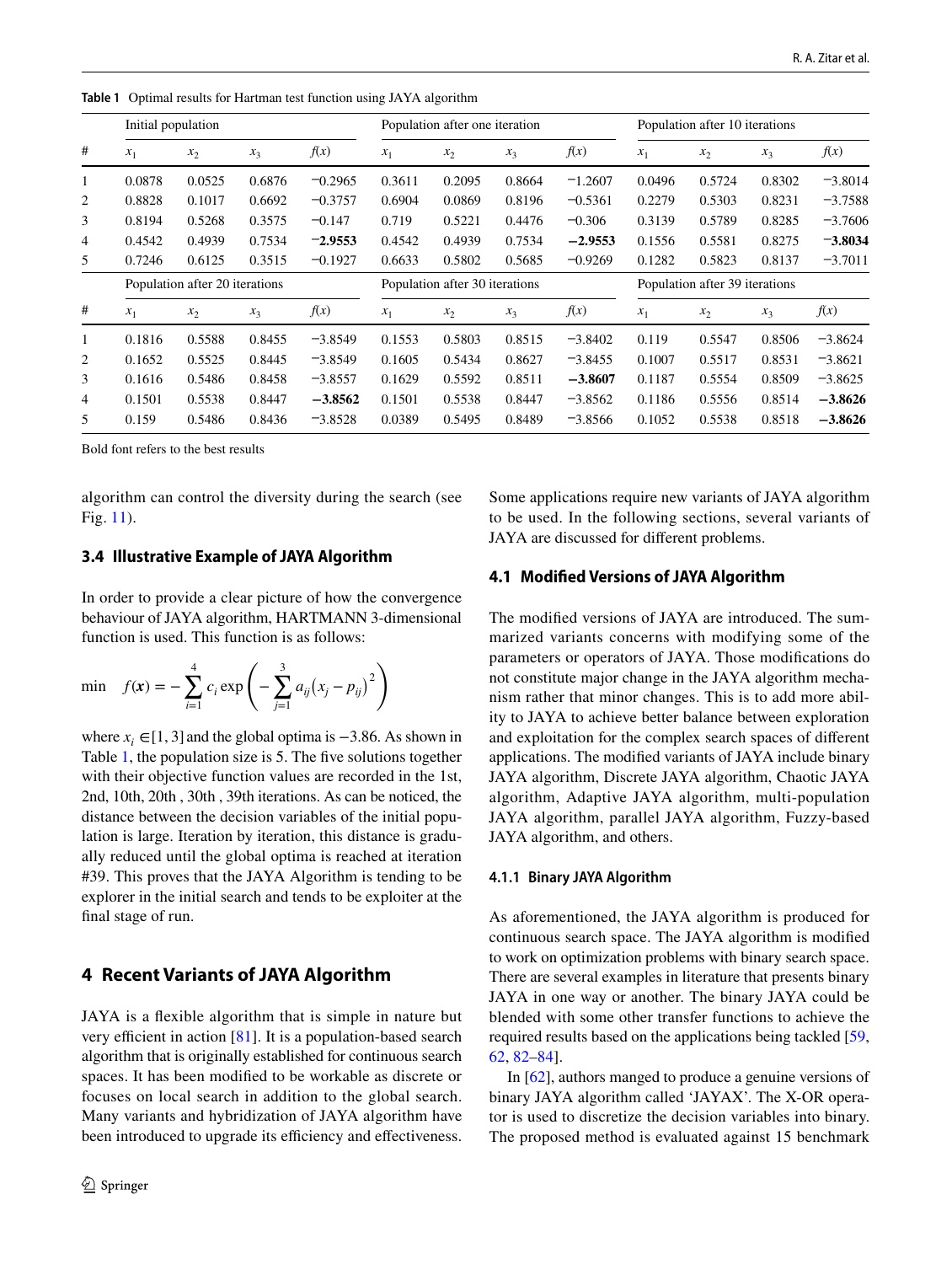**Table 1** Optimal results for Hartman test function using JAYA algorithm

| # | Initial population | | | | Population after one iteration | | | | Population after 10 iterations | | | |
|---|---|---|---|---|---|---|---|---|---|---|---|---|
| | $x_1$ | $x_2$ | $x_3$ | $f(x)$ | $x_1$ | $x_2$ | $x_3$ | $f(x)$ | $x_1$ | $x_2$ | $x_3$ | $f(x)$ |
| 1 | 0.0878 | 0.0525 | 0.6876 | −0.2965 | 0.3611 | 0.2095 | 0.8664 | −1.2607 | 0.0496 | 0.5724 | 0.8302 | −3.8014 |
| 2 | 0.8828 | 0.1017 | 0.6692 | −0.3757 | 0.6904 | 0.0869 | 0.8196 | −0.5361 | 0.2279 | 0.5303 | 0.8231 | −3.7588 |
| 3 | 0.8194 | 0.5268 | 0.3575 | −0.147 | 0.719 | 0.5221 | 0.4476 | −0.306 | 0.3139 | 0.5789 | 0.8285 | −3.7606 |
| 4 | 0.4542 | 0.4939 | 0.7534 | **−2.9553** | 0.4542 | 0.4939 | 0.7534 | **−2.9553** | 0.1556 | 0.5581 | 0.8275 | **−3.8034** |
| 5 | 0.7246 | 0.6125 | 0.3515 | −0.1927 | 0.6633 | 0.5802 | 0.5685 | −0.9269 | 0.1282 | 0.5823 | 0.8137 | −3.7011 |
| # | Population after 20 iterations | | | | Population after 30 iterations | | | | Population after 39 iterations | | | |
| | $x_1$ | $x_2$ | $x_3$ | $f(x)$ | $x_1$ | $x_2$ | $x_3$ | $f(x)$ | $x_1$ | $x_2$ | $x_3$ | $f(x)$ |
| 1 | 0.1816 | 0.5588 | 0.8455 | −3.8549 | 0.1553 | 0.5803 | 0.8515 | −3.8402 | 0.119 | 0.5547 | 0.8506 | −3.8624 |
| 2 | 0.1652 | 0.5525 | 0.8445 | −3.8549 | 0.1605 | 0.5434 | 0.8627 | −3.8455 | 0.1007 | 0.5517 | 0.8531 | −3.8621 |
| 3 | 0.1616 | 0.5486 | 0.8458 | −3.8557 | 0.1629 | 0.5592 | 0.8511 | **−3.8607** | 0.1187 | 0.5554 | 0.8509 | −3.8625 |
| 4 | 0.1501 | 0.5538 | 0.8447 | **−3.8562** | 0.1501 | 0.5538 | 0.8447 | −3.8562 | 0.1186 | 0.5556 | 0.8514 | **−3.8626** |
| 5 | 0.159 | 0.5486 | 0.8436 | −3.8528 | 0.0389 | 0.5495 | 0.8489 | −3.8566 | 0.1052 | 0.5538 | 0.8518 | **−3.8626** |

Bold font refers to the best results

algorithm can control the diversity during the search (see Fig. 11).

### 3.4 Illustrative Example of JAYA Algorithm

In order to provide a clear picture of how the convergence behaviour of JAYA algorithm, HARTMANN 3-dimensional function is used. This function is as follows:

$$\min \quad f(\boldsymbol{x}) = -\sum_{i=1}^{4} c_i \exp\left(-\sum_{j=1}^{3} a_{ij}\left(x_j - p_{ij}\right)^2\right)$$

where $x_i \in [1, 3]$ and the global optima is $-3.86$. As shown in Table 1, the population size is 5. The five solutions together with their objective function values are recorded in the 1st, 2nd, 10th, 20th , 30th , 39th iterations. As can be noticed, the distance between the decision variables of the initial population is large. Iteration by iteration, this distance is gradually reduced until the global optima is reached at iteration #39. This proves that the JAYA Algorithm is tending to be explorer in the initial search and tends to be exploiter at the final stage of run.

## 4 Recent Variants of JAYA Algorithm

JAYA is a flexible algorithm that is simple in nature but very efficient in action [81]. It is a population-based search algorithm that is originally established for continuous search spaces. It has been modified to be workable as discrete or focuses on local search in addition to the global search. Many variants and hybridization of JAYA algorithm have been introduced to upgrade its efficiency and effectiveness. Some applications require new variants of JAYA algorithm to be used. In the following sections, several variants of JAYA are discussed for different problems.

### 4.1 Modified Versions of JAYA Algorithm

The modified versions of JAYA are introduced. The summarized variants concerns with modifying some of the parameters or operators of JAYA. Those modifications do not constitute major change in the JAYA algorithm mechanism rather that minor changes. This is to add more ability to JAYA to achieve better balance between exploration and exploitation for the complex search spaces of different applications. The modified variants of JAYA include binary JAYA algorithm, Discrete JAYA algorithm, Chaotic JAYA algorithm, Adaptive JAYA algorithm, multi-population JAYA algorithm, parallel JAYA algorithm, Fuzzy-based JAYA algorithm, and others.

#### 4.1.1 Binary JAYA Algorithm

As aforementioned, the JAYA algorithm is produced for continuous search space. The JAYA algorithm is modified to work on optimization problems with binary search space. There are several examples in literature that presents binary JAYA in one way or another. The binary JAYA could be blended with some other transfer functions to achieve the required results based on the applications being tackled [59, 62, 82–84].

In [62], authors manged to produce a genuine versions of binary JAYA algorithm called 'JAYAX'. The X-OR operator is used to discretize the decision variables into binary. The proposed method is evaluated against 15 benchmark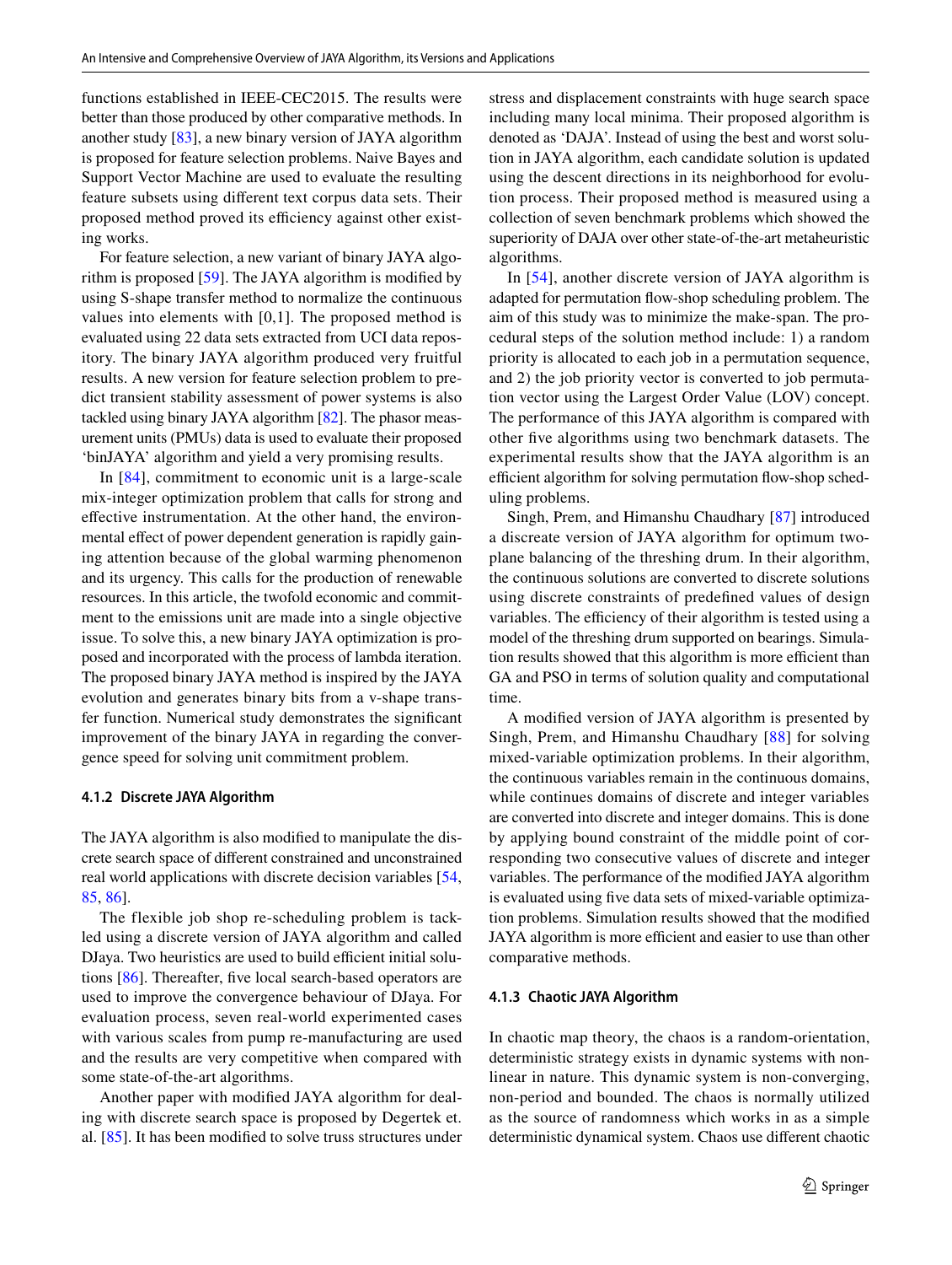functions established in IEEE-CEC2015. The results were better than those produced by other comparative methods. In another study [83], a new binary version of JAYA algorithm is proposed for feature selection problems. Naive Bayes and Support Vector Machine are used to evaluate the resulting feature subsets using different text corpus data sets. Their proposed method proved its efficiency against other existing works.

For feature selection, a new variant of binary JAYA algorithm is proposed [59]. The JAYA algorithm is modified by using S-shape transfer method to normalize the continuous values into elements with [0,1]. The proposed method is evaluated using 22 data sets extracted from UCI data repository. The binary JAYA algorithm produced very fruitful results. A new version for feature selection problem to predict transient stability assessment of power systems is also tackled using binary JAYA algorithm [82]. The phasor measurement units (PMUs) data is used to evaluate their proposed 'binJAYA' algorithm and yield a very promising results.

In [84], commitment to economic unit is a large-scale mix-integer optimization problem that calls for strong and effective instrumentation. At the other hand, the environmental effect of power dependent generation is rapidly gaining attention because of the global warming phenomenon and its urgency. This calls for the production of renewable resources. In this article, the twofold economic and commitment to the emissions unit are made into a single objective issue. To solve this, a new binary JAYA optimization is proposed and incorporated with the process of lambda iteration. The proposed binary JAYA method is inspired by the JAYA evolution and generates binary bits from a v-shape transfer function. Numerical study demonstrates the significant improvement of the binary JAYA in regarding the convergence speed for solving unit commitment problem.

#### 4.1.2 Discrete JAYA Algorithm

The JAYA algorithm is also modified to manipulate the discrete search space of different constrained and unconstrained real world applications with discrete decision variables [54, 85, 86].

The flexible job shop re-scheduling problem is tackled using a discrete version of JAYA algorithm and called DJaya. Two heuristics are used to build efficient initial solutions [86]. Thereafter, five local search-based operators are used to improve the convergence behaviour of DJaya. For evaluation process, seven real-world experimented cases with various scales from pump re-manufacturing are used and the results are very competitive when compared with some state-of-the-art algorithms.

Another paper with modified JAYA algorithm for dealing with discrete search space is proposed by Degertek et. al. [85]. It has been modified to solve truss structures under stress and displacement constraints with huge search space including many local minima. Their proposed algorithm is denoted as 'DAJA'. Instead of using the best and worst solution in JAYA algorithm, each candidate solution is updated using the descent directions in its neighborhood for evolution process. Their proposed method is measured using a collection of seven benchmark problems which showed the superiority of DAJA over other state-of-the-art metaheuristic algorithms.

In [54], another discrete version of JAYA algorithm is adapted for permutation flow-shop scheduling problem. The aim of this study was to minimize the make-span. The procedural steps of the solution method include: 1) a random priority is allocated to each job in a permutation sequence, and 2) the job priority vector is converted to job permutation vector using the Largest Order Value (LOV) concept. The performance of this JAYA algorithm is compared with other five algorithms using two benchmark datasets. The experimental results show that the JAYA algorithm is an efficient algorithm for solving permutation flow-shop scheduling problems.

Singh, Prem, and Himanshu Chaudhary [87] introduced a discreate version of JAYA algorithm for optimum two-plane balancing of the threshing drum. In their algorithm, the continuous solutions are converted to discrete solutions using discrete constraints of predefined values of design variables. The efficiency of their algorithm is tested using a model of the threshing drum supported on bearings. Simulation results showed that this algorithm is more efficient than GA and PSO in terms of solution quality and computational time.

A modified version of JAYA algorithm is presented by Singh, Prem, and Himanshu Chaudhary [88] for solving mixed-variable optimization problems. In their algorithm, the continuous variables remain in the continuous domains, while continues domains of discrete and integer variables are converted into discrete and integer domains. This is done by applying bound constraint of the middle point of corresponding two consecutive values of discrete and integer variables. The performance of the modified JAYA algorithm is evaluated using five data sets of mixed-variable optimization problems. Simulation results showed that the modified JAYA algorithm is more efficient and easier to use than other comparative methods.

#### 4.1.3 Chaotic JAYA Algorithm

In chaotic map theory, the chaos is a random-orientation, deterministic strategy exists in dynamic systems with non-linear in nature. This dynamic system is non-converging, non-period and bounded. The chaos is normally utilized as the source of randomness which works in as a simple deterministic dynamical system. Chaos use different chaotic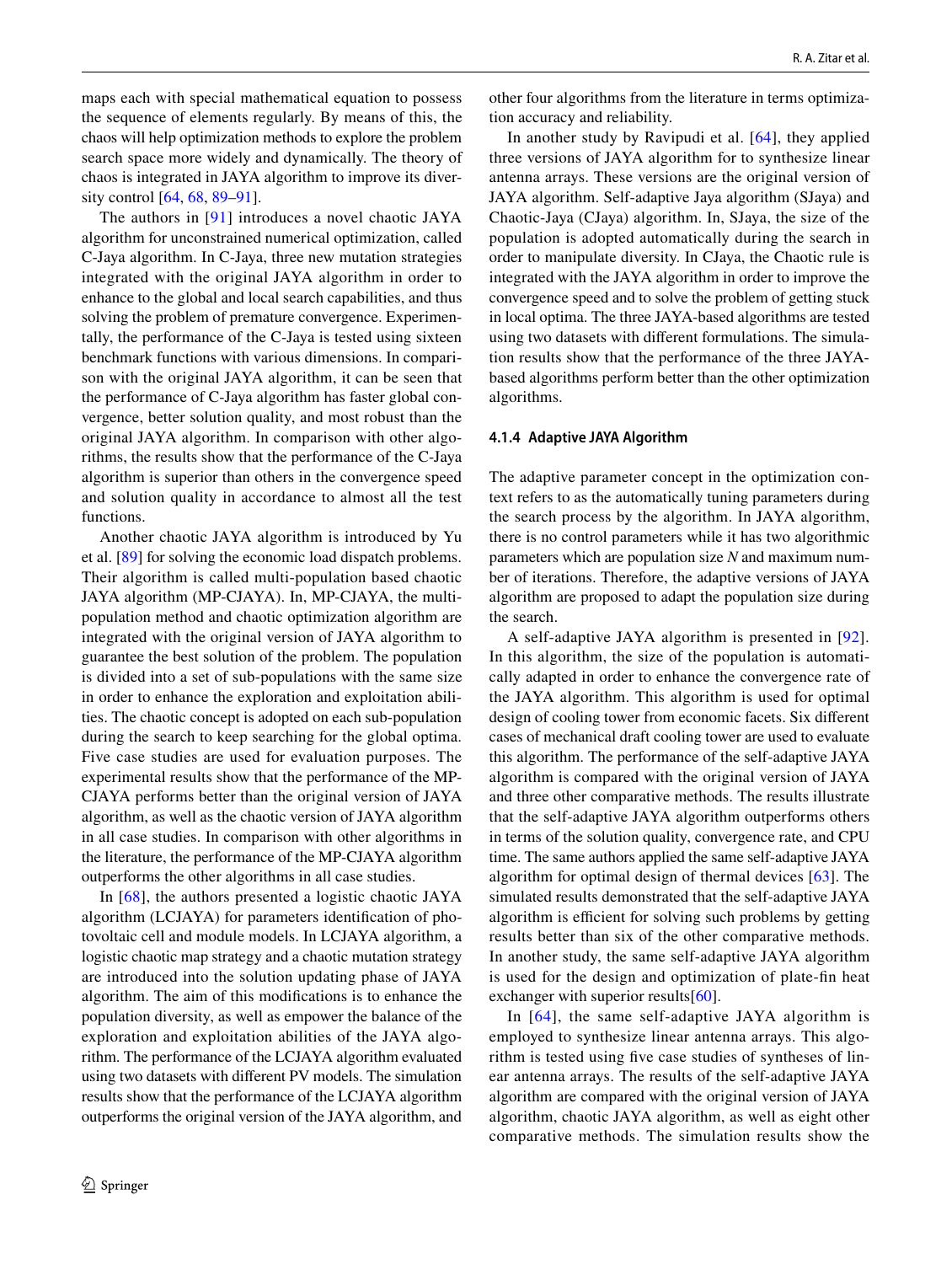maps each with special mathematical equation to possess the sequence of elements regularly. By means of this, the chaos will help optimization methods to explore the problem search space more widely and dynamically. The theory of chaos is integrated in JAYA algorithm to improve its diversity control [64, 68, 89–91].

The authors in [91] introduces a novel chaotic JAYA algorithm for unconstrained numerical optimization, called C-Jaya algorithm. In C-Jaya, three new mutation strategies integrated with the original JAYA algorithm in order to enhance to the global and local search capabilities, and thus solving the problem of premature convergence. Experimentally, the performance of the C-Jaya is tested using sixteen benchmark functions with various dimensions. In comparison with the original JAYA algorithm, it can be seen that the performance of C-Jaya algorithm has faster global convergence, better solution quality, and most robust than the original JAYA algorithm. In comparison with other algorithms, the results show that the performance of the C-Jaya algorithm is superior than others in the convergence speed and solution quality in accordance to almost all the test functions.

Another chaotic JAYA algorithm is introduced by Yu et al. [89] for solving the economic load dispatch problems. Their algorithm is called multi-population based chaotic JAYA algorithm (MP-CJAYA). In, MP-CJAYA, the multi-population method and chaotic optimization algorithm are integrated with the original version of JAYA algorithm to guarantee the best solution of the problem. The population is divided into a set of sub-populations with the same size in order to enhance the exploration and exploitation abilities. The chaotic concept is adopted on each sub-population during the search to keep searching for the global optima. Five case studies are used for evaluation purposes. The experimental results show that the performance of the MP-CJAYA performs better than the original version of JAYA algorithm, as well as the chaotic version of JAYA algorithm in all case studies. In comparison with other algorithms in the literature, the performance of the MP-CJAYA algorithm outperforms the other algorithms in all case studies.

In [68], the authors presented a logistic chaotic JAYA algorithm (LCJAYA) for parameters identification of photovoltaic cell and module models. In LCJAYA algorithm, a logistic chaotic map strategy and a chaotic mutation strategy are introduced into the solution updating phase of JAYA algorithm. The aim of this modifications is to enhance the population diversity, as well as empower the balance of the exploration and exploitation abilities of the JAYA algorithm. The performance of the LCJAYA algorithm evaluated using two datasets with different PV models. The simulation results show that the performance of the LCJAYA algorithm outperforms the original version of the JAYA algorithm, and other four algorithms from the literature in terms optimization accuracy and reliability.

In another study by Ravipudi et al. [64], they applied three versions of JAYA algorithm for to synthesize linear antenna arrays. These versions are the original version of JAYA algorithm. Self-adaptive Jaya algorithm (SJaya) and Chaotic-Jaya (CJaya) algorithm. In, SJaya, the size of the population is adopted automatically during the search in order to manipulate diversity. In CJaya, the Chaotic rule is integrated with the JAYA algorithm in order to improve the convergence speed and to solve the problem of getting stuck in local optima. The three JAYA-based algorithms are tested using two datasets with different formulations. The simulation results show that the performance of the three JAYA-based algorithms perform better than the other optimization algorithms.

#### 4.1.4 Adaptive JAYA Algorithm

The adaptive parameter concept in the optimization context refers to as the automatically tuning parameters during the search process by the algorithm. In JAYA algorithm, there is no control parameters while it has two algorithmic parameters which are population size *N* and maximum number of iterations. Therefore, the adaptive versions of JAYA algorithm are proposed to adapt the population size during the search.

A self-adaptive JAYA algorithm is presented in [92]. In this algorithm, the size of the population is automatically adapted in order to enhance the convergence rate of the JAYA algorithm. This algorithm is used for optimal design of cooling tower from economic facets. Six different cases of mechanical draft cooling tower are used to evaluate this algorithm. The performance of the self-adaptive JAYA algorithm is compared with the original version of JAYA and three other comparative methods. The results illustrate that the self-adaptive JAYA algorithm outperforms others in terms of the solution quality, convergence rate, and CPU time. The same authors applied the same self-adaptive JAYA algorithm for optimal design of thermal devices [63]. The simulated results demonstrated that the self-adaptive JAYA algorithm is efficient for solving such problems by getting results better than six of the other comparative methods. In another study, the same self-adaptive JAYA algorithm is used for the design and optimization of plate-fin heat exchanger with superior results[60].

In [64], the same self-adaptive JAYA algorithm is employed to synthesize linear antenna arrays. This algorithm is tested using five case studies of syntheses of linear antenna arrays. The results of the self-adaptive JAYA algorithm are compared with the original version of JAYA algorithm, chaotic JAYA algorithm, as well as eight other comparative methods. The simulation results show the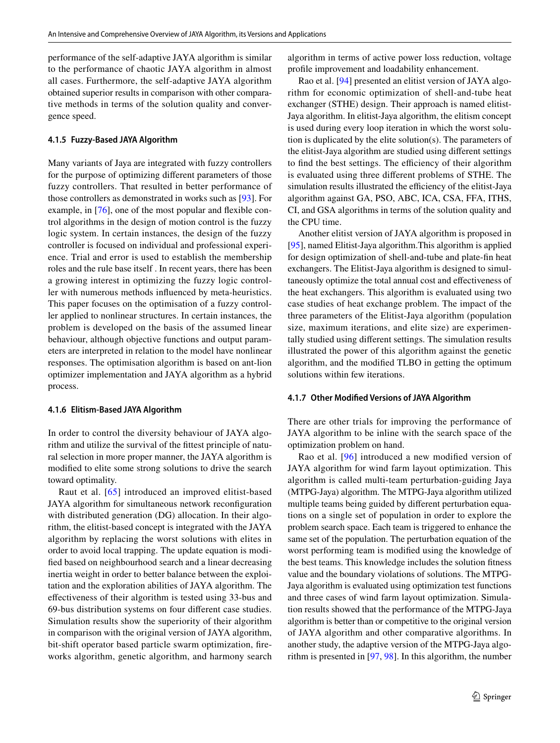performance of the self-adaptive JAYA algorithm is similar to the performance of chaotic JAYA algorithm in almost all cases. Furthermore, the self-adaptive JAYA algorithm obtained superior results in comparison with other comparative methods in terms of the solution quality and convergence speed.

#### 4.1.5 Fuzzy-Based JAYA Algorithm

Many variants of Jaya are integrated with fuzzy controllers for the purpose of optimizing different parameters of those fuzzy controllers. That resulted in better performance of those controllers as demonstrated in works such as [93]. For example, in [76], one of the most popular and flexible control algorithms in the design of motion control is the fuzzy logic system. In certain instances, the design of the fuzzy controller is focused on individual and professional experience. Trial and error is used to establish the membership roles and the rule base itself . In recent years, there has been a growing interest in optimizing the fuzzy logic controller with numerous methods influenced by meta-heuristics. This paper focuses on the optimisation of a fuzzy controller applied to nonlinear structures. In certain instances, the problem is developed on the basis of the assumed linear behaviour, although objective functions and output parameters are interpreted in relation to the model have nonlinear responses. The optimisation algorithm is based on ant-lion optimizer implementation and JAYA algorithm as a hybrid process.

#### 4.1.6 Elitism-Based JAYA Algorithm

In order to control the diversity behaviour of JAYA algorithm and utilize the survival of the fittest principle of natural selection in more proper manner, the JAYA algorithm is modified to elite some strong solutions to drive the search toward optimality.

Raut et al. [65] introduced an improved elitist-based JAYA algorithm for simultaneous network reconfiguration with distributed generation (DG) allocation. In their algorithm, the elitist-based concept is integrated with the JAYA algorithm by replacing the worst solutions with elites in order to avoid local trapping. The update equation is modified based on neighbourhood search and a linear decreasing inertia weight in order to better balance between the exploitation and the exploration abilities of JAYA algorithm. The effectiveness of their algorithm is tested using 33-bus and 69-bus distribution systems on four different case studies. Simulation results show the superiority of their algorithm in comparison with the original version of JAYA algorithm, bit-shift operator based particle swarm optimization, fireworks algorithm, genetic algorithm, and harmony search algorithm in terms of active power loss reduction, voltage profile improvement and loadability enhancement.

Rao et al. [94] presented an elitist version of JAYA algorithm for economic optimization of shell-and-tube heat exchanger (STHE) design. Their approach is named elitist-Jaya algorithm. In elitist-Jaya algorithm, the elitism concept is used during every loop iteration in which the worst solution is duplicated by the elite solution(s). The parameters of the elitist-Jaya algorithm are studied using different settings to find the best settings. The efficiency of their algorithm is evaluated using three different problems of STHE. The simulation results illustrated the efficiency of the elitist-Jaya algorithm against GA, PSO, ABC, ICA, CSA, FFA, ITHS, CI, and GSA algorithms in terms of the solution quality and the CPU time.

Another elitist version of JAYA algorithm is proposed in [95], named Elitist-Jaya algorithm.This algorithm is applied for design optimization of shell-and-tube and plate-fin heat exchangers. The Elitist-Jaya algorithm is designed to simultaneously optimize the total annual cost and effectiveness of the heat exchangers. This algorithm is evaluated using two case studies of heat exchange problem. The impact of the three parameters of the Elitist-Jaya algorithm (population size, maximum iterations, and elite size) are experimentally studied using different settings. The simulation results illustrated the power of this algorithm against the genetic algorithm, and the modified TLBO in getting the optimum solutions within few iterations.

#### 4.1.7 Other Modified Versions of JAYA Algorithm

There are other trials for improving the performance of JAYA algorithm to be inline with the search space of the optimization problem on hand.

Rao et al. [96] introduced a new modified version of JAYA algorithm for wind farm layout optimization. This algorithm is called multi-team perturbation-guiding Jaya (MTPG-Jaya) algorithm. The MTPG-Jaya algorithm utilized multiple teams being guided by different perturbation equations on a single set of population in order to explore the problem search space. Each team is triggered to enhance the same set of the population. The perturbation equation of the worst performing team is modified using the knowledge of the best teams. This knowledge includes the solution fitness value and the boundary violations of solutions. The MTPG-Jaya algorithm is evaluated using optimization test functions and three cases of wind farm layout optimization. Simulation results showed that the performance of the MTPG-Jaya algorithm is better than or competitive to the original version of JAYA algorithm and other comparative algorithms. In another study, the adaptive version of the MTPG-Jaya algorithm is presented in [97, 98]. In this algorithm, the number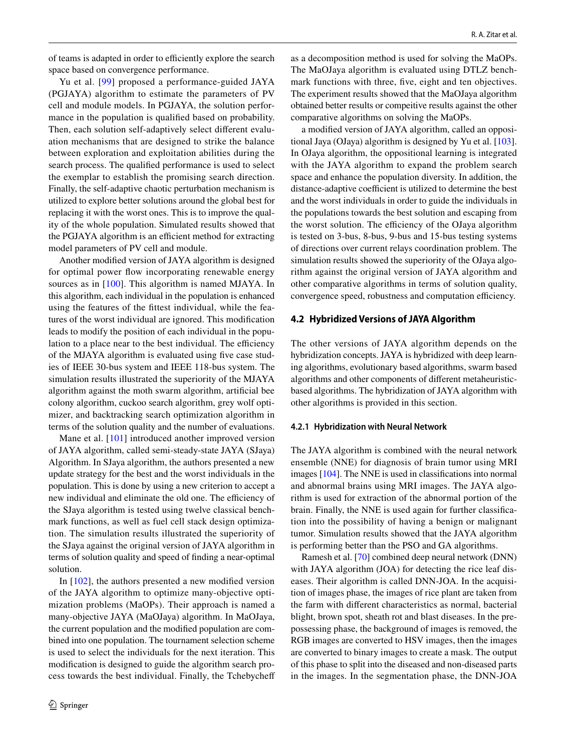of teams is adapted in order to efficiently explore the search space based on convergence performance.

Yu et al. [99] proposed a performance-guided JAYA (PGJAYA) algorithm to estimate the parameters of PV cell and module models. In PGJAYA, the solution performance in the population is qualified based on probability. Then, each solution self-adaptively select different evaluation mechanisms that are designed to strike the balance between exploration and exploitation abilities during the search process. The qualified performance is used to select the exemplar to establish the promising search direction. Finally, the self-adaptive chaotic perturbation mechanism is utilized to explore better solutions around the global best for replacing it with the worst ones. This is to improve the quality of the whole population. Simulated results showed that the PGJAYA algorithm is an efficient method for extracting model parameters of PV cell and module.

Another modified version of JAYA algorithm is designed for optimal power flow incorporating renewable energy sources as in [100]. This algorithm is named MJAYA. In this algorithm, each individual in the population is enhanced using the features of the fittest individual, while the features of the worst individual are ignored. This modification leads to modify the position of each individual in the population to a place near to the best individual. The efficiency of the MJAYA algorithm is evaluated using five case studies of IEEE 30-bus system and IEEE 118-bus system. The simulation results illustrated the superiority of the MJAYA algorithm against the moth swarm algorithm, artificial bee colony algorithm, cuckoo search algorithm, grey wolf optimizer, and backtracking search optimization algorithm in terms of the solution quality and the number of evaluations.

Mane et al. [101] introduced another improved version of JAYA algorithm, called semi-steady-state JAYA (SJaya) Algorithm. In SJaya algorithm, the authors presented a new update strategy for the best and the worst individuals in the population. This is done by using a new criterion to accept a new individual and eliminate the old one. The efficiency of the SJaya algorithm is tested using twelve classical benchmark functions, as well as fuel cell stack design optimization. The simulation results illustrated the superiority of the SJaya against the original version of JAYA algorithm in terms of solution quality and speed of finding a near-optimal solution.

In [102], the authors presented a new modified version of the JAYA algorithm to optimize many-objective optimization problems (MaOPs). Their approach is named a many-objective JAYA (MaOJaya) algorithm. In MaOJaya, the current population and the modified population are combined into one population. The tournament selection scheme is used to select the individuals for the next iteration. This modification is designed to guide the algorithm search process towards the best individual. Finally, the Tchebycheff as a decomposition method is used for solving the MaOPs. The MaOJaya algorithm is evaluated using DTLZ benchmark functions with three, five, eight and ten objectives. The experiment results showed that the MaOJaya algorithm obtained better results or compeitive results against the other comparative algorithms on solving the MaOPs.

a modified version of JAYA algorithm, called an oppositional Jaya (OJaya) algorithm is designed by Yu et al. [103]. In OJaya algorithm, the oppositional learning is integrated with the JAYA algorithm to expand the problem search space and enhance the population diversity. In addition, the distance-adaptive coefficient is utilized to determine the best and the worst individuals in order to guide the individuals in the populations towards the best solution and escaping from the worst solution. The efficiency of the OJaya algorithm is tested on 3-bus, 8-bus, 9-bus and 15-bus testing systems of directions over current relays coordination problem. The simulation results showed the superiority of the OJaya algorithm against the original version of JAYA algorithm and other comparative algorithms in terms of solution quality, convergence speed, robustness and computation efficiency.

### 4.2 Hybridized Versions of JAYA Algorithm

The other versions of JAYA algorithm depends on the hybridization concepts. JAYA is hybridized with deep learning algorithms, evolutionary based algorithms, swarm based algorithms and other components of different metaheuristic-based algorithms. The hybridization of JAYA algorithm with other algorithms is provided in this section.

#### 4.2.1 Hybridization with Neural Network

The JAYA algorithm is combined with the neural network ensemble (NNE) for diagnosis of brain tumor using MRI images [104]. The NNE is used in classifications into normal and abnormal brains using MRI images. The JAYA algorithm is used for extraction of the abnormal portion of the brain. Finally, the NNE is used again for further classification into the possibility of having a benign or malignant tumor. Simulation results showed that the JAYA algorithm is performing better than the PSO and GA algorithms.

Ramesh et al. [70] combined deep neural network (DNN) with JAYA algorithm (JOA) for detecting the rice leaf diseases. Their algorithm is called DNN-JOA. In the acquisition of images phase, the images of rice plant are taken from the farm with different characteristics as normal, bacterial blight, brown spot, sheath rot and blast diseases. In the prepossessing phase, the background of images is removed, the RGB images are converted to HSV images, then the images are converted to binary images to create a mask. The output of this phase to split into the diseased and non-diseased parts in the images. In the segmentation phase, the DNN-JOA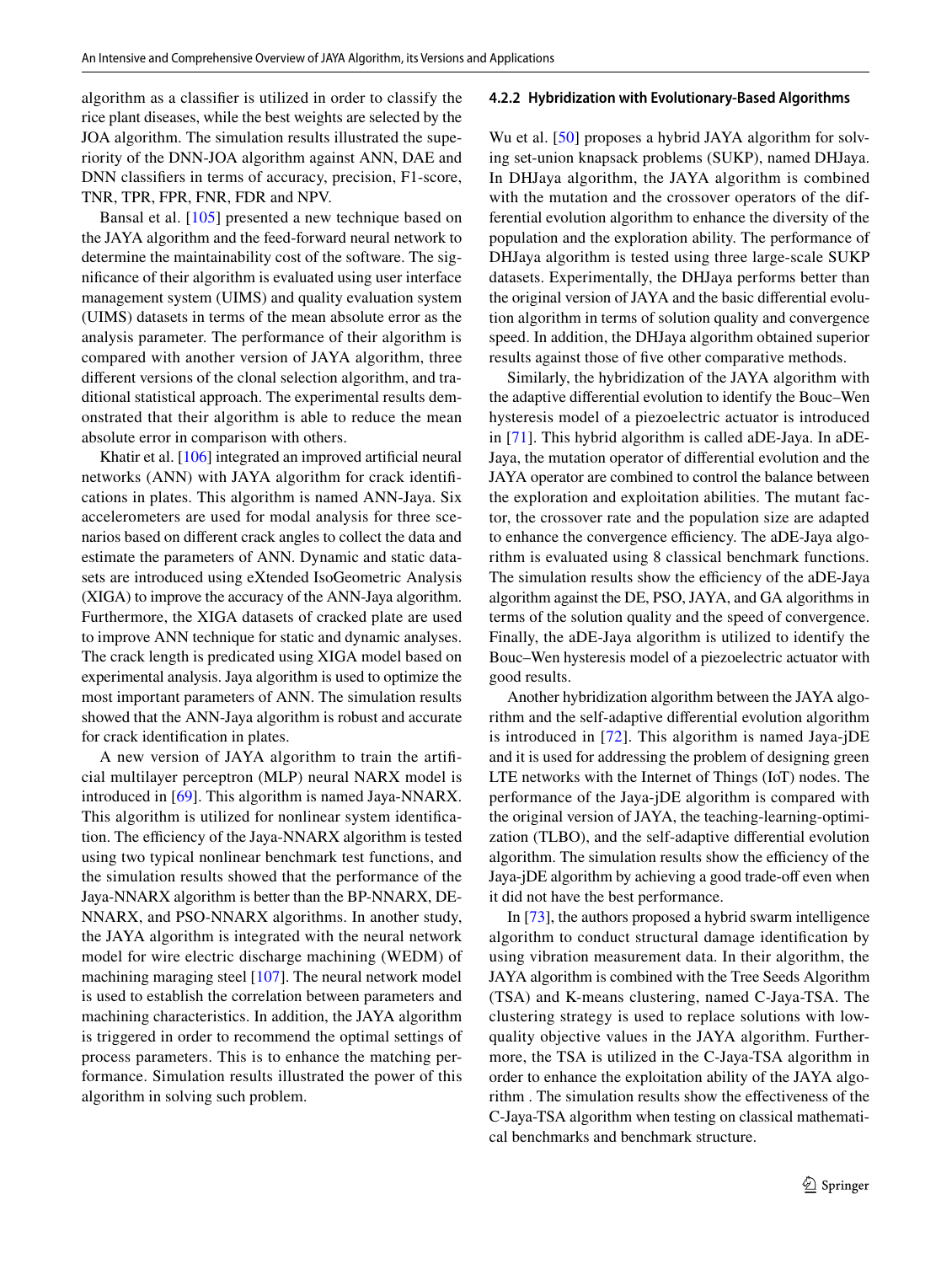algorithm as a classifier is utilized in order to classify the rice plant diseases, while the best weights are selected by the JOA algorithm. The simulation results illustrated the superiority of the DNN-JOA algorithm against ANN, DAE and DNN classifiers in terms of accuracy, precision, F1-score, TNR, TPR, FPR, FNR, FDR and NPV.

Bansal et al. [105] presented a new technique based on the JAYA algorithm and the feed-forward neural network to determine the maintainability cost of the software. The significance of their algorithm is evaluated using user interface management system (UIMS) and quality evaluation system (UIMS) datasets in terms of the mean absolute error as the analysis parameter. The performance of their algorithm is compared with another version of JAYA algorithm, three different versions of the clonal selection algorithm, and traditional statistical approach. The experimental results demonstrated that their algorithm is able to reduce the mean absolute error in comparison with others.

Khatir et al. [106] integrated an improved artificial neural networks (ANN) with JAYA algorithm for crack identifications in plates. This algorithm is named ANN-Jaya. Six accelerometers are used for modal analysis for three scenarios based on different crack angles to collect the data and estimate the parameters of ANN. Dynamic and static datasets are introduced using eXtended IsoGeometric Analysis (XIGA) to improve the accuracy of the ANN-Jaya algorithm. Furthermore, the XIGA datasets of cracked plate are used to improve ANN technique for static and dynamic analyses. The crack length is predicated using XIGA model based on experimental analysis. Jaya algorithm is used to optimize the most important parameters of ANN. The simulation results showed that the ANN-Jaya algorithm is robust and accurate for crack identification in plates.

A new version of JAYA algorithm to train the artificial multilayer perceptron (MLP) neural NARX model is introduced in [69]. This algorithm is named Jaya-NNARX. This algorithm is utilized for nonlinear system identification. The efficiency of the Jaya-NNARX algorithm is tested using two typical nonlinear benchmark test functions, and the simulation results showed that the performance of the Jaya-NNARX algorithm is better than the BP-NNARX, DE-NNARX, and PSO-NNARX algorithms. In another study, the JAYA algorithm is integrated with the neural network model for wire electric discharge machining (WEDM) of machining maraging steel [107]. The neural network model is used to establish the correlation between parameters and machining characteristics. In addition, the JAYA algorithm is triggered in order to recommend the optimal settings of process parameters. This is to enhance the matching performance. Simulation results illustrated the power of this algorithm in solving such problem.

### 4.2.2 Hybridization with Evolutionary-Based Algorithms

Wu et al. [50] proposes a hybrid JAYA algorithm for solving set-union knapsack problems (SUKP), named DHJaya. In DHJaya algorithm, the JAYA algorithm is combined with the mutation and the crossover operators of the differential evolution algorithm to enhance the diversity of the population and the exploration ability. The performance of DHJaya algorithm is tested using three large-scale SUKP datasets. Experimentally, the DHJaya performs better than the original version of JAYA and the basic differential evolution algorithm in terms of solution quality and convergence speed. In addition, the DHJaya algorithm obtained superior results against those of five other comparative methods.

Similarly, the hybridization of the JAYA algorithm with the adaptive differential evolution to identify the Bouc–Wen hysteresis model of a piezoelectric actuator is introduced in [71]. This hybrid algorithm is called aDE-Jaya. In aDE-Jaya, the mutation operator of differential evolution and the JAYA operator are combined to control the balance between the exploration and exploitation abilities. The mutant factor, the crossover rate and the population size are adapted to enhance the convergence efficiency. The aDE-Jaya algorithm is evaluated using 8 classical benchmark functions. The simulation results show the efficiency of the aDE-Jaya algorithm against the DE, PSO, JAYA, and GA algorithms in terms of the solution quality and the speed of convergence. Finally, the aDE-Jaya algorithm is utilized to identify the Bouc–Wen hysteresis model of a piezoelectric actuator with good results.

Another hybridization algorithm between the JAYA algorithm and the self-adaptive differential evolution algorithm is introduced in [72]. This algorithm is named Jaya-jDE and it is used for addressing the problem of designing green LTE networks with the Internet of Things (IoT) nodes. The performance of the Jaya-jDE algorithm is compared with the original version of JAYA, the teaching-learning-optimization (TLBO), and the self-adaptive differential evolution algorithm. The simulation results show the efficiency of the Jaya-jDE algorithm by achieving a good trade-off even when it did not have the best performance.

In [73], the authors proposed a hybrid swarm intelligence algorithm to conduct structural damage identification by using vibration measurement data. In their algorithm, the JAYA algorithm is combined with the Tree Seeds Algorithm (TSA) and K-means clustering, named C-Jaya-TSA. The clustering strategy is used to replace solutions with low-quality objective values in the JAYA algorithm. Furthermore, the TSA is utilized in the C-Jaya-TSA algorithm in order to enhance the exploitation ability of the JAYA algorithm . The simulation results show the effectiveness of the C-Jaya-TSA algorithm when testing on classical mathematical benchmarks and benchmark structure.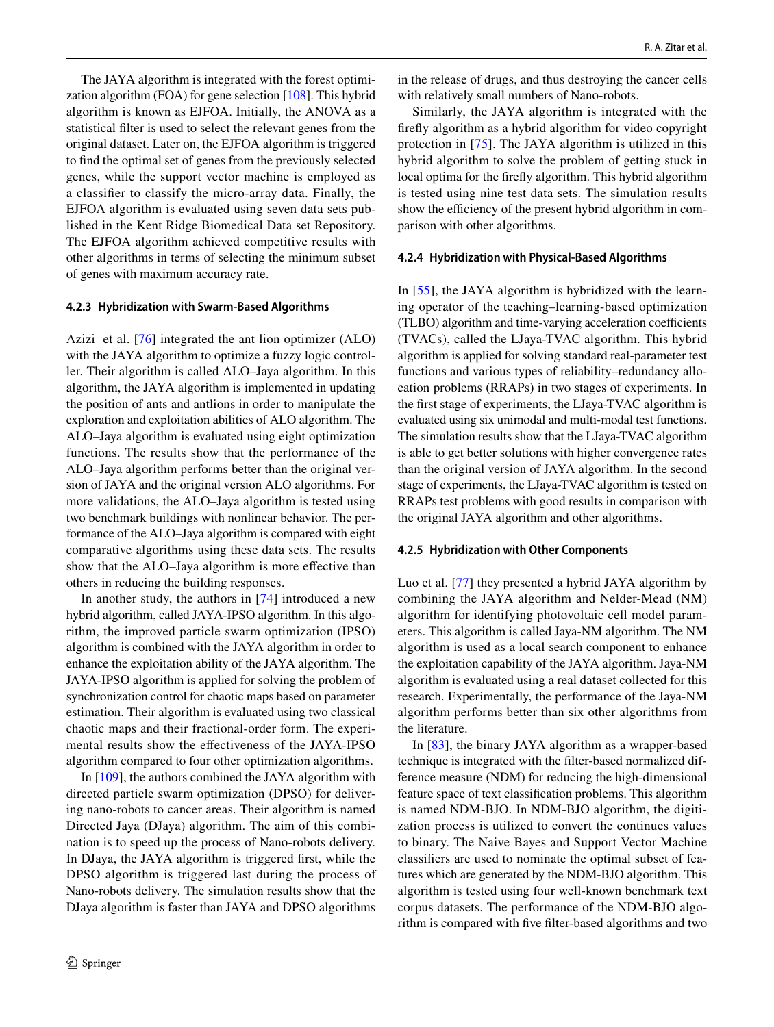The JAYA algorithm is integrated with the forest optimization algorithm (FOA) for gene selection [108]. This hybrid algorithm is known as EJFOA. Initially, the ANOVA as a statistical filter is used to select the relevant genes from the original dataset. Later on, the EJFOA algorithm is triggered to find the optimal set of genes from the previously selected genes, while the support vector machine is employed as a classifier to classify the micro-array data. Finally, the EJFOA algorithm is evaluated using seven data sets published in the Kent Ridge Biomedical Data set Repository. The EJFOA algorithm achieved competitive results with other algorithms in terms of selecting the minimum subset of genes with maximum accuracy rate.

#### 4.2.3 Hybridization with Swarm-Based Algorithms

Azizi et al. [76] integrated the ant lion optimizer (ALO) with the JAYA algorithm to optimize a fuzzy logic controller. Their algorithm is called ALO–Jaya algorithm. In this algorithm, the JAYA algorithm is implemented in updating the position of ants and antlions in order to manipulate the exploration and exploitation abilities of ALO algorithm. The ALO–Jaya algorithm is evaluated using eight optimization functions. The results show that the performance of the ALO–Jaya algorithm performs better than the original version of JAYA and the original version ALO algorithms. For more validations, the ALO–Jaya algorithm is tested using two benchmark buildings with nonlinear behavior. The performance of the ALO–Jaya algorithm is compared with eight comparative algorithms using these data sets. The results show that the ALO–Jaya algorithm is more effective than others in reducing the building responses.

In another study, the authors in [74] introduced a new hybrid algorithm, called JAYA-IPSO algorithm. In this algorithm, the improved particle swarm optimization (IPSO) algorithm is combined with the JAYA algorithm in order to enhance the exploitation ability of the JAYA algorithm. The JAYA-IPSO algorithm is applied for solving the problem of synchronization control for chaotic maps based on parameter estimation. Their algorithm is evaluated using two classical chaotic maps and their fractional-order form. The experimental results show the effectiveness of the JAYA-IPSO algorithm compared to four other optimization algorithms.

In [109], the authors combined the JAYA algorithm with directed particle swarm optimization (DPSO) for delivering nano-robots to cancer areas. Their algorithm is named Directed Jaya (DJaya) algorithm. The aim of this combination is to speed up the process of Nano-robots delivery. In DJaya, the JAYA algorithm is triggered first, while the DPSO algorithm is triggered last during the process of Nano-robots delivery. The simulation results show that the DJaya algorithm is faster than JAYA and DPSO algorithms in the release of drugs, and thus destroying the cancer cells with relatively small numbers of Nano-robots.

Similarly, the JAYA algorithm is integrated with the firefly algorithm as a hybrid algorithm for video copyright protection in [75]. The JAYA algorithm is utilized in this hybrid algorithm to solve the problem of getting stuck in local optima for the firefly algorithm. This hybrid algorithm is tested using nine test data sets. The simulation results show the efficiency of the present hybrid algorithm in comparison with other algorithms.

#### 4.2.4 Hybridization with Physical-Based Algorithms

In [55], the JAYA algorithm is hybridized with the learning operator of the teaching–learning-based optimization (TLBO) algorithm and time-varying acceleration coefficients (TVACs), called the LJaya-TVAC algorithm. This hybrid algorithm is applied for solving standard real-parameter test functions and various types of reliability–redundancy allocation problems (RRAPs) in two stages of experiments. In the first stage of experiments, the LJaya-TVAC algorithm is evaluated using six unimodal and multi-modal test functions. The simulation results show that the LJaya-TVAC algorithm is able to get better solutions with higher convergence rates than the original version of JAYA algorithm. In the second stage of experiments, the LJaya-TVAC algorithm is tested on RRAPs test problems with good results in comparison with the original JAYA algorithm and other algorithms.

#### 4.2.5 Hybridization with Other Components

Luo et al. [77] they presented a hybrid JAYA algorithm by combining the JAYA algorithm and Nelder-Mead (NM) algorithm for identifying photovoltaic cell model parameters. This algorithm is called Jaya-NM algorithm. The NM algorithm is used as a local search component to enhance the exploitation capability of the JAYA algorithm. Jaya-NM algorithm is evaluated using a real dataset collected for this research. Experimentally, the performance of the Jaya-NM algorithm performs better than six other algorithms from the literature.

In [83], the binary JAYA algorithm as a wrapper-based technique is integrated with the filter-based normalized difference measure (NDM) for reducing the high-dimensional feature space of text classification problems. This algorithm is named NDM-BJO. In NDM-BJO algorithm, the digitization process is utilized to convert the continues values to binary. The Naive Bayes and Support Vector Machine classifiers are used to nominate the optimal subset of features which are generated by the NDM-BJO algorithm. This algorithm is tested using four well-known benchmark text corpus datasets. The performance of the NDM-BJO algorithm is compared with five filter-based algorithms and two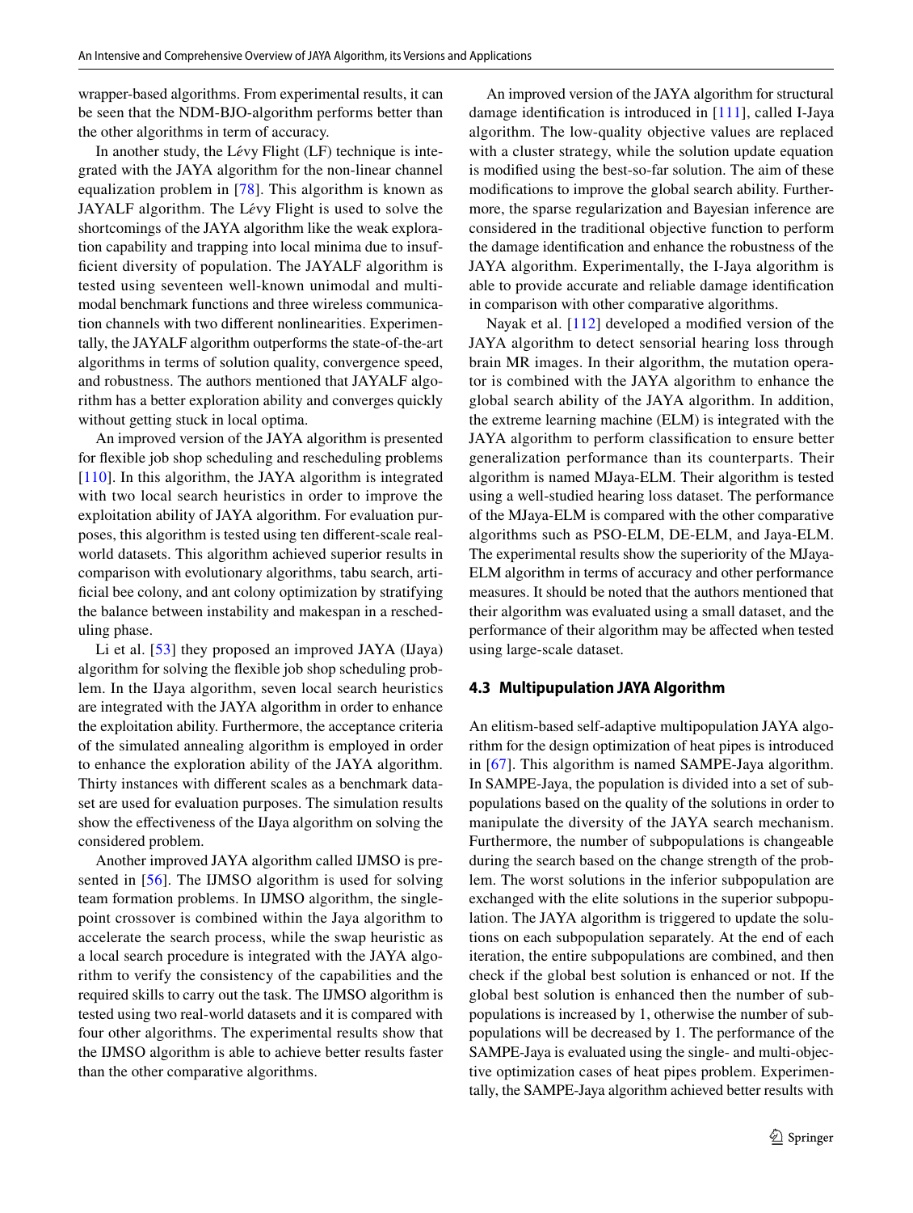wrapper-based algorithms. From experimental results, it can be seen that the NDM-BJO-algorithm performs better than the other algorithms in term of accuracy.

In another study, the Lévy Flight (LF) technique is integrated with the JAYA algorithm for the non-linear channel equalization problem in [78]. This algorithm is known as JAYALF algorithm. The Lévy Flight is used to solve the shortcomings of the JAYA algorithm like the weak exploration capability and trapping into local minima due to insufficient diversity of population. The JAYALF algorithm is tested using seventeen well-known unimodal and multimodal benchmark functions and three wireless communication channels with two different nonlinearities. Experimentally, the JAYALF algorithm outperforms the state-of-the-art algorithms in terms of solution quality, convergence speed, and robustness. The authors mentioned that JAYALF algorithm has a better exploration ability and converges quickly without getting stuck in local optima.

An improved version of the JAYA algorithm is presented for flexible job shop scheduling and rescheduling problems [110]. In this algorithm, the JAYA algorithm is integrated with two local search heuristics in order to improve the exploitation ability of JAYA algorithm. For evaluation purposes, this algorithm is tested using ten different-scale real-world datasets. This algorithm achieved superior results in comparison with evolutionary algorithms, tabu search, artificial bee colony, and ant colony optimization by stratifying the balance between instability and makespan in a rescheduling phase.

Li et al. [53] they proposed an improved JAYA (IJaya) algorithm for solving the flexible job shop scheduling problem. In the IJaya algorithm, seven local search heuristics are integrated with the JAYA algorithm in order to enhance the exploitation ability. Furthermore, the acceptance criteria of the simulated annealing algorithm is employed in order to enhance the exploration ability of the JAYA algorithm. Thirty instances with different scales as a benchmark dataset are used for evaluation purposes. The simulation results show the effectiveness of the IJaya algorithm on solving the considered problem.

Another improved JAYA algorithm called IJMSO is presented in [56]. The IJMSO algorithm is used for solving team formation problems. In IJMSO algorithm, the single-point crossover is combined within the Jaya algorithm to accelerate the search process, while the swap heuristic as a local search procedure is integrated with the JAYA algorithm to verify the consistency of the capabilities and the required skills to carry out the task. The IJMSO algorithm is tested using two real-world datasets and it is compared with four other algorithms. The experimental results show that the IJMSO algorithm is able to achieve better results faster than the other comparative algorithms.

An improved version of the JAYA algorithm for structural damage identification is introduced in [111], called I-Jaya algorithm. The low-quality objective values are replaced with a cluster strategy, while the solution update equation is modified using the best-so-far solution. The aim of these modifications to improve the global search ability. Furthermore, the sparse regularization and Bayesian inference are considered in the traditional objective function to perform the damage identification and enhance the robustness of the JAYA algorithm. Experimentally, the I-Jaya algorithm is able to provide accurate and reliable damage identification in comparison with other comparative algorithms.

Nayak et al. [112] developed a modified version of the JAYA algorithm to detect sensorial hearing loss through brain MR images. In their algorithm, the mutation operator is combined with the JAYA algorithm to enhance the global search ability of the JAYA algorithm. In addition, the extreme learning machine (ELM) is integrated with the JAYA algorithm to perform classification to ensure better generalization performance than its counterparts. Their algorithm is named MJaya-ELM. Their algorithm is tested using a well-studied hearing loss dataset. The performance of the MJaya-ELM is compared with the other comparative algorithms such as PSO-ELM, DE-ELM, and Jaya-ELM. The experimental results show the superiority of the MJaya-ELM algorithm in terms of accuracy and other performance measures. It should be noted that the authors mentioned that their algorithm was evaluated using a small dataset, and the performance of their algorithm may be affected when tested using large-scale dataset.

### 4.3 Multipupulation JAYA Algorithm

An elitism-based self-adaptive multipopulation JAYA algorithm for the design optimization of heat pipes is introduced in [67]. This algorithm is named SAMPE-Jaya algorithm. In SAMPE-Jaya, the population is divided into a set of subpopulations based on the quality of the solutions in order to manipulate the diversity of the JAYA search mechanism. Furthermore, the number of subpopulations is changeable during the search based on the change strength of the problem. The worst solutions in the inferior subpopulation are exchanged with the elite solutions in the superior subpopulation. The JAYA algorithm is triggered to update the solutions on each subpopulation separately. At the end of each iteration, the entire subpopulations are combined, and then check if the global best solution is enhanced or not. If the global best solution is enhanced then the number of subpopulations is increased by 1, otherwise the number of subpopulations will be decreased by 1. The performance of the SAMPE-Jaya is evaluated using the single- and multi-objective optimization cases of heat pipes problem. Experimentally, the SAMPE-Jaya algorithm achieved better results with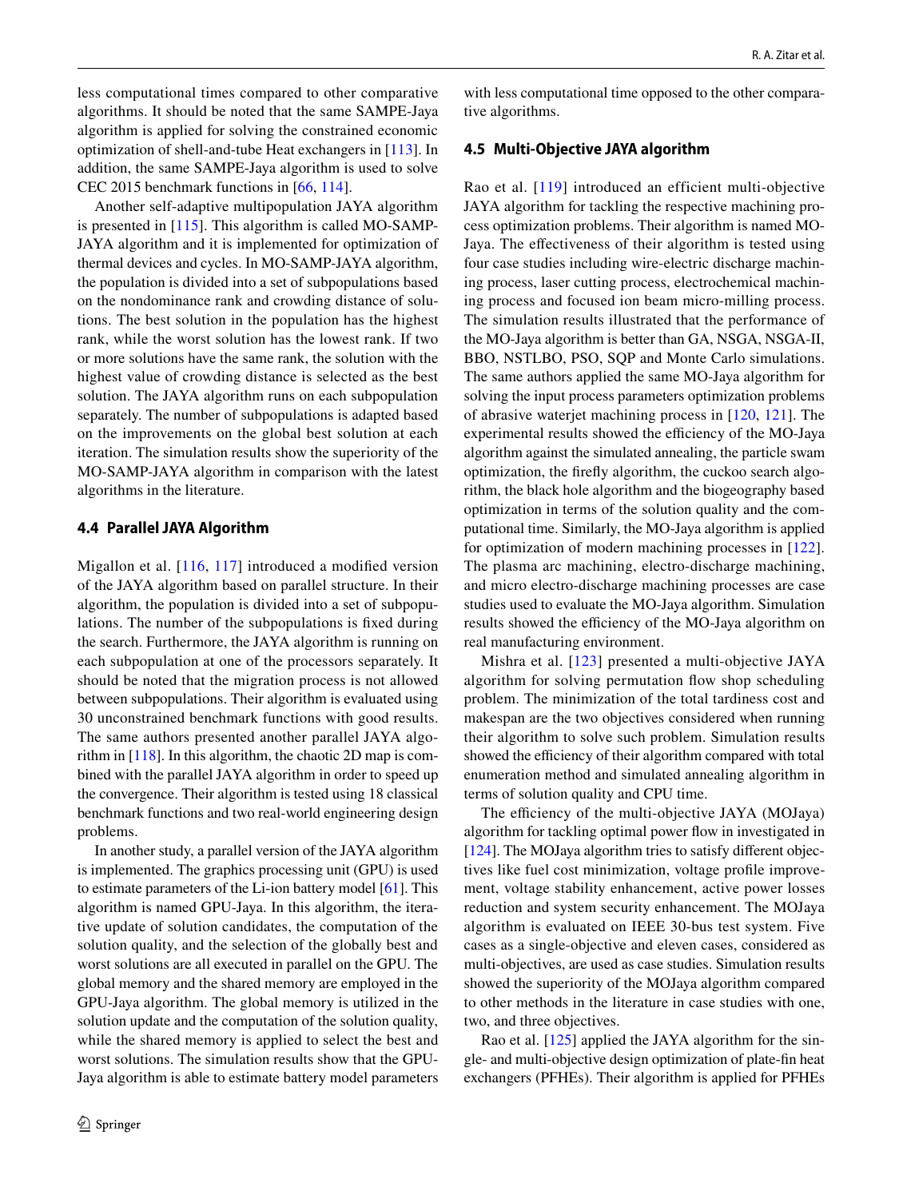less computational times compared to other comparative algorithms. It should be noted that the same SAMPE-Jaya algorithm is applied for solving the constrained economic optimization of shell-and-tube Heat exchangers in [113]. In addition, the same SAMPE-Jaya algorithm is used to solve CEC 2015 benchmark functions in [66, 114].

Another self-adaptive multipopulation JAYA algorithm is presented in [115]. This algorithm is called MO-SAMP-JAYA algorithm and it is implemented for optimization of thermal devices and cycles. In MO-SAMP-JAYA algorithm, the population is divided into a set of subpopulations based on the nondominance rank and crowding distance of solutions. The best solution in the population has the highest rank, while the worst solution has the lowest rank. If two or more solutions have the same rank, the solution with the highest value of crowding distance is selected as the best solution. The JAYA algorithm runs on each subpopulation separately. The number of subpopulations is adapted based on the improvements on the global best solution at each iteration. The simulation results show the superiority of the MO-SAMP-JAYA algorithm in comparison with the latest algorithms in the literature.

### 4.4 Parallel JAYA Algorithm

Migallon et al. [116, 117] introduced a modified version of the JAYA algorithm based on parallel structure. In their algorithm, the population is divided into a set of subpopulations. The number of the subpopulations is fixed during the search. Furthermore, the JAYA algorithm is running on each subpopulation at one of the processors separately. It should be noted that the migration process is not allowed between subpopulations. Their algorithm is evaluated using 30 unconstrained benchmark functions with good results. The same authors presented another parallel JAYA algorithm in [118]. In this algorithm, the chaotic 2D map is combined with the parallel JAYA algorithm in order to speed up the convergence. Their algorithm is tested using 18 classical benchmark functions and two real-world engineering design problems.

In another study, a parallel version of the JAYA algorithm is implemented. The graphics processing unit (GPU) is used to estimate parameters of the Li-ion battery model [61]. This algorithm is named GPU-Jaya. In this algorithm, the iterative update of solution candidates, the computation of the solution quality, and the selection of the globally best and worst solutions are all executed in parallel on the GPU. The global memory and the shared memory are employed in the GPU-Jaya algorithm. The global memory is utilized in the solution update and the computation of the solution quality, while the shared memory is applied to select the best and worst solutions. The simulation results show that the GPU-Jaya algorithm is able to estimate battery model parameters with less computational time opposed to the other comparative algorithms.

### 4.5 Multi-Objective JAYA algorithm

Rao et al. [119] introduced an efficient multi-objective JAYA algorithm for tackling the respective machining process optimization problems. Their algorithm is named MO-Jaya. The effectiveness of their algorithm is tested using four case studies including wire-electric discharge machining process, laser cutting process, electrochemical machining process and focused ion beam micro-milling process. The simulation results illustrated that the performance of the MO-Jaya algorithm is better than GA, NSGA, NSGA-II, BBO, NSTLBO, PSO, SQP and Monte Carlo simulations. The same authors applied the same MO-Jaya algorithm for solving the input process parameters optimization problems of abrasive waterjet machining process in [120, 121]. The experimental results showed the efficiency of the MO-Jaya algorithm against the simulated annealing, the particle swam optimization, the firefly algorithm, the cuckoo search algorithm, the black hole algorithm and the biogeography based optimization in terms of the solution quality and the computational time. Similarly, the MO-Jaya algorithm is applied for optimization of modern machining processes in [122]. The plasma arc machining, electro-discharge machining, and micro electro-discharge machining processes are case studies used to evaluate the MO-Jaya algorithm. Simulation results showed the efficiency of the MO-Jaya algorithm on real manufacturing environment.

Mishra et al. [123] presented a multi-objective JAYA algorithm for solving permutation flow shop scheduling problem. The minimization of the total tardiness cost and makespan are the two objectives considered when running their algorithm to solve such problem. Simulation results showed the efficiency of their algorithm compared with total enumeration method and simulated annealing algorithm in terms of solution quality and CPU time.

The efficiency of the multi-objective JAYA (MOJaya) algorithm for tackling optimal power flow in investigated in [124]. The MOJaya algorithm tries to satisfy different objectives like fuel cost minimization, voltage profile improvement, voltage stability enhancement, active power losses reduction and system security enhancement. The MOJaya algorithm is evaluated on IEEE 30-bus test system. Five cases as a single-objective and eleven cases, considered as multi-objectives, are used as case studies. Simulation results showed the superiority of the MOJaya algorithm compared to other methods in the literature in case studies with one, two, and three objectives.

Rao et al. [125] applied the JAYA algorithm for the single- and multi-objective design optimization of plate-fin heat exchangers (PFHEs). Their algorithm is applied for PFHEs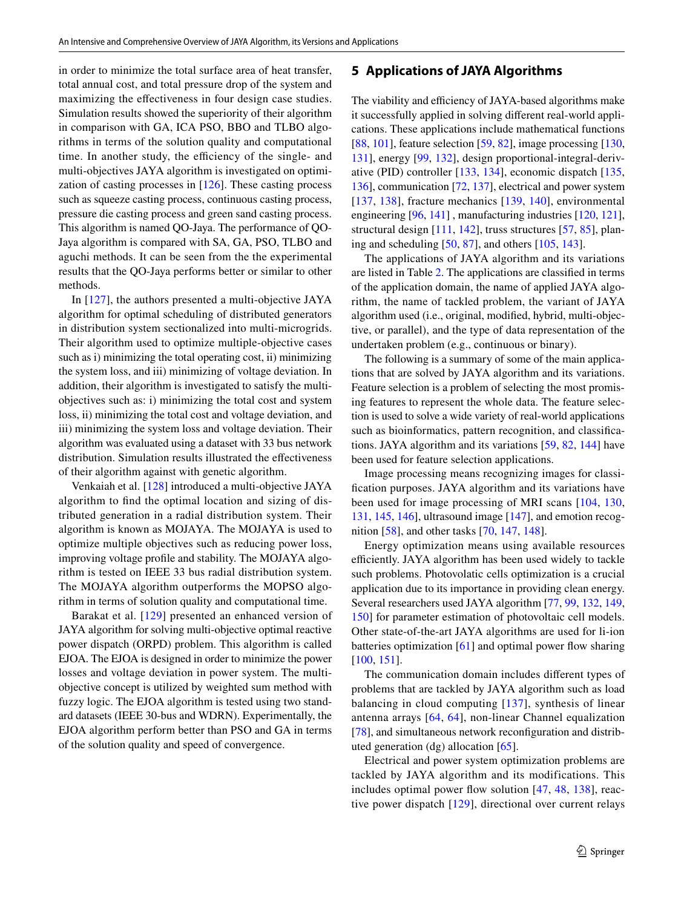in order to minimize the total surface area of heat transfer, total annual cost, and total pressure drop of the system and maximizing the effectiveness in four design case studies. Simulation results showed the superiority of their algorithm in comparison with GA, ICA PSO, BBO and TLBO algorithms in terms of the solution quality and computational time. In another study, the efficiency of the single- and multi-objectives JAYA algorithm is investigated on optimization of casting processes in [126]. These casting process such as squeeze casting process, continuous casting process, pressure die casting process and green sand casting process. This algorithm is named QO-Jaya. The performance of QO-Jaya algorithm is compared with SA, GA, PSO, TLBO and aguchi methods. It can be seen from the the experimental results that the QO-Jaya performs better or similar to other methods.

In [127], the authors presented a multi-objective JAYA algorithm for optimal scheduling of distributed generators in distribution system sectionalized into multi-microgrids. Their algorithm used to optimize multiple-objective cases such as i) minimizing the total operating cost, ii) minimizing the system loss, and iii) minimizing of voltage deviation. In addition, their algorithm is investigated to satisfy the multi-objectives such as: i) minimizing the total cost and system loss, ii) minimizing the total cost and voltage deviation, and iii) minimizing the system loss and voltage deviation. Their algorithm was evaluated using a dataset with 33 bus network distribution. Simulation results illustrated the effectiveness of their algorithm against with genetic algorithm.

Venkaiah et al. [128] introduced a multi-objective JAYA algorithm to find the optimal location and sizing of distributed generation in a radial distribution system. Their algorithm is known as MOJAYA. The MOJAYA is used to optimize multiple objectives such as reducing power loss, improving voltage profile and stability. The MOJAYA algorithm is tested on IEEE 33 bus radial distribution system. The MOJAYA algorithm outperforms the MOPSO algorithm in terms of solution quality and computational time.

Barakat et al. [129] presented an enhanced version of JAYA algorithm for solving multi-objective optimal reactive power dispatch (ORPD) problem. This algorithm is called EJOA. The EJOA is designed in order to minimize the power losses and voltage deviation in power system. The multi-objective concept is utilized by weighted sum method with fuzzy logic. The EJOA algorithm is tested using two standard datasets (IEEE 30-bus and WDRN). Experimentally, the EJOA algorithm perform better than PSO and GA in terms of the solution quality and speed of convergence.

## 5 Applications of JAYA Algorithms

The viability and efficiency of JAYA-based algorithms make it successfully applied in solving different real-world applications. These applications include mathematical functions [88, 101], feature selection [59, 82], image processing [130, 131], energy [99, 132], design proportional-integral-derivative (PID) controller [133, 134], economic dispatch [135, 136], communication [72, 137], electrical and power system [137, 138], fracture mechanics [139, 140], environmental engineering [96, 141] , manufacturing industries [120, 121], structural design [111, 142], truss structures [57, 85], planing and scheduling [50, 87], and others [105, 143].

The applications of JAYA algorithm and its variations are listed in Table 2. The applications are classified in terms of the application domain, the name of applied JAYA algorithm, the name of tackled problem, the variant of JAYA algorithm used (i.e., original, modified, hybrid, multi-objective, or parallel), and the type of data representation of the undertaken problem (e.g., continuous or binary).

The following is a summary of some of the main applications that are solved by JAYA algorithm and its variations. Feature selection is a problem of selecting the most promising features to represent the whole data. The feature selection is used to solve a wide variety of real-world applications such as bioinformatics, pattern recognition, and classifications. JAYA algorithm and its variations [59, 82, 144] have been used for feature selection applications.

Image processing means recognizing images for classification purposes. JAYA algorithm and its variations have been used for image processing of MRI scans [104, 130, 131, 145, 146], ultrasound image [147], and emotion recognition [58], and other tasks [70, 147, 148].

Energy optimization means using available resources efficiently. JAYA algorithm has been used widely to tackle such problems. Photovolatic cells optimization is a crucial application due to its importance in providing clean energy. Several researchers used JAYA algorithm [77, 99, 132, 149, 150] for parameter estimation of photovoltaic cell models. Other state-of-the-art JAYA algorithms are used for li-ion batteries optimization [61] and optimal power flow sharing [100, 151].

The communication domain includes different types of problems that are tackled by JAYA algorithm such as load balancing in cloud computing [137], synthesis of linear antenna arrays [64, 64], non-linear Channel equalization [78], and simultaneous network reconfiguration and distributed generation (dg) allocation [65].

Electrical and power system optimization problems are tackled by JAYA algorithm and its modifications. This includes optimal power flow solution [47, 48, 138], reactive power dispatch [129], directional over current relays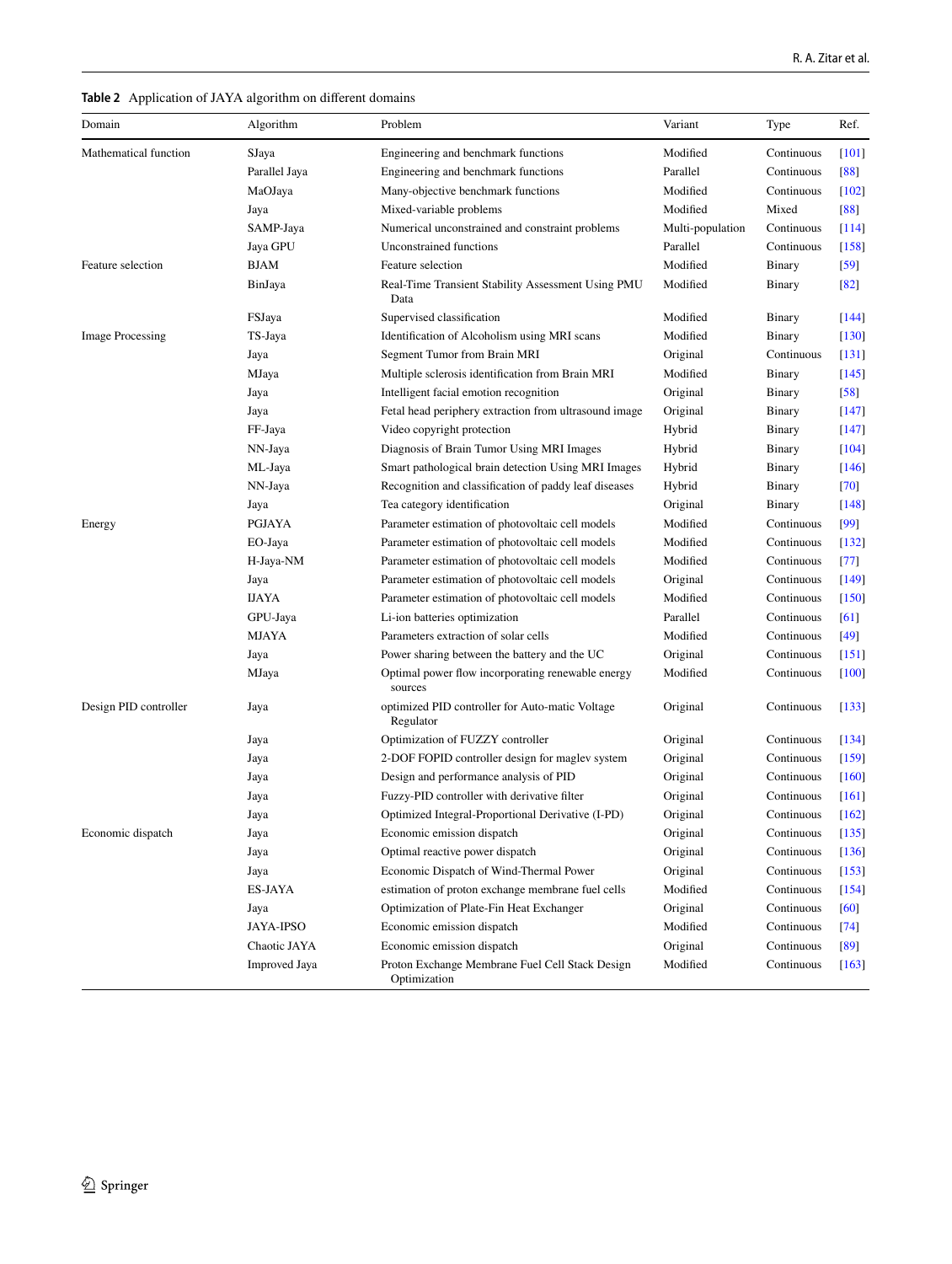**Table 2** Application of JAYA algorithm on different domains

| Domain | Algorithm | Problem | Variant | Type | Ref. |
|---|---|---|---|---|---|
| Mathematical function | SJaya | Engineering and benchmark functions | Modified | Continuous | [101] |
| | Parallel Jaya | Engineering and benchmark functions | Parallel | Continuous | [88] |
| | MaOJaya | Many-objective benchmark functions | Modified | Continuous | [102] |
| | Jaya | Mixed-variable problems | Modified | Mixed | [88] |
| | SAMP-Jaya | Numerical unconstrained and constraint problems | Multi-population | Continuous | [114] |
| | Jaya GPU | Unconstrained functions | Parallel | Continuous | [158] |
| Feature selection | BJAM | Feature selection | Modified | Binary | [59] |
| | BinJaya | Real-Time Transient Stability Assessment Using PMU Data | Modified | Binary | [82] |
| | FSJaya | Supervised classification | Modified | Binary | [144] |
| Image Processing | TS-Jaya | Identification of Alcoholism using MRI scans | Modified | Binary | [130] |
| | Jaya | Segment Tumor from Brain MRI | Original | Continuous | [131] |
| | MJaya | Multiple sclerosis identification from Brain MRI | Modified | Binary | [145] |
| | Jaya | Intelligent facial emotion recognition | Original | Binary | [58] |
| | Jaya | Fetal head periphery extraction from ultrasound image | Original | Binary | [147] |
| | FF-Jaya | Video copyright protection | Hybrid | Binary | [147] |
| | NN-Jaya | Diagnosis of Brain Tumor Using MRI Images | Hybrid | Binary | [104] |
| | ML-Jaya | Smart pathological brain detection Using MRI Images | Hybrid | Binary | [146] |
| | NN-Jaya | Recognition and classification of paddy leaf diseases | Hybrid | Binary | [70] |
| | Jaya | Tea category identification | Original | Binary | [148] |
| Energy | PGJAYA | Parameter estimation of photovoltaic cell models | Modified | Continuous | [99] |
| | EO-Jaya | Parameter estimation of photovoltaic cell models | Modified | Continuous | [132] |
| | H-Jaya-NM | Parameter estimation of photovoltaic cell models | Modified | Continuous | [77] |
| | Jaya | Parameter estimation of photovoltaic cell models | Original | Continuous | [149] |
| | IJAYA | Parameter estimation of photovoltaic cell models | Modified | Continuous | [150] |
| | GPU-Jaya | Li-ion batteries optimization | Parallel | Continuous | [61] |
| | MJAYA | Parameters extraction of solar cells | Modified | Continuous | [49] |
| | Jaya | Power sharing between the battery and the UC | Original | Continuous | [151] |
| | MJaya | Optimal power flow incorporating renewable energy sources | Modified | Continuous | [100] |
| Design PID controller | Jaya | optimized PID controller for Auto-matic Voltage Regulator | Original | Continuous | [133] |
| | Jaya | Optimization of FUZZY controller | Original | Continuous | [134] |
| | Jaya | 2-DOF FOPID controller design for maglev system | Original | Continuous | [159] |
| | Jaya | Design and performance analysis of PID | Original | Continuous | [160] |
| | Jaya | Fuzzy-PID controller with derivative filter | Original | Continuous | [161] |
| | Jaya | Optimized Integral-Proportional Derivative (I-PD) | Original | Continuous | [162] |
| Economic dispatch | Jaya | Economic emission dispatch | Original | Continuous | [135] |
| | Jaya | Optimal reactive power dispatch | Original | Continuous | [136] |
| | Jaya | Economic Dispatch of Wind-Thermal Power | Original | Continuous | [153] |
| | ES-JAYA | estimation of proton exchange membrane fuel cells | Modified | Continuous | [154] |
| | Jaya | Optimization of Plate-Fin Heat Exchanger | Original | Continuous | [60] |
| | JAYA-IPSO | Economic emission dispatch | Modified | Continuous | [74] |
| | Chaotic JAYA | Economic emission dispatch | Original | Continuous | [89] |
| | Improved Jaya | Proton Exchange Membrane Fuel Cell Stack Design Optimization | Modified | Continuous | [163] |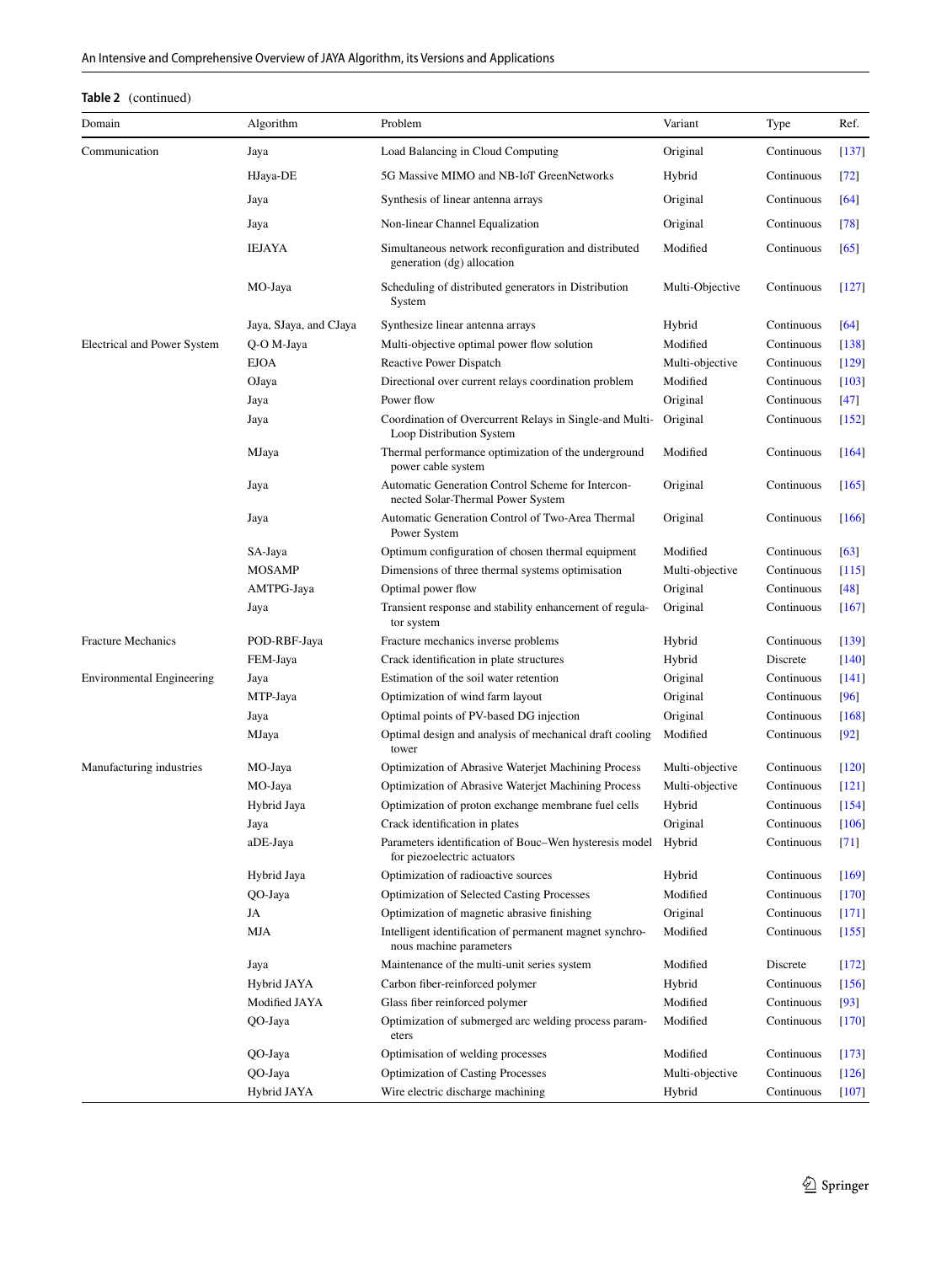**Table 2** (continued)

| Domain | Algorithm | Problem | Variant | Type | Ref. |
|---|---|---|---|---|---|
| Communication | Jaya | Load Balancing in Cloud Computing | Original | Continuous | [137] |
| | HJaya-DE | 5G Massive MIMO and NB-IoT GreenNetworks | Hybrid | Continuous | [72] |
| | Jaya | Synthesis of linear antenna arrays | Original | Continuous | [64] |
| | Jaya | Non-linear Channel Equalization | Original | Continuous | [78] |
| | IEJAYA | Simultaneous network reconfiguration and distributed generation (dg) allocation | Modified | Continuous | [65] |
| | MO-Jaya | Scheduling of distributed generators in Distribution System | Multi-Objective | Continuous | [127] |
| | Jaya, SJaya, and CJaya | Synthesize linear antenna arrays | Hybrid | Continuous | [64] |
| Electrical and Power System | Q-O M-Jaya | Multi-objective optimal power flow solution | Modified | Continuous | [138] |
| | EJOA | Reactive Power Dispatch | Multi-objective | Continuous | [129] |
| | OJaya | Directional over current relays coordination problem | Modified | Continuous | [103] |
| | Jaya | Power flow | Original | Continuous | [47] |
| | Jaya | Coordination of Overcurrent Relays in Single-and Multi-Loop Distribution System | Original | Continuous | [152] |
| | MJaya | Thermal performance optimization of the underground power cable system | Modified | Continuous | [164] |
| | Jaya | Automatic Generation Control Scheme for Interconnected Solar-Thermal Power System | Original | Continuous | [165] |
| | Jaya | Automatic Generation Control of Two-Area Thermal Power System | Original | Continuous | [166] |
| | SA-Jaya | Optimum configuration of chosen thermal equipment | Modified | Continuous | [63] |
| | MOSAMP | Dimensions of three thermal systems optimisation | Multi-objective | Continuous | [115] |
| | AMTPG-Jaya | Optimal power flow | Original | Continuous | [48] |
| | Jaya | Transient response and stability enhancement of regulator system | Original | Continuous | [167] |
| Fracture Mechanics | POD-RBF-Jaya | Fracture mechanics inverse problems | Hybrid | Continuous | [139] |
| | FEM-Jaya | Crack identification in plate structures | Hybrid | Discrete | [140] |
| Environmental Engineering | Jaya | Estimation of the soil water retention | Original | Continuous | [141] |
| | MTP-Jaya | Optimization of wind farm layout | Original | Continuous | [96] |
| | Jaya | Optimal points of PV-based DG injection | Original | Continuous | [168] |
| | MJaya | Optimal design and analysis of mechanical draft cooling tower | Modified | Continuous | [92] |
| Manufacturing industries | MO-Jaya | Optimization of Abrasive Waterjet Machining Process | Multi-objective | Continuous | [120] |
| | MO-Jaya | Optimization of Abrasive Waterjet Machining Process | Multi-objective | Continuous | [121] |
| | Hybrid Jaya | Optimization of proton exchange membrane fuel cells | Hybrid | Continuous | [154] |
| | Jaya | Crack identification in plates | Original | Continuous | [106] |
| | aDE-Jaya | Parameters identification of Bouc–Wen hysteresis model for piezoelectric actuators | Hybrid | Continuous | [71] |
| | Hybrid Jaya | Optimization of radioactive sources | Hybrid | Continuous | [169] |
| | QO-Jaya | Optimization of Selected Casting Processes | Modified | Continuous | [170] |
| | JA | Optimization of magnetic abrasive finishing | Original | Continuous | [171] |
| | MJA | Intelligent identification of permanent magnet synchronous machine parameters | Modified | Continuous | [155] |
| | Jaya | Maintenance of the multi-unit series system | Modified | Discrete | [172] |
| | Hybrid JAYA | Carbon fiber-reinforced polymer | Hybrid | Continuous | [156] |
| | Modified JAYA | Glass fiber reinforced polymer | Modified | Continuous | [93] |
| | QO-Jaya | Optimization of submerged arc welding process parameters | Modified | Continuous | [170] |
| | QO-Jaya | Optimisation of welding processes | Modified | Continuous | [173] |
| | QO-Jaya | Optimization of Casting Processes | Multi-objective | Continuous | [126] |
| | Hybrid JAYA | Wire electric discharge machining | Hybrid | Continuous | [107] |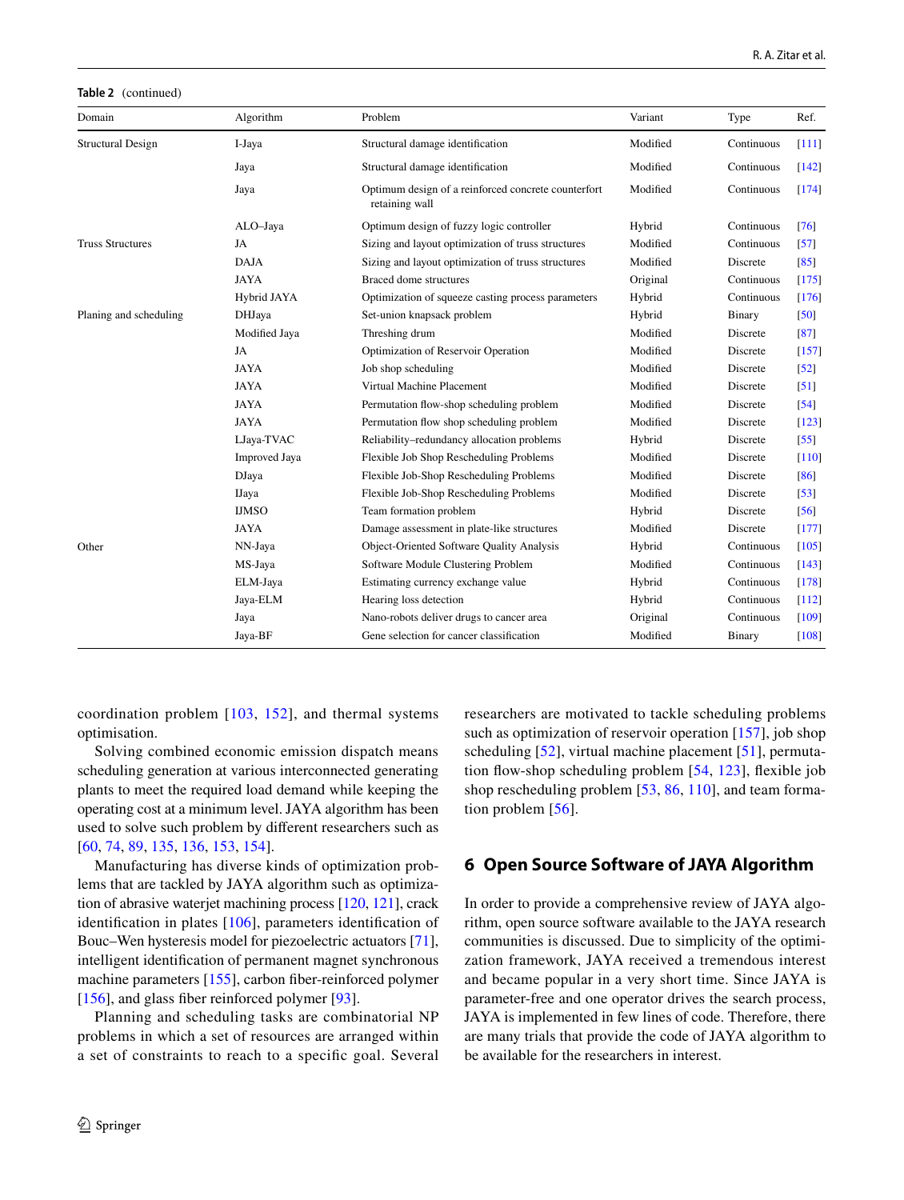**Table 2** (continued)

| Domain | Algorithm | Problem | Variant | Type | Ref. |
|---|---|---|---|---|---|
| Structural Design | I-Jaya | Structural damage identification | Modified | Continuous | [111] |
| | Jaya | Structural damage identification | Modified | Continuous | [142] |
| | Jaya | Optimum design of a reinforced concrete counterfort retaining wall | Modified | Continuous | [174] |
| | ALO–Jaya | Optimum design of fuzzy logic controller | Hybrid | Continuous | [76] |
| Truss Structures | JA | Sizing and layout optimization of truss structures | Modified | Continuous | [57] |
| | DAJA | Sizing and layout optimization of truss structures | Modified | Discrete | [85] |
| | JAYA | Braced dome structures | Original | Continuous | [175] |
| | Hybrid JAYA | Optimization of squeeze casting process parameters | Hybrid | Continuous | [176] |
| Planing and scheduling | DHJaya | Set-union knapsack problem | Hybrid | Binary | [50] |
| | Modified Jaya | Threshing drum | Modified | Discrete | [87] |
| | JA | Optimization of Reservoir Operation | Modified | Discrete | [157] |
| | JAYA | Job shop scheduling | Modified | Discrete | [52] |
| | JAYA | Virtual Machine Placement | Modified | Discrete | [51] |
| | JAYA | Permutation flow-shop scheduling problem | Modified | Discrete | [54] |
| | JAYA | Permutation flow shop scheduling problem | Modified | Discrete | [123] |
| | LJaya-TVAC | Reliability–redundancy allocation problems | Hybrid | Discrete | [55] |
| | Improved Jaya | Flexible Job Shop Rescheduling Problems | Modified | Discrete | [110] |
| | DJaya | Flexible Job-Shop Rescheduling Problems | Modified | Discrete | [86] |
| | IJaya | Flexible Job-Shop Rescheduling Problems | Modified | Discrete | [53] |
| | IJMSO | Team formation problem | Hybrid | Discrete | [56] |
| | JAYA | Damage assessment in plate-like structures | Modified | Discrete | [177] |
| Other | NN-Jaya | Object-Oriented Software Quality Analysis | Hybrid | Continuous | [105] |
| | MS-Jaya | Software Module Clustering Problem | Modified | Continuous | [143] |
| | ELM-Jaya | Estimating currency exchange value | Hybrid | Continuous | [178] |
| | Jaya-ELM | Hearing loss detection | Hybrid | Continuous | [112] |
| | Jaya | Nano-robots deliver drugs to cancer area | Original | Continuous | [109] |
| | Jaya-BF | Gene selection for cancer classification | Modified | Binary | [108] |

coordination problem [103, 152], and thermal systems optimisation.

Solving combined economic emission dispatch means scheduling generation at various interconnected generating plants to meet the required load demand while keeping the operating cost at a minimum level. JAYA algorithm has been used to solve such problem by different researchers such as [60, 74, 89, 135, 136, 153, 154].

Manufacturing has diverse kinds of optimization problems that are tackled by JAYA algorithm such as optimization of abrasive waterjet machining process [120, 121], crack identification in plates [106], parameters identification of Bouc–Wen hysteresis model for piezoelectric actuators [71], intelligent identification of permanent magnet synchronous machine parameters [155], carbon fiber-reinforced polymer [156], and glass fiber reinforced polymer [93].

Planning and scheduling tasks are combinatorial NP problems in which a set of resources are arranged within a set of constraints to reach to a specific goal. Several researchers are motivated to tackle scheduling problems such as optimization of reservoir operation [157], job shop scheduling [52], virtual machine placement [51], permutation flow-shop scheduling problem [54, 123], flexible job shop rescheduling problem [53, 86, 110], and team formation problem [56].

## 6 Open Source Software of JAYA Algorithm

In order to provide a comprehensive review of JAYA algorithm, open source software available to the JAYA research communities is discussed. Due to simplicity of the optimization framework, JAYA received a tremendous interest and became popular in a very short time. Since JAYA is parameter-free and one operator drives the search process, JAYA is implemented in few lines of code. Therefore, there are many trials that provide the code of JAYA algorithm to be available for the researchers in interest.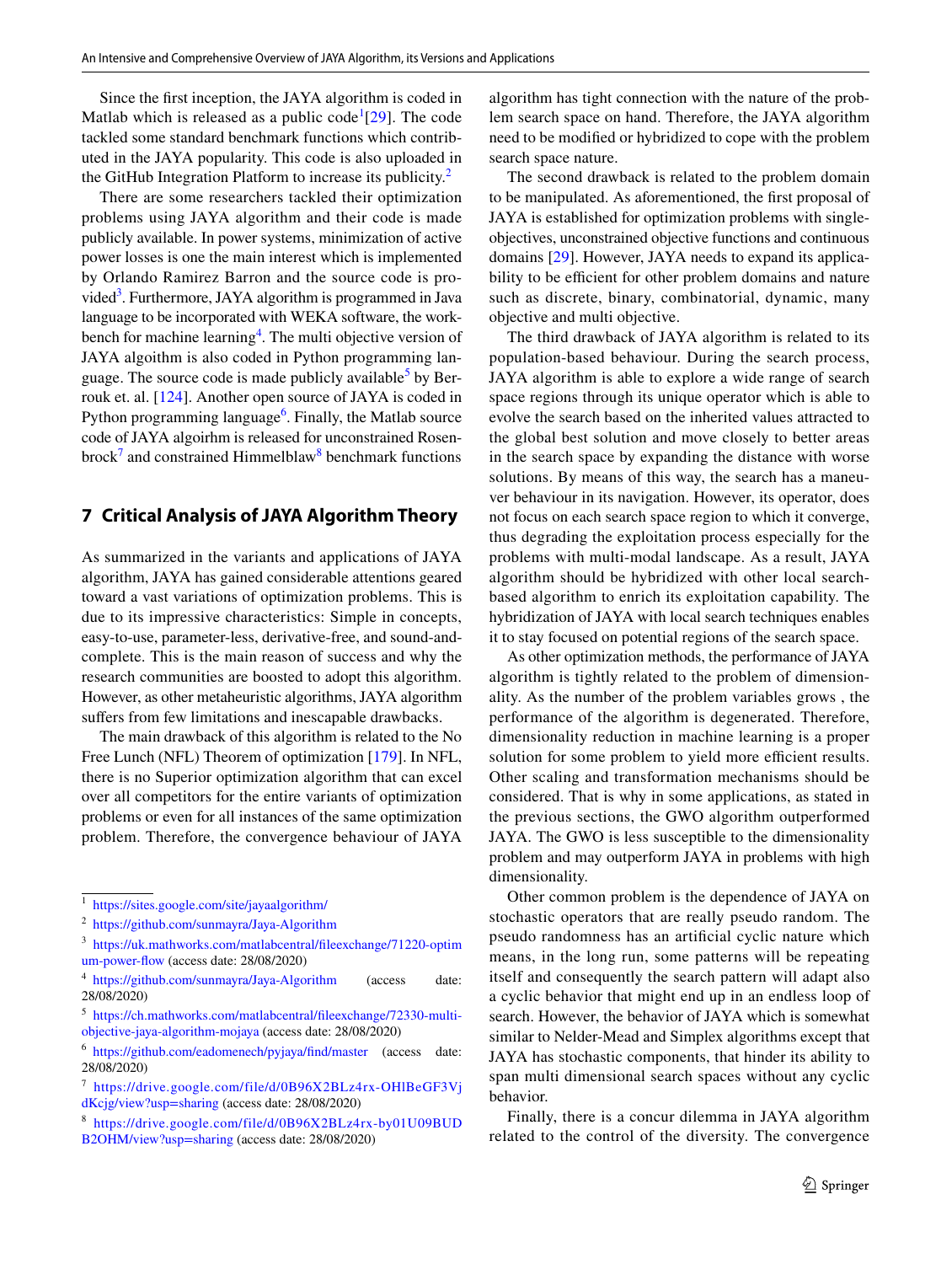Since the first inception, the JAYA algorithm is coded in Matlab which is released as a public code[1] [29]. The code tackled some standard benchmark functions which contributed in the JAYA popularity. This code is also uploaded in the GitHub Integration Platform to increase its publicity.[2]

There are some researchers tackled their optimization problems using JAYA algorithm and their code is made publicly available. In power systems, minimization of active power losses is one the main interest which is implemented by Orlando Ramirez Barron and the source code is provided[3]. Furthermore, JAYA algorithm is programmed in Java language to be incorporated with WEKA software, the workbench for machine learning[4]. The multi objective version of JAYA algoithm is also coded in Python programming language. The source code is made publicly available[5] by Berrouk et. al. [124]. Another open source of JAYA is coded in Python programming language[6]. Finally, the Matlab source code of JAYA algoirhm is released for unconstrained Rosenbrock[7] and constrained Himmelblaw[8] benchmark functions

## 7 Critical Analysis of JAYA Algorithm Theory

As summarized in the variants and applications of JAYA algorithm, JAYA has gained considerable attentions geared toward a vast variations of optimization problems. This is due to its impressive characteristics: Simple in concepts, easy-to-use, parameter-less, derivative-free, and sound-and-complete. This is the main reason of success and why the research communities are boosted to adopt this algorithm. However, as other metaheuristic algorithms, JAYA algorithm suffers from few limitations and inescapable drawbacks.

The main drawback of this algorithm is related to the No Free Lunch (NFL) Theorem of optimization [179]. In NFL, there is no Superior optimization algorithm that can excel over all competitors for the entire variants of optimization problems or even for all instances of the same optimization problem. Therefore, the convergence behaviour of JAYA algorithm has tight connection with the nature of the problem search space on hand. Therefore, the JAYA algorithm need to be modified or hybridized to cope with the problem search space nature.

The second drawback is related to the problem domain to be manipulated. As aforementioned, the first proposal of JAYA is established for optimization problems with single-objectives, unconstrained objective functions and continuous domains [29]. However, JAYA needs to expand its applicability to be efficient for other problem domains and nature such as discrete, binary, combinatorial, dynamic, many objective and multi objective.

The third drawback of JAYA algorithm is related to its population-based behaviour. During the search process, JAYA algorithm is able to explore a wide range of search space regions through its unique operator which is able to evolve the search based on the inherited values attracted to the global best solution and move closely to better areas in the search space by expanding the distance with worse solutions. By means of this way, the search has a maneuver behaviour in its navigation. However, its operator, does not focus on each search space region to which it converge, thus degrading the exploitation process especially for the problems with multi-modal landscape. As a result, JAYA algorithm should be hybridized with other local search-based algorithm to enrich its exploitation capability. The hybridization of JAYA with local search techniques enables it to stay focused on potential regions of the search space.

As other optimization methods, the performance of JAYA algorithm is tightly related to the problem of dimensionality. As the number of the problem variables grows , the performance of the algorithm is degenerated. Therefore, dimensionality reduction in machine learning is a proper solution for some problem to yield more efficient results. Other scaling and transformation mechanisms should be considered. That is why in some applications, as stated in the previous sections, the GWO algorithm outperformed JAYA. The GWO is less susceptible to the dimensionality problem and may outperform JAYA in problems with high dimensionality.

Other common problem is the dependence of JAYA on stochastic operators that are really pseudo random. The pseudo randomness has an artificial cyclic nature which means, in the long run, some patterns will be repeating itself and consequently the search pattern will adapt also a cyclic behavior that might end up in an endless loop of search. However, the behavior of JAYA which is somewhat similar to Nelder-Mead and Simplex algorithms except that JAYA has stochastic components, that hinder its ability to span multi dimensional search spaces without any cyclic behavior.

Finally, there is a concur dilemma in JAYA algorithm related to the control of the diversity. The convergence

---

[1] https://sites.google.com/site/jayaalgorithm/

[2] https://github.com/sunmayra/Jaya-Algorithm

[3] https://uk.mathworks.com/matlabcentral/fileexchange/71220-optimum-power-flow (access date: 28/08/2020)

[4] https://github.com/sunmayra/Jaya-Algorithm (access date: 28/08/2020)

[5] https://ch.mathworks.com/matlabcentral/fileexchange/72330-multi-objective-jaya-algorithm-mojaya (access date: 28/08/2020)

[6] https://github.com/eadomenech/pyjaya/find/master (access date: 28/08/2020)

[7] https://drive.google.com/file/d/0B96X2BLz4rx-OHlBeGF3VjdKcjg/view?usp=sharing (access date: 28/08/2020)

[8] https://drive.google.com/file/d/0B96X2BLz4rx-by01U09BUDB2OHM/view?usp=sharing (access date: 28/08/2020)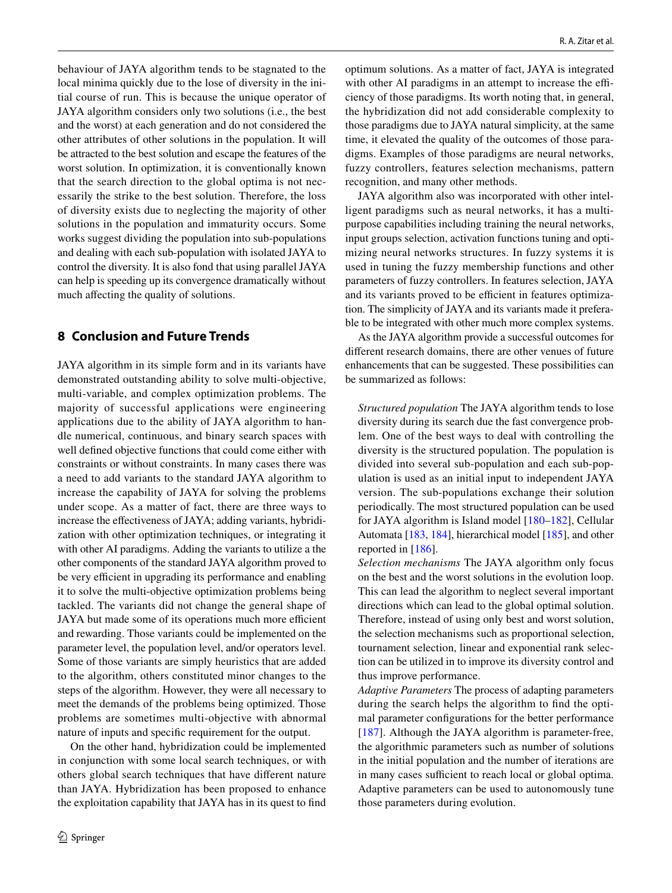behaviour of JAYA algorithm tends to be stagnated to the local minima quickly due to the lose of diversity in the initial course of run. This is because the unique operator of JAYA algorithm considers only two solutions (i.e., the best and the worst) at each generation and do not considered the other attributes of other solutions in the population. It will be attracted to the best solution and escape the features of the worst solution. In optimization, it is conventionally known that the search direction to the global optima is not necessarily the strike to the best solution. Therefore, the loss of diversity exists due to neglecting the majority of other solutions in the population and immaturity occurs. Some works suggest dividing the population into sub-populations and dealing with each sub-population with isolated JAYA to control the diversity. It is also fond that using parallel JAYA can help is speeding up its convergence dramatically without much affecting the quality of solutions.

## 8 Conclusion and Future Trends

JAYA algorithm in its simple form and in its variants have demonstrated outstanding ability to solve multi-objective, multi-variable, and complex optimization problems. The majority of successful applications were engineering applications due to the ability of JAYA algorithm to handle numerical, continuous, and binary search spaces with well defined objective functions that could come either with constraints or without constraints. In many cases there was a need to add variants to the standard JAYA algorithm to increase the capability of JAYA for solving the problems under scope. As a matter of fact, there are three ways to increase the effectiveness of JAYA; adding variants, hybridization with other optimization techniques, or integrating it with other AI paradigms. Adding the variants to utilize a the other components of the standard JAYA algorithm proved to be very efficient in upgrading its performance and enabling it to solve the multi-objective optimization problems being tackled. The variants did not change the general shape of JAYA but made some of its operations much more efficient and rewarding. Those variants could be implemented on the parameter level, the population level, and/or operators level. Some of those variants are simply heuristics that are added to the algorithm, others constituted minor changes to the steps of the algorithm. However, they were all necessary to meet the demands of the problems being optimized. Those problems are sometimes multi-objective with abnormal nature of inputs and specific requirement for the output.

On the other hand, hybridization could be implemented in conjunction with some local search techniques, or with others global search techniques that have different nature than JAYA. Hybridization has been proposed to enhance the exploitation capability that JAYA has in its quest to find optimum solutions. As a matter of fact, JAYA is integrated with other AI paradigms in an attempt to increase the efficiency of those paradigms. Its worth noting that, in general, the hybridization did not add considerable complexity to those paradigms due to JAYA natural simplicity, at the same time, it elevated the quality of the outcomes of those paradigms. Examples of those paradigms are neural networks, fuzzy controllers, features selection mechanisms, pattern recognition, and many other methods.

JAYA algorithm also was incorporated with other intelligent paradigms such as neural networks, it has a multipurpose capabilities including training the neural networks, input groups selection, activation functions tuning and optimizing neural networks structures. In fuzzy systems it is used in tuning the fuzzy membership functions and other parameters of fuzzy controllers. In features selection, JAYA and its variants proved to be efficient in features optimization. The simplicity of JAYA and its variants made it preferable to be integrated with other much more complex systems.

As the JAYA algorithm provide a successful outcomes for different research domains, there are other venues of future enhancements that can be suggested. These possibilities can be summarized as follows:

*Structured population* The JAYA algorithm tends to lose diversity during its search due the fast convergence problem. One of the best ways to deal with controlling the diversity is the structured population. The population is divided into several sub-population and each sub-population is used as an initial input to independent JAYA version. The sub-populations exchange their solution periodically. The most structured population can be used for JAYA algorithm is Island model [180–182], Cellular Automata [183, 184], hierarchical model [185], and other reported in [186].

*Selection mechanisms* The JAYA algorithm only focus on the best and the worst solutions in the evolution loop. This can lead the algorithm to neglect several important directions which can lead to the global optimal solution. Therefore, instead of using only best and worst solution, the selection mechanisms such as proportional selection, tournament selection, linear and exponential rank selection can be utilized in to improve its diversity control and thus improve performance.

*Adaptive Parameters* The process of adapting parameters during the search helps the algorithm to find the optimal parameter configurations for the better performance [187]. Although the JAYA algorithm is parameter-free, the algorithmic parameters such as number of solutions in the initial population and the number of iterations are in many cases sufficient to reach local or global optima. Adaptive parameters can be used to autonomously tune those parameters during evolution.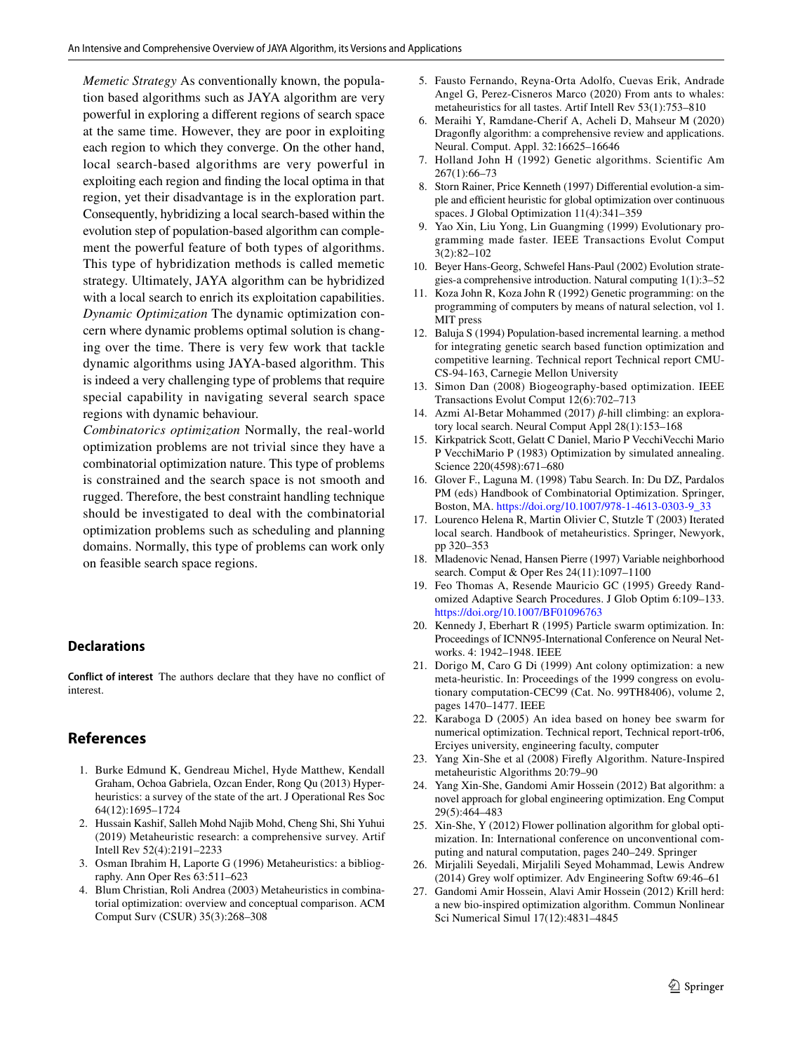*Memetic Strategy* As conventionally known, the population based algorithms such as JAYA algorithm are very powerful in exploring a different regions of search space at the same time. However, they are poor in exploiting each region to which they converge. On the other hand, local search-based algorithms are very powerful in exploiting each region and finding the local optima in that region, yet their disadvantage is in the exploration part. Consequently, hybridizing a local search-based within the evolution step of population-based algorithm can complement the powerful feature of both types of algorithms. This type of hybridization methods is called memetic strategy. Ultimately, JAYA algorithm can be hybridized with a local search to enrich its exploitation capabilities.

*Dynamic Optimization* The dynamic optimization concern where dynamic problems optimal solution is changing over the time. There is very few work that tackle dynamic algorithms using JAYA-based algorithm. This is indeed a very challenging type of problems that require special capability in navigating several search space regions with dynamic behaviour.

*Combinatorics optimization* Normally, the real-world optimization problems are not trivial since they have a combinatorial optimization nature. This type of problems is constrained and the search space is not smooth and rugged. Therefore, the best constraint handling technique should be investigated to deal with the combinatorial optimization problems such as scheduling and planning domains. Normally, this type of problems can work only on feasible search space regions.

## Declarations

**Conflict of interest** The authors declare that they have no conflict of interest.

## References

1. Burke Edmund K, Gendreau Michel, Hyde Matthew, Kendall Graham, Ochoa Gabriela, Ozcan Ender, Rong Qu (2013) Hyper-heuristics: a survey of the state of the art. J Operational Res Soc 64(12):1695–1724
2. Hussain Kashif, Salleh Mohd Najib Mohd, Cheng Shi, Shi Yuhui (2019) Metaheuristic research: a comprehensive survey. Artif Intell Rev 52(4):2191–2233
3. Osman Ibrahim H, Laporte G (1996) Metaheuristics: a bibliography. Ann Oper Res 63:511–623
4. Blum Christian, Roli Andrea (2003) Metaheuristics in combinatorial optimization: overview and conceptual comparison. ACM Comput Surv (CSUR) 35(3):268–308
5. Fausto Fernando, Reyna-Orta Adolfo, Cuevas Erik, Andrade Angel G, Perez-Cisneros Marco (2020) From ants to whales: metaheuristics for all tastes. Artif Intell Rev 53(1):753–810
6. Meraihi Y, Ramdane-Cherif A, Acheli D, Mahseur M (2020) Dragonfly algorithm: a comprehensive review and applications. Neural. Comput. Appl. 32:16625–16646
7. Holland John H (1992) Genetic algorithms. Scientific Am 267(1):66–73
8. Storn Rainer, Price Kenneth (1997) Differential evolution-a simple and efficient heuristic for global optimization over continuous spaces. J Global Optimization 11(4):341–359
9. Yao Xin, Liu Yong, Lin Guangming (1999) Evolutionary programming made faster. IEEE Transactions Evolut Comput 3(2):82–102
10. Beyer Hans-Georg, Schwefel Hans-Paul (2002) Evolution strategies-a comprehensive introduction. Natural computing 1(1):3–52
11. Koza John R, Koza John R (1992) Genetic programming: on the programming of computers by means of natural selection, vol 1. MIT press
12. Baluja S (1994) Population-based incremental learning. a method for integrating genetic search based function optimization and competitive learning. Technical report Technical report CMU-CS-94-163, Carnegie Mellon University
13. Simon Dan (2008) Biogeography-based optimization. IEEE Transactions Evolut Comput 12(6):702–713
14. Azmi Al-Betar Mohammed (2017) $\beta$-hill climbing: an exploratory local search. Neural Comput Appl 28(1):153–168
15. Kirkpatrick Scott, Gelatt C Daniel, Mario P VecchiVecchi Mario P VecchiMario P (1983) Optimization by simulated annealing. Science 220(4598):671–680
16. Glover F., Laguna M. (1998) Tabu Search. In: Du DZ, Pardalos PM (eds) Handbook of Combinatorial Optimization. Springer, Boston, MA. https://doi.org/10.1007/978-1-4613-0303-9_33
17. Lourenco Helena R, Martin Olivier C, Stutzle T (2003) Iterated local search. Handbook of metaheuristics. Springer, Newyork, pp 320–353
18. Mladenovic Nenad, Hansen Pierre (1997) Variable neighborhood search. Comput & Oper Res 24(11):1097–1100
19. Feo Thomas A, Resende Mauricio GC (1995) Greedy Randomized Adaptive Search Procedures. J Glob Optim 6:109–133. https://doi.org/10.1007/BF01096763
20. Kennedy J, Eberhart R (1995) Particle swarm optimization. In: Proceedings of ICNN95-International Conference on Neural Networks. 4: 1942–1948. IEEE
21. Dorigo M, Caro G Di (1999) Ant colony optimization: a new meta-heuristic. In: Proceedings of the 1999 congress on evolutionary computation-CEC99 (Cat. No. 99TH8406), volume 2, pages 1470–1477. IEEE
22. Karaboga D (2005) An idea based on honey bee swarm for numerical optimization. Technical report, Technical report-tr06, Erciyes university, engineering faculty, computer
23. Yang Xin-She et al (2008) Firefly Algorithm. Nature-Inspired metaheuristic Algorithms 20:79–90
24. Yang Xin-She, Gandomi Amir Hossein (2012) Bat algorithm: a novel approach for global engineering optimization. Eng Comput 29(5):464–483
25. Xin-She, Y (2012) Flower pollination algorithm for global optimization. In: International conference on unconventional computing and natural computation, pages 240–249. Springer
26. Mirjalili Seyedali, Mirjalili Seyed Mohammad, Lewis Andrew (2014) Grey wolf optimizer. Adv Engineering Softw 69:46–61
27. Gandomi Amir Hossein, Alavi Amir Hossein (2012) Krill herd: a new bio-inspired optimization algorithm. Commun Nonlinear Sci Numerical Simul 17(12):4831–4845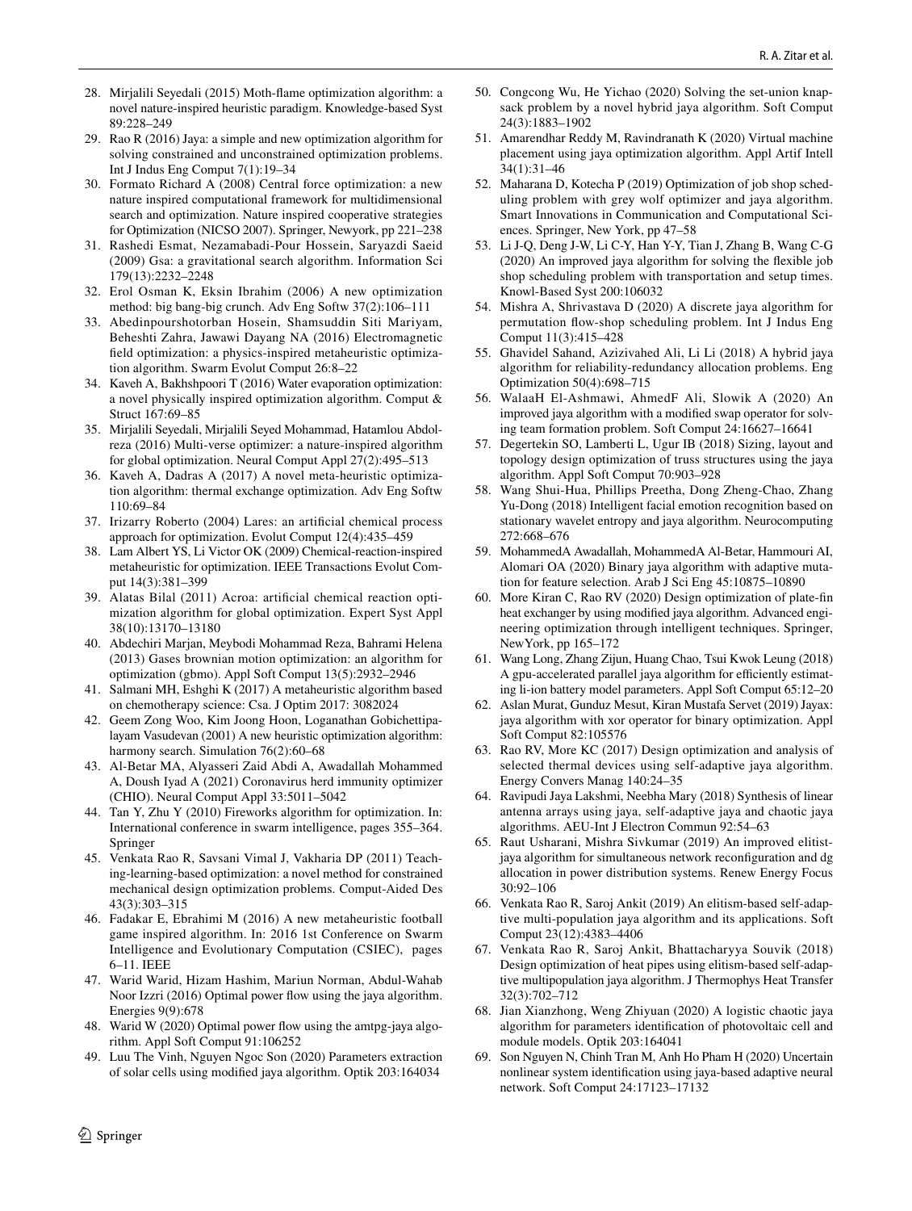28. Mirjalili Seyedali (2015) Moth-flame optimization algorithm: a novel nature-inspired heuristic paradigm. Knowledge-based Syst 89:228–249
29. Rao R (2016) Jaya: a simple and new optimization algorithm for solving constrained and unconstrained optimization problems. Int J Indus Eng Comput 7(1):19–34
30. Formato Richard A (2008) Central force optimization: a new nature inspired computational framework for multidimensional search and optimization. Nature inspired cooperative strategies for Optimization (NICSO 2007). Springer, Newyork, pp 221–238
31. Rashedi Esmat, Nezamabadi-Pour Hossein, Saryazdi Saeid (2009) Gsa: a gravitational search algorithm. Information Sci 179(13):2232–2248
32. Erol Osman K, Eksin Ibrahim (2006) A new optimization method: big bang-big crunch. Adv Eng Softw 37(2):106–111
33. Abedinpourshotorban Hosein, Shamsuddin Siti Mariyam, Beheshti Zahra, Jawawi Dayang NA (2016) Electromagnetic field optimization: a physics-inspired metaheuristic optimization algorithm. Swarm Evolut Comput 26:8–22
34. Kaveh A, Bakhshpoori T (2016) Water evaporation optimization: a novel physically inspired optimization algorithm. Comput & Struct 167:69–85
35. Mirjalili Seyedali, Mirjalili Seyed Mohammad, Hatamlou Abdolreza (2016) Multi-verse optimizer: a nature-inspired algorithm for global optimization. Neural Comput Appl 27(2):495–513
36. Kaveh A, Dadras A (2017) A novel meta-heuristic optimization algorithm: thermal exchange optimization. Adv Eng Softw 110:69–84
37. Irizarry Roberto (2004) Lares: an artificial chemical process approach for optimization. Evolut Comput 12(4):435–459
38. Lam Albert YS, Li Victor OK (2009) Chemical-reaction-inspired metaheuristic for optimization. IEEE Transactions Evolut Comput 14(3):381–399
39. Alatas Bilal (2011) Acroa: artificial chemical reaction optimization algorithm for global optimization. Expert Syst Appl 38(10):13170–13180
40. Abdechiri Marjan, Meybodi Mohammad Reza, Bahrami Helena (2013) Gases brownian motion optimization: an algorithm for optimization (gbmo). Appl Soft Comput 13(5):2932–2946
41. Salmani MH, Eshghi K (2017) A metaheuristic algorithm based on chemotherapy science: Csa. J Optim 2017: 3082024
42. Geem Zong Woo, Kim Joong Hoon, Loganathan Gobichettipalayam Vasudevan (2001) A new heuristic optimization algorithm: harmony search. Simulation 76(2):60–68
43. Al-Betar MA, Alyasseri Zaid Abdi A, Awadallah Mohammed A, Doush Iyad A (2021) Coronavirus herd immunity optimizer (CHIO). Neural Comput Appl 33:5011–5042
44. Tan Y, Zhu Y (2010) Fireworks algorithm for optimization. In: International conference in swarm intelligence, pages 355–364. Springer
45. Venkata Rao R, Savsani Vimal J, Vakharia DP (2011) Teaching-learning-based optimization: a novel method for constrained mechanical design optimization problems. Comput-Aided Des 43(3):303–315
46. Fadakar E, Ebrahimi M (2016) A new metaheuristic football game inspired algorithm. In: 2016 1st Conference on Swarm Intelligence and Evolutionary Computation (CSIEC), pages 6–11. IEEE
47. Warid Warid, Hizam Hashim, Mariun Norman, Abdul-Wahab Noor Izzri (2016) Optimal power flow using the jaya algorithm. Energies 9(9):678
48. Warid W (2020) Optimal power flow using the amtpg-jaya algorithm. Appl Soft Comput 91:106252
49. Luu The Vinh, Nguyen Ngoc Son (2020) Parameters extraction of solar cells using modified jaya algorithm. Optik 203:164034
50. Congcong Wu, He Yichao (2020) Solving the set-union knapsack problem by a novel hybrid jaya algorithm. Soft Comput 24(3):1883–1902
51. Amarendhar Reddy M, Ravindranath K (2020) Virtual machine placement using jaya optimization algorithm. Appl Artif Intell 34(1):31–46
52. Maharana D, Kotecha P (2019) Optimization of job shop scheduling problem with grey wolf optimizer and jaya algorithm. Smart Innovations in Communication and Computational Sciences. Springer, New York, pp 47–58
53. Li J-Q, Deng J-W, Li C-Y, Han Y-Y, Tian J, Zhang B, Wang C-G (2020) An improved jaya algorithm for solving the flexible job shop scheduling problem with transportation and setup times. Knowl-Based Syst 200:106032
54. Mishra A, Shrivastava D (2020) A discrete jaya algorithm for permutation flow-shop scheduling problem. Int J Indus Eng Comput 11(3):415–428
55. Ghavidel Sahand, Azizivahed Ali, Li Li (2018) A hybrid jaya algorithm for reliability-redundancy allocation problems. Eng Optimization 50(4):698–715
56. WalaaH El-Ashmawi, AhmedF Ali, Slowik A (2020) An improved jaya algorithm with a modified swap operator for solving team formation problem. Soft Comput 24:16627–16641
57. Degertekin SO, Lamberti L, Ugur IB (2018) Sizing, layout and topology design optimization of truss structures using the jaya algorithm. Appl Soft Comput 70:903–928
58. Wang Shui-Hua, Phillips Preetha, Dong Zheng-Chao, Zhang Yu-Dong (2018) Intelligent facial emotion recognition based on stationary wavelet entropy and jaya algorithm. Neurocomputing 272:668–676
59. MohammedA Awadallah, MohammedA Al-Betar, Hammouri AI, Alomari OA (2020) Binary jaya algorithm with adaptive mutation for feature selection. Arab J Sci Eng 45:10875–10890
60. More Kiran C, Rao RV (2020) Design optimization of plate-fin heat exchanger by using modified jaya algorithm. Advanced engineering optimization through intelligent techniques. Springer, NewYork, pp 165–172
61. Wang Long, Zhang Zijun, Huang Chao, Tsui Kwok Leung (2018) A gpu-accelerated parallel jaya algorithm for efficiently estimating li-ion battery model parameters. Appl Soft Comput 65:12–20
62. Aslan Murat, Gunduz Mesut, Kiran Mustafa Servet (2019) Jayax: jaya algorithm with xor operator for binary optimization. Appl Soft Comput 82:105576
63. Rao RV, More KC (2017) Design optimization and analysis of selected thermal devices using self-adaptive jaya algorithm. Energy Convers Manag 140:24–35
64. Ravipudi Jaya Lakshmi, Neebha Mary (2018) Synthesis of linear antenna arrays using jaya, self-adaptive jaya and chaotic jaya algorithms. AEU-Int J Electron Commun 92:54–63
65. Raut Usharani, Mishra Sivkumar (2019) An improved elitist-jaya algorithm for simultaneous network reconfiguration and dg allocation in power distribution systems. Renew Energy Focus 30:92–106
66. Venkata Rao R, Saroj Ankit (2019) An elitism-based self-adaptive multi-population jaya algorithm and its applications. Soft Comput 23(12):4383–4406
67. Venkata Rao R, Saroj Ankit, Bhattacharyya Souvik (2018) Design optimization of heat pipes using elitism-based self-adaptive multipopulation jaya algorithm. J Thermophys Heat Transfer 32(3):702–712
68. Jian Xianzhong, Weng Zhiyuan (2020) A logistic chaotic jaya algorithm for parameters identification of photovoltaic cell and module models. Optik 203:164041
69. Son Nguyen N, Chinh Tran M, Anh Ho Pham H (2020) Uncertain nonlinear system identification using jaya-based adaptive neural network. Soft Comput 24:17123–17132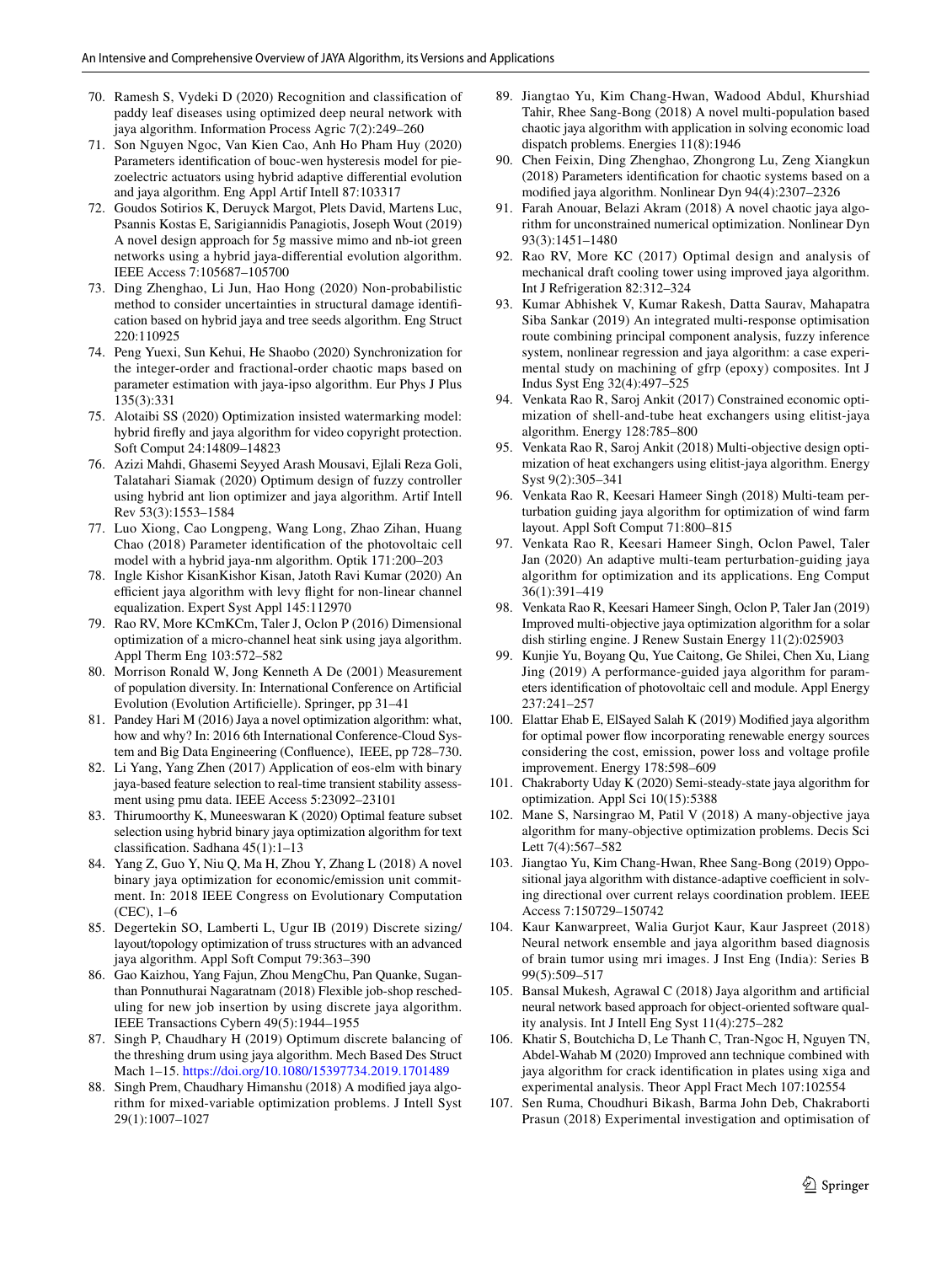70. Ramesh S, Vydeki D (2020) Recognition and classification of paddy leaf diseases using optimized deep neural network with jaya algorithm. Information Process Agric 7(2):249–260
71. Son Nguyen Ngoc, Van Kien Cao, Anh Ho Pham Huy (2020) Parameters identification of bouc-wen hysteresis model for piezoelectric actuators using hybrid adaptive differential evolution and jaya algorithm. Eng Appl Artif Intell 87:103317
72. Goudos Sotirios K, Deruyck Margot, Plets David, Martens Luc, Psannis Kostas E, Sarigiannidis Panagiotis, Joseph Wout (2019) A novel design approach for 5g massive mimo and nb-iot green networks using a hybrid jaya-differential evolution algorithm. IEEE Access 7:105687–105700
73. Ding Zhenghao, Li Jun, Hao Hong (2020) Non-probabilistic method to consider uncertainties in structural damage identification based on hybrid jaya and tree seeds algorithm. Eng Struct 220:110925
74. Peng Yuexi, Sun Kehui, He Shaobo (2020) Synchronization for the integer-order and fractional-order chaotic maps based on parameter estimation with jaya-ipso algorithm. Eur Phys J Plus 135(3):331
75. Alotaibi SS (2020) Optimization insisted watermarking model: hybrid firefly and jaya algorithm for video copyright protection. Soft Comput 24:14809–14823
76. Azizi Mahdi, Ghasemi Seyyed Arash Mousavi, Ejlali Reza Goli, Talatahari Siamak (2020) Optimum design of fuzzy controller using hybrid ant lion optimizer and jaya algorithm. Artif Intell Rev 53(3):1553–1584
77. Luo Xiong, Cao Longpeng, Wang Long, Zhao Zihan, Huang Chao (2018) Parameter identification of the photovoltaic cell model with a hybrid jaya-nm algorithm. Optik 171:200–203
78. Ingle Kishor KisanKishor Kisan, Jatoth Ravi Kumar (2020) An efficient jaya algorithm with levy flight for non-linear channel equalization. Expert Syst Appl 145:112970
79. Rao RV, More KCmKCm, Taler J, Oclon P (2016) Dimensional optimization of a micro-channel heat sink using jaya algorithm. Appl Therm Eng 103:572–582
80. Morrison Ronald W, Jong Kenneth A De (2001) Measurement of population diversity. In: International Conference on Artificial Evolution (Evolution Artificielle). Springer, pp 31–41
81. Pandey Hari M (2016) Jaya a novel optimization algorithm: what, how and why? In: 2016 6th International Conference-Cloud System and Big Data Engineering (Confluence), IEEE, pp 728–730.
82. Li Yang, Yang Zhen (2017) Application of eos-elm with binary jaya-based feature selection to real-time transient stability assessment using pmu data. IEEE Access 5:23092–23101
83. Thirumoorthy K, Muneeswaran K (2020) Optimal feature subset selection using hybrid binary jaya optimization algorithm for text classification. Sadhana 45(1):1–13
84. Yang Z, Guo Y, Niu Q, Ma H, Zhou Y, Zhang L (2018) A novel binary jaya optimization for economic/emission unit commitment. In: 2018 IEEE Congress on Evolutionary Computation (CEC), 1–6
85. Degertekin SO, Lamberti L, Ugur IB (2019) Discrete sizing/layout/topology optimization of truss structures with an advanced jaya algorithm. Appl Soft Comput 79:363–390
86. Gao Kaizhou, Yang Fajun, Zhou MengChu, Pan Quanke, Suganthan Ponnuthurai Nagaratnam (2018) Flexible job-shop rescheduling for new job insertion by using discrete jaya algorithm. IEEE Transactions Cybern 49(5):1944–1955
87. Singh P, Chaudhary H (2019) Optimum discrete balancing of the threshing drum using jaya algorithm. Mech Based Des Struct Mach 1–15. https://doi.org/10.1080/15397734.2019.1701489
88. Singh Prem, Chaudhary Himanshu (2018) A modified jaya algorithm for mixed-variable optimization problems. J Intell Syst 29(1):1007–1027
89. Jiangtao Yu, Kim Chang-Hwan, Wadood Abdul, Khurshiad Tahir, Rhee Sang-Bong (2018) A novel multi-population based chaotic jaya algorithm with application in solving economic load dispatch problems. Energies 11(8):1946
90. Chen Feixin, Ding Zhenghao, Zhongrong Lu, Zeng Xiangkun (2018) Parameters identification for chaotic systems based on a modified jaya algorithm. Nonlinear Dyn 94(4):2307–2326
91. Farah Anouar, Belazi Akram (2018) A novel chaotic jaya algorithm for unconstrained numerical optimization. Nonlinear Dyn 93(3):1451–1480
92. Rao RV, More KC (2017) Optimal design and analysis of mechanical draft cooling tower using improved jaya algorithm. Int J Refrigeration 82:312–324
93. Kumar Abhishek V, Kumar Rakesh, Datta Saurav, Mahapatra Siba Sankar (2019) An integrated multi-response optimisation route combining principal component analysis, fuzzy inference system, nonlinear regression and jaya algorithm: a case experimental study on machining of gfrp (epoxy) composites. Int J Indus Syst Eng 32(4):497–525
94. Venkata Rao R, Saroj Ankit (2017) Constrained economic optimization of shell-and-tube heat exchangers using elitist-jaya algorithm. Energy 128:785–800
95. Venkata Rao R, Saroj Ankit (2018) Multi-objective design optimization of heat exchangers using elitist-jaya algorithm. Energy Syst 9(2):305–341
96. Venkata Rao R, Keesari Hameer Singh (2018) Multi-team perturbation guiding jaya algorithm for optimization of wind farm layout. Appl Soft Comput 71:800–815
97. Venkata Rao R, Keesari Hameer Singh, Oclon Pawel, Taler Jan (2020) An adaptive multi-team perturbation-guiding jaya algorithm for optimization and its applications. Eng Comput 36(1):391–419
98. Venkata Rao R, Keesari Hameer Singh, Oclon P, Taler Jan (2019) Improved multi-objective jaya optimization algorithm for a solar dish stirling engine. J Renew Sustain Energy 11(2):025903
99. Kunjie Yu, Boyang Qu, Yue Caitong, Ge Shilei, Chen Xu, Liang Jing (2019) A performance-guided jaya algorithm for parameters identification of photovoltaic cell and module. Appl Energy 237:241–257
100. Elattar Ehab E, ElSayed Salah K (2019) Modified jaya algorithm for optimal power flow incorporating renewable energy sources considering the cost, emission, power loss and voltage profile improvement. Energy 178:598–609
101. Chakraborty Uday K (2020) Semi-steady-state jaya algorithm for optimization. Appl Sci 10(15):5388
102. Mane S, Narsingrao M, Patil V (2018) A many-objective jaya algorithm for many-objective optimization problems. Decis Sci Lett 7(4):567–582
103. Jiangtao Yu, Kim Chang-Hwan, Rhee Sang-Bong (2019) Oppositional jaya algorithm with distance-adaptive coefficient in solving directional over current relays coordination problem. IEEE Access 7:150729–150742
104. Kaur Kanwarpreet, Walia Gurjot Kaur, Kaur Jaspreet (2018) Neural network ensemble and jaya algorithm based diagnosis of brain tumor using mri images. J Inst Eng (India): Series B 99(5):509–517
105. Bansal Mukesh, Agrawal C (2018) Jaya algorithm and artificial neural network based approach for object-oriented software quality analysis. Int J Intell Eng Syst 11(4):275–282
106. Khatir S, Boutchicha D, Le Thanh C, Tran-Ngoc H, Nguyen TN, Abdel-Wahab M (2020) Improved ann technique combined with jaya algorithm for crack identification in plates using xiga and experimental analysis. Theor Appl Fract Mech 107:102554
107. Sen Ruma, Choudhuri Bikash, Barma John Deb, Chakraborti Prasun (2018) Experimental investigation and optimisation of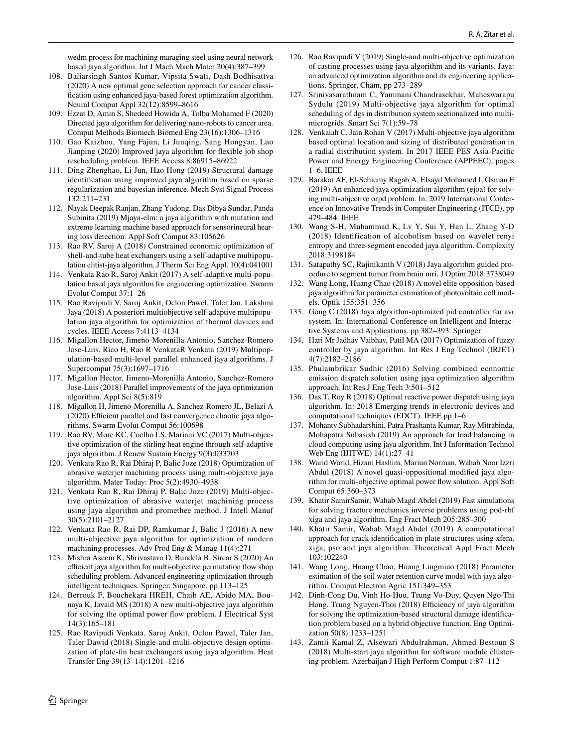wedm process for machining maraging steel using neural network based jaya algorithm. Int J Mach Mach Mater 20(4):387–399

108. Baliarsingh Santos Kumar, Vipsita Swati, Dash Bodhisattva (2020) A new optimal gene selection approach for cancer classification using enhanced jaya-based forest optimization algorithm. Neural Comput Appl 32(12):8599–8616
109. Ezzat D, Amin S, Shedeed Howida A, Tolba Mohamed F (2020) Directed jaya algorithm for delivering nano-robots to cancer area. Comput Methods Biomech Biomed Eng 23(16):1306–1316
110. Gao Kaizhou, Yang Fajun, Li Junqing, Sang Hongyan, Luo Jianping (2020) Improved jaya algorithm for flexible job shop rescheduling problem. IEEE Access 8:86915–86922
111. Ding Zhenghao, Li Jun, Hao Hong (2019) Structural damage identification using improved jaya algorithm based on sparse regularization and bayesian inference. Mech Syst Signal Process 132:211–231
112. Nayak Deepak Ranjan, Zhang Yudong, Das Dibya Sundar, Panda Subinita (2019) Mjaya-elm: a jaya algorithm with mutation and extreme learning machine based approach for sensorineural hearing loss detection. Appl Soft Comput 83:105626
113. Rao RV, Saroj A (2018) Constrained economic optimization of shell-and-tube heat exchangers using a self-adaptive multipopulation elitist-jaya algorithm. J Therm Sci Eng Appl. 10(4):041001
114. Venkata Rao R, Saroj Ankit (2017) A self-adaptive multi-population based jaya algorithm for engineering optimization. Swarm Evolut Comput 37:1–26
115. Rao Ravipudi V, Saroj Ankit, Oclon Pawel, Taler Jan, Lakshmi Jaya (2018) A posteriori multiobjective self-adaptive multipopulation jaya algorithm for optimization of thermal devices and cycles. IEEE Access 7:4113–4134
116. Migallon Hector, Jimeno-Morenilla Antonio, Sanchez-Romero Jose-Luis, Rico H, Rao R VenkataR Venkata (2019) Multipopulation-based multi-level parallel enhanced jaya algorithms. J Supercomput 75(3):1697–1716
117. Migallon Hector, Jimeno-Morenilla Antonio, Sanchez-Romero Jose-Luis (2018) Parallel improvements of the jaya optimization algorithm. Appl Sci 8(5):819
118. Migallon H, Jimeno-Morenilla A, Sanchez-Romero JL, Belazi A (2020) Efficient parallel and fast convergence chaotic jaya algorithms. Swarm Evolut Comput 56:100698
119. Rao RV, More KC, Coelho LS, Mariani VC (2017) Multi-objective optimization of the stirling heat engine through self-adaptive jaya algorithm. J Renew Sustain Energy 9(3):033703
120. Venkata Rao R, Rai Dhiraj P, Balic Joze (2018) Optimization of abrasive waterjet machining process using multi-objective jaya algorithm. Mater Today: Proc 5(2):4930–4938
121. Venkata Rao R, Rai Dhiraj P, Balic Joze (2019) Multi-objective optimization of abrasive waterjet machining process using jaya algorithm and promethee method. J Intell Manuf 30(5):2101–2127
122. Venkata Rao R, Rai DP, Ramkumar J, Balic J (2016) A new multi-objective jaya algorithm for optimization of modern machining processes. Adv Prod Eng & Manag 11(4):271
123. Mishra Aseem K, Shrivastava D, Bundela B, Sircar S (2020) An efficient jaya algorithm for multi-objective permutation flow shop scheduling problem. Advanced engineering optimization through intelligent techniques. Springer, Singapore, pp 113–125
124. Berrouk F, Bouchekara HREH, Chaib AE, Abido MA, Bounaya K, Javaid MS (2018) A new multi-objective jaya algorithm for solving the optimal power flow problem. J Electrical Syst 14(3):165–181
125. Rao Ravipudi Venkata, Saroj Ankit, Oclon Pawel, Taler Jan, Taler Dawid (2018) Single-and multi-objective design optimization of plate-fin heat exchangers using jaya algorithm. Heat Transfer Eng 39(13–14):1201–1216
126. Rao Ravipudi V (2019) Single-and multi-objective optimization of casting processes using jaya algorithm and its variants. Jaya: an advanced optimization algorithm and its engineering applications. Springer, Cham, pp 273–289
127. Srinivasarathnam C, Yammani Chandrasekhar, Maheswarapu Sydulu (2019) Multi-objective jaya algorithm for optimal scheduling of dgs in distribution system sectionalized into multimicrogrids. Smart Sci 7(1):59–78
128. Venkaiah C, Jain Rohan V (2017) Multi-objective jaya algorithm based optimal location and sizing of distributed generation in a radial distribution system. In 2017 IEEE PES Asia-Pacific Power and Energy Engineering Conference (APPEEC), pages 1–6. IEEE
129. Barakat AF, El-Sehiemy Ragab A, Elsayd Mohamed I, Osman E (2019) An enhanced jaya optimization algorithm (ejoa) for solving multi-objective orpd problem. In: 2019 International Conference on Innovative Trends in Computer Engineering (ITCE), pp 479–484. IEEE
130. Wang S-H, Muhammad K, Lv Y, Sui Y, Han L, Zhang Y-D (2018) Identification of alcoholism based on wavelet renyi entropy and three-segment encoded jaya algorithm. Complexity 2018:3198184
131. Satapathy SC, Rajinikanth V (2018) Jaya algorithm guided procedure to segment tumor from brain mri. J Optim 2018:3738049
132. Wang Long, Huang Chao (2018) A novel elite opposition-based jaya algorithm for parameter estimation of photovoltaic cell models. Optik 155:351–356
133. Gong C (2018) Jaya algorithm-optimized pid controller for avr system. In: International Conference on Intelligent and Interactive Systems and Applications. pp 382–393. Springer
134. Hari Mr Jadhav Vaibhav, Patil MA (2017) Optimization of fuzzy controller by jaya algorithm. Int Res J Eng Technol (IRJET) 4(7):2182–2186
135. Phulambrikar Sudhir (2016) Solving combined economic emission dispatch solution using jaya optimization algorithm approach. Int Res J Eng Tech 3:501–512
136. Das T, Roy R (2018) Optimal reactive power dispatch using jaya algorithm. In: 2018 Emerging trends in electronic devices and computational techniques (EDCT). IEEE pp 1–6
137. Mohanty Subhadarshini, Patra Prashanta Kumar, Ray Mitrabinda, Mohapatra Subasish (2019) An approach for load balancing in cloud computing using jaya algorithm. Int J Information Technol Web Eng (IJITWE) 14(1):27–41
138. Warid Warid, Hizam Hashim, Mariun Norman, Wahab Noor Izzri Abdul (2018) A novel quasi-oppositional modified jaya algorithm for multi-objective optimal power flow solution. Appl Soft Comput 65:360–373
139. Khatir SamirSamir, Wahab Magd Abdel (2019) Fast simulations for solving fracture mechanics inverse problems using pod-rbf xiga and jaya algorithm. Eng Fract Mech 205:285–300
140. Khatir Samir, Wahab Magd Abdel (2019) A computational approach for crack identification in plate structures using xfem, xiga, pso and jaya algorithm. Theoretical Appl Fract Mech 103:102240
141. Wang Long, Huang Chao, Huang Lingmiao (2018) Parameter estimation of the soil water retention curve model with jaya algorithm. Comput Electron Agric 151:349–353
142. Dinh-Cong Du, Vinh Ho-Huu, Trung Vo-Duy, Quyen Ngo-Thi Hong, Trung Nguyen-Thoi (2018) Efficiency of jaya algorithm for solving the optimization-based structural damage identification problem based on a hybrid objective function. Eng Optimization 50(8):1233–1251
143. Zamli Kamal Z, Alsewari Abdulrahman, Ahmed Bestoun S (2018) Multi-start jaya algorithm for software module clustering problem. Azerbaijan J High Perform Comput 1:87–112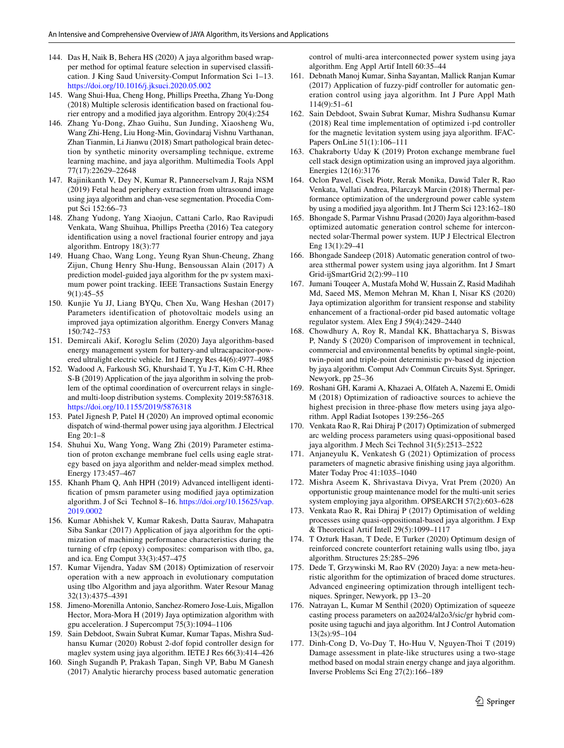144. Das H, Naik B, Behera HS (2020) A jaya algorithm based wrapper method for optimal feature selection in supervised classification. J King Saud University-Comput Information Sci 1–13. https://doi.org/10.1016/j.jksuci.2020.05.002
145. Wang Shui-Hua, Cheng Hong, Phillips Preetha, Zhang Yu-Dong (2018) Multiple sclerosis identification based on fractional fourier entropy and a modified jaya algorithm. Entropy 20(4):254
146. Zhang Yu-Dong, Zhao Guihu, Sun Junding, Xiaosheng Wu, Wang Zhi-Heng, Liu Hong-Min, Govindaraj Vishnu Varthanan, Zhan Tianmin, Li Jianwu (2018) Smart pathological brain detection by synthetic minority oversampling technique, extreme learning machine, and jaya algorithm. Multimedia Tools Appl 77(17):22629–22648
147. Rajinikanth V, Dey N, Kumar R, Panneerselvam J, Raja NSM (2019) Fetal head periphery extraction from ultrasound image using jaya algorithm and chan-vese segmentation. Procedia Comput Sci 152:66–73
148. Zhang Yudong, Yang Xiaojun, Cattani Carlo, Rao Ravipudi Venkata, Wang Shuihua, Phillips Preetha (2016) Tea category identification using a novel fractional fourier entropy and jaya algorithm. Entropy 18(3):77
149. Huang Chao, Wang Long, Yeung Ryan Shun-Cheung, Zhang Zijun, Chung Henry Shu-Hung, Bensoussan Alain (2017) A prediction model-guided jaya algorithm for the pv system maximum power point tracking. IEEE Transactions Sustain Energy 9(1):45–55
150. Kunjie Yu JJ, Liang BYQu, Chen Xu, Wang Heshan (2017) Parameters identification of photovoltaic models using an improved jaya optimization algorithm. Energy Convers Manag 150:742–753
151. Demircali Akif, Koroglu Selim (2020) Jaya algorithm-based energy management system for battery-and ultracapacitor-powered ultralight electric vehicle. Int J Energy Res 44(6):4977–4985
152. Wadood A, Farkoush SG, Khurshaid T, Yu J-T, Kim C-H, Rhee S-B (2019) Application of the jaya algorithm in solving the problem of the optimal coordination of overcurrent relays in single-and multi-loop distribution systems. Complexity 2019:5876318. https://doi.org/10.1155/2019/5876318
153. Patel Jignesh P, Patel H (2020) An improved optimal economic dispatch of wind-thermal power using jaya algorithm. J Electrical Eng 20:1–8
154. Shuhui Xu, Wang Yong, Wang Zhi (2019) Parameter estimation of proton exchange membrane fuel cells using eagle strategy based on jaya algorithm and nelder-mead simplex method. Energy 173:457–467
155. Khanh Pham Q, Anh HPH (2019) Advanced intelligent identification of pmsm parameter using modified jaya optimization algorithm. J of Sci Technol 8–16. https://doi.org/10.15625/vap.2019.0002
156. Kumar Abhishek V, Kumar Rakesh, Datta Saurav, Mahapatra Siba Sankar (2017) Application of jaya algorithm for the optimization of machining performance characteristics during the turning of cfrp (epoxy) composites: comparison with tlbo, ga, and ica. Eng Comput 33(3):457–475
157. Kumar Vijendra, Yadav SM (2018) Optimization of reservoir operation with a new approach in evolutionary computation using tlbo Algorithm and jaya algorithm. Water Resour Manag 32(13):4375–4391
158. Jimeno-Morenilla Antonio, Sanchez-Romero Jose-Luis, Migallon Hector, Mora-Mora H (2019) Jaya optimization algorithm with gpu acceleration. J Supercomput 75(3):1094–1106
159. Sain Debdoot, Swain Subrat Kumar, Kumar Tapas, Mishra Sudhansu Kumar (2020) Robust 2-dof fopid controller design for maglev system using jaya algorithm. IETE J Res 66(3):414–426
160. Singh Sugandh P, Prakash Tapan, Singh VP, Babu M Ganesh (2017) Analytic hierarchy process based automatic generation control of multi-area interconnected power system using jaya algorithm. Eng Appl Artif Intell 60:35–44
161. Debnath Manoj Kumar, Sinha Sayantan, Mallick Ranjan Kumar (2017) Application of fuzzy-pidf controller for automatic generation control using jaya algorithm. Int J Pure Appl Math 114(9):51–61
162. Sain Debdoot, Swain Subrat Kumar, Mishra Sudhansu Kumar (2018) Real time implementation of optimized i-pd controller for the magnetic levitation system using jaya algorithm. IFAC-Papers OnLine 51(1):106–111
163. Chakraborty Uday K (2019) Proton exchange membrane fuel cell stack design optimization using an improved jaya algorithm. Energies 12(16):3176
164. Oclon Pawel, Cisek Piotr, Rerak Monika, Dawid Taler R, Rao Venkata, Vallati Andrea, Pilarczyk Marcin (2018) Thermal performance optimization of the underground power cable system by using a modified jaya algorithm. Int J Therm Sci 123:162–180
165. Bhongade S, Parmar Vishnu Prasad (2020) Jaya algorithm-based optimized automatic generation control scheme for interconnected solar-Thermal power system. IUP J Electrical Electron Eng 13(1):29–41
166. Bhongade Sandeep (2018) Automatic generation control of two-area stthermal power system using jaya algorithm. Int J Smart Grid-ijSmartGrid 2(2):99–110
167. Jumani Touqeer A, Mustafa Mohd W, Hussain Z, Rasid Madihah Md, Saeed MS, Memon Mehran M, Khan I, Nisar KS (2020) Jaya optimization algorithm for transient response and stability enhancement of a fractional-order pid based automatic voltage regulator system. Alex Eng J 59(4):2429–2440
168. Chowdhury A, Roy R, Mandal KK, Bhattacharya S, Biswas P, Nandy S (2020) Comparison of improvement in technical, commercial and environmental benefits by optimal single-point, twin-point and triple-point deterministic pv-based dg injection by jaya algorithm. Comput Adv Commun Circuits Syst. Springer, Newyork, pp 25–36
169. Roshani GH, Karami A, Khazaei A, Olfateh A, Nazemi E, Omidi M (2018) Optimization of radioactive sources to achieve the highest precision in three-phase flow meters using jaya algorithm. Appl Radiat Isotopes 139:256–265
170. Venkata Rao R, Rai Dhiraj P (2017) Optimization of submerged arc welding process parameters using quasi-oppositional based jaya algorithm. J Mech Sci Technol 31(5):2513–2522
171. Anjaneyulu K, Venkatesh G (2021) Optimization of process parameters of magnetic abrasive finishing using jaya algorithm. Mater Today Proc 41:1035–1040
172. Mishra Aseem K, Shrivastava Divya, Vrat Prem (2020) An opportunistic group maintenance model for the multi-unit series system employing jaya algorithm. OPSEARCH 57(2):603–628
173. Venkata Rao R, Rai Dhiraj P (2017) Optimisation of welding processes using quasi-oppositional-based jaya algorithm. J Exp & Theoretical Artif Intell 29(5):1099–1117
174. T Ozturk Hasan, T Dede, E Turker (2020) Optimum design of reinforced concrete counterfort retaining walls using tlbo, jaya algorithm. Structures 25:285–296
175. Dede T, Grzywinski M, Rao RV (2020) Jaya: a new meta-heuristic algorithm for the optimization of braced dome structures. Advanced engineering optimization through intelligent techniques. Springer, Newyork, pp 13–20
176. Natrayan L, Kumar M Senthil (2020) Optimization of squeeze casting process parameters on aa2024/al2o3/sic/gr hybrid composite using taguchi and jaya algorithm. Int J Control Automation 13(2s):95–104
177. Dinh-Cong D, Vo-Duy T, Ho-Huu V, Nguyen-Thoi T (2019) Damage assessment in plate-like structures using a two-stage method based on modal strain energy change and jaya algorithm. Inverse Problems Sci Eng 27(2):166–189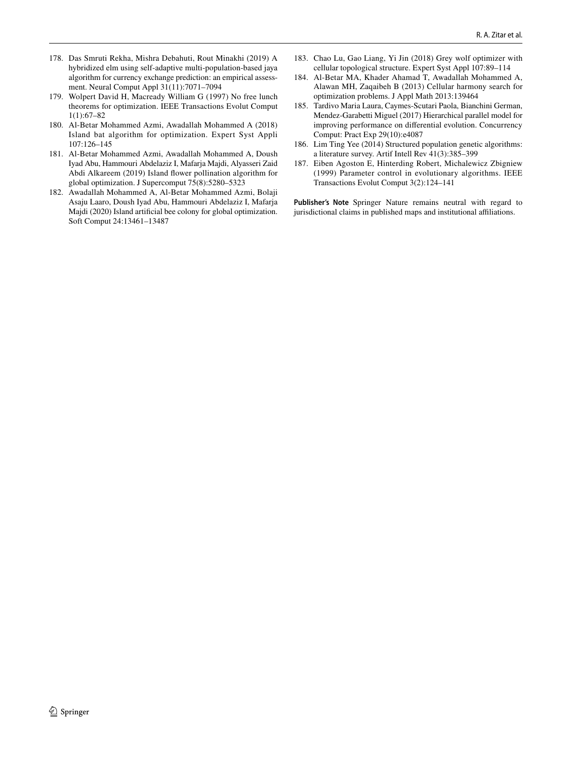178. Das Smruti Rekha, Mishra Debahuti, Rout Minakhi (2019) A hybridized elm using self-adaptive multi-population-based jaya algorithm for currency exchange prediction: an empirical assessment. Neural Comput Appl 31(11):7071–7094
179. Wolpert David H, Macready William G (1997) No free lunch theorems for optimization. IEEE Transactions Evolut Comput 1(1):67–82
180. Al-Betar Mohammed Azmi, Awadallah Mohammed A (2018) Island bat algorithm for optimization. Expert Syst Appli 107:126–145
181. Al-Betar Mohammed Azmi, Awadallah Mohammed A, Doush Iyad Abu, Hammouri Abdelaziz I, Mafarja Majdi, Alyasseri Zaid Abdi Alkareem (2019) Island flower pollination algorithm for global optimization. J Supercomput 75(8):5280–5323
182. Awadallah Mohammed A, Al-Betar Mohammed Azmi, Bolaji Asaju Laaro, Doush Iyad Abu, Hammouri Abdelaziz I, Mafarja Majdi (2020) Island artificial bee colony for global optimization. Soft Comput 24:13461–13487
183. Chao Lu, Gao Liang, Yi Jin (2018) Grey wolf optimizer with cellular topological structure. Expert Syst Appl 107:89–114
184. Al-Betar MA, Khader Ahamad T, Awadallah Mohammed A, Alawan MH, Zaqaibeh B (2013) Cellular harmony search for optimization problems. J Appl Math 2013:139464
185. Tardivo Maria Laura, Caymes-Scutari Paola, Bianchini German, Mendez-Garabetti Miguel (2017) Hierarchical parallel model for improving performance on differential evolution. Concurrency Comput: Pract Exp 29(10):e4087
186. Lim Ting Yee (2014) Structured population genetic algorithms: a literature survey. Artif Intell Rev 41(3):385–399
187. Eiben Agoston E, Hinterding Robert, Michalewicz Zbigniew (1999) Parameter control in evolutionary algorithms. IEEE Transactions Evolut Comput 3(2):124–141

**Publisher's Note** Springer Nature remains neutral with regard to jurisdictional claims in published maps and institutional affiliations.